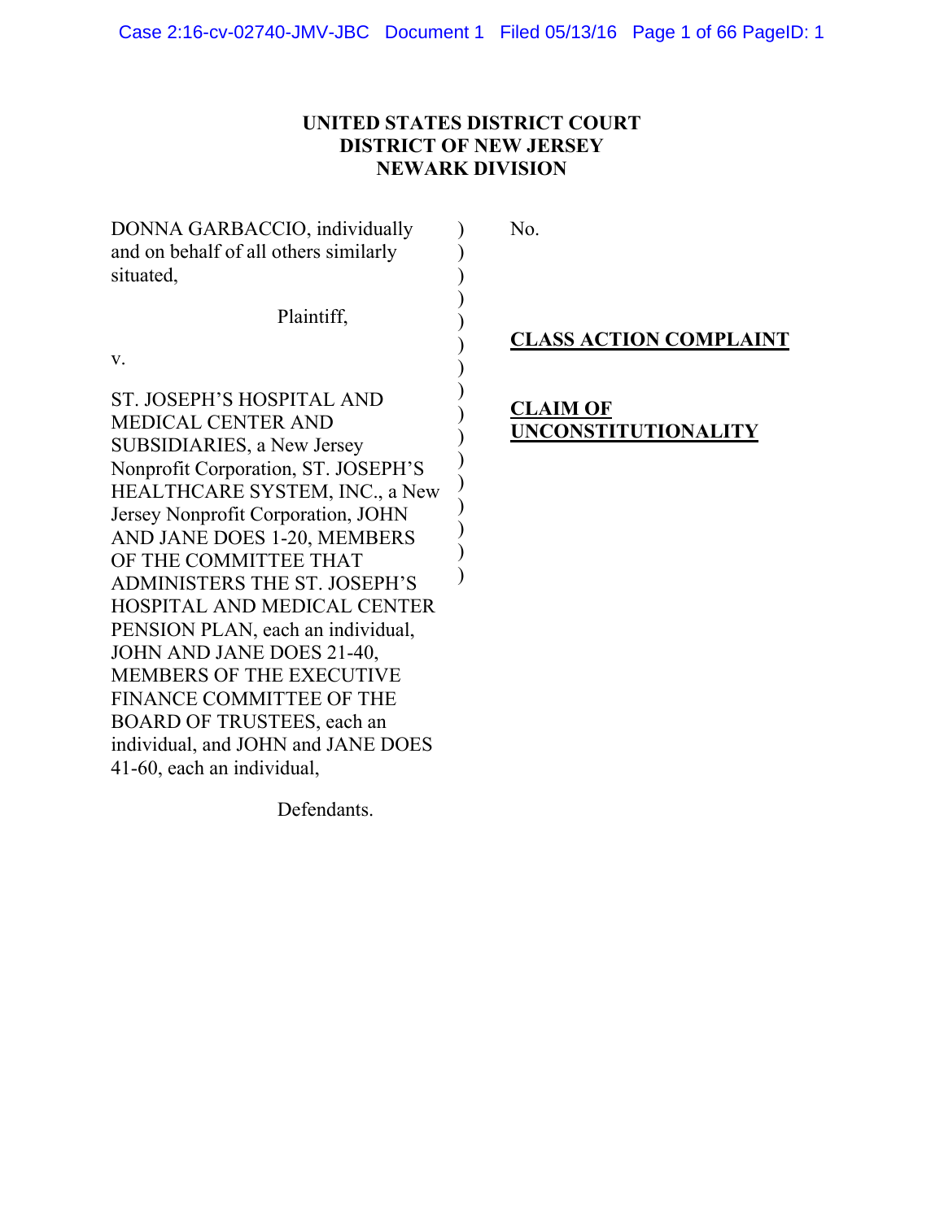**UNITED STATES DISTRICT COURT**
**DISTRICT OF NEW JERSEY**
**NEWARK DIVISION**

DONNA GARBACCIO, individually and on behalf of all others similarly situated,

Plaintiff,

v.

ST. JOSEPH'S HOSPITAL AND MEDICAL CENTER AND SUBSIDIARIES, a New Jersey Nonprofit Corporation, ST. JOSEPH'S HEALTHCARE SYSTEM, INC., a New Jersey Nonprofit Corporation, JOHN AND JANE DOES 1-20, MEMBERS OF THE COMMITTEE THAT ADMINISTERS THE ST. JOSEPH'S HOSPITAL AND MEDICAL CENTER PENSION PLAN, each an individual, JOHN AND JANE DOES 21-40, MEMBERS OF THE EXECUTIVE FINANCE COMMITTEE OF THE BOARD OF TRUSTEES, each an individual, and JOHN and JANE DOES 41-60, each an individual,

Defendants.

No.

**CLASS ACTION COMPLAINT**

**CLAIM OF UNCONSTITUTIONALITY**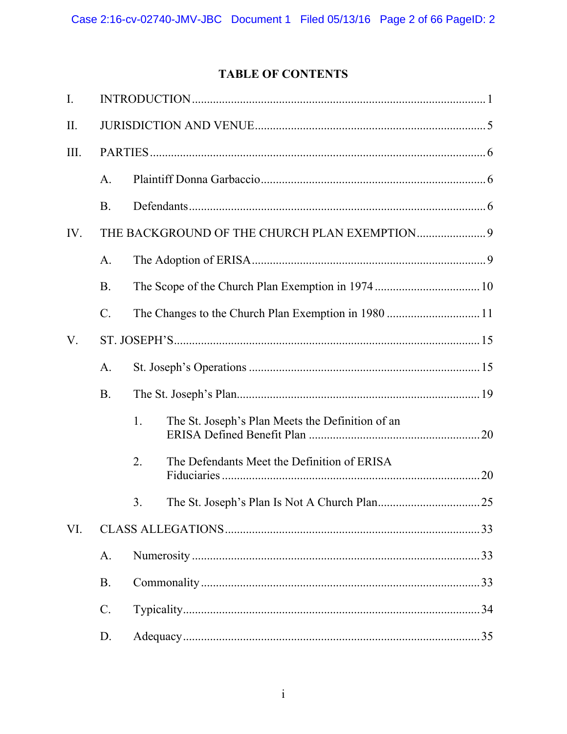## TABLE OF CONTENTS

I. INTRODUCTION ..... 1

II. JURISDICTION AND VENUE ..... 5

III. PARTIES ..... 6

- A. Plaintiff Donna Garbaccio ..... 6
- B. Defendants ..... 6

IV. THE BACKGROUND OF THE CHURCH PLAN EXEMPTION ..... 9

- A. The Adoption of ERISA ..... 9
- B. The Scope of the Church Plan Exemption in 1974 ..... 10
- C. The Changes to the Church Plan Exemption in 1980 ..... 11

V. ST. JOSEPH'S ..... 15

- A. St. Joseph's Operations ..... 15
- B. The St. Joseph's Plan ..... 19
  1. The St. Joseph's Plan Meets the Definition of an ERISA Defined Benefit Plan ..... 20
  2. The Defendants Meet the Definition of ERISA Fiduciaries ..... 20
  3. The St. Joseph's Plan Is Not A Church Plan ..... 25

VI. CLASS ALLEGATIONS ..... 33

- A. Numerosity ..... 33
- B. Commonality ..... 33
- C. Typicality ..... 34
- D. Adequacy ..... 35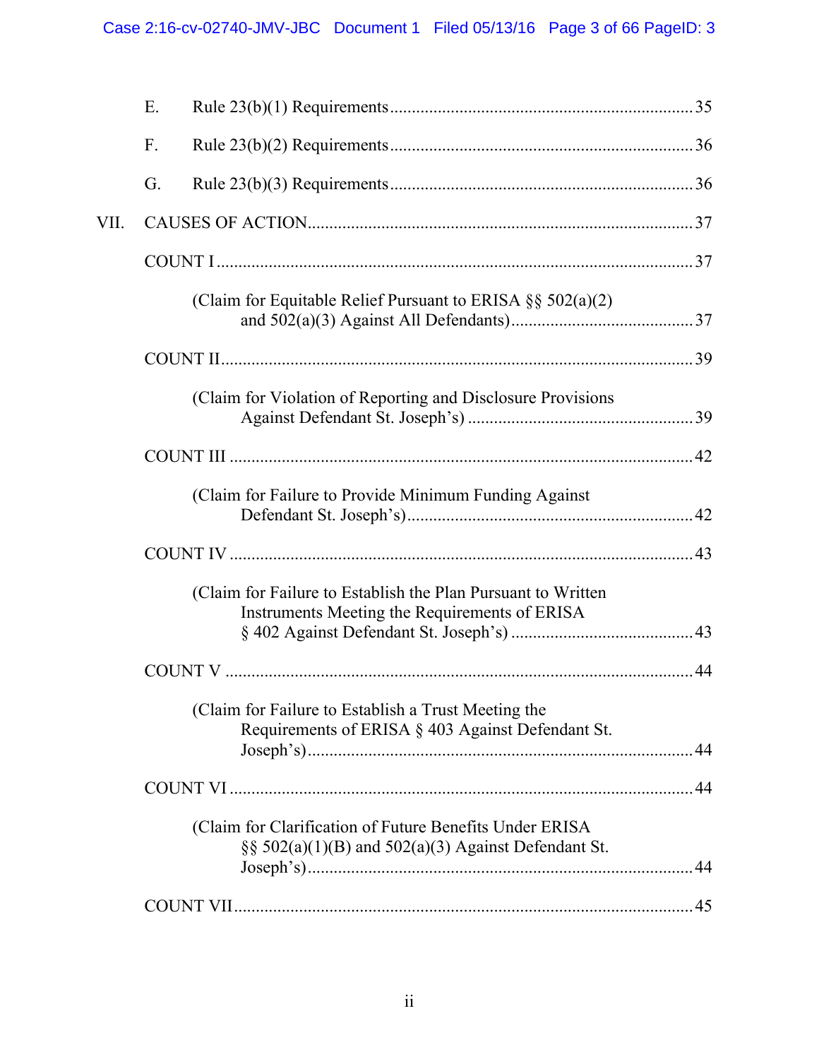E. Rule 23(b)(1) Requirements ..... 35

F. Rule 23(b)(2) Requirements ..... 36

G. Rule 23(b)(3) Requirements ..... 36

VII. CAUSES OF ACTION ..... 37

COUNT I ..... 37

(Claim for Equitable Relief Pursuant to ERISA §§ 502(a)(2) and 502(a)(3) Against All Defendants) ..... 37

COUNT II ..... 39

(Claim for Violation of Reporting and Disclosure Provisions Against Defendant St. Joseph's) ..... 39

COUNT III ..... 42

(Claim for Failure to Provide Minimum Funding Against Defendant St. Joseph's) ..... 42

COUNT IV ..... 43

(Claim for Failure to Establish the Plan Pursuant to Written Instruments Meeting the Requirements of ERISA § 402 Against Defendant St. Joseph's) ..... 43

COUNT V ..... 44

(Claim for Failure to Establish a Trust Meeting the Requirements of ERISA § 403 Against Defendant St. Joseph's) ..... 44

COUNT VI ..... 44

(Claim for Clarification of Future Benefits Under ERISA §§ 502(a)(1)(B) and 502(a)(3) Against Defendant St. Joseph's) ..... 44

COUNT VII ..... 45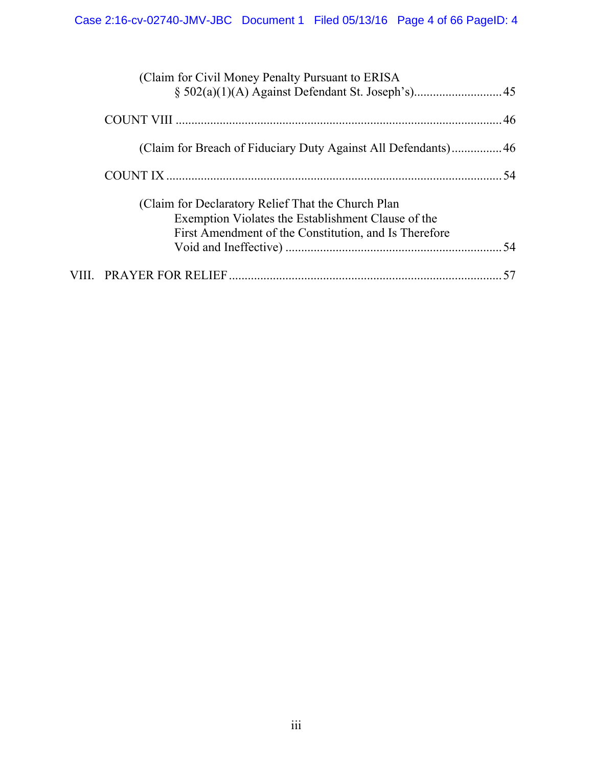(Claim for Civil Money Penalty Pursuant to ERISA § 502(a)(1)(A) Against Defendant St. Joseph's) ........................... 45

COUNT VIII ........................................................................................................ 46

(Claim for Breach of Fiduciary Duty Against All Defendants) ................ 46

COUNT IX ........................................................................................................... 54

(Claim for Declaratory Relief That the Church Plan Exemption Violates the Establishment Clause of the First Amendment of the Constitution, and Is Therefore Void and Ineffective) .................................................................... 54

VIII. PRAYER FOR RELIEF ...................................................................................... 57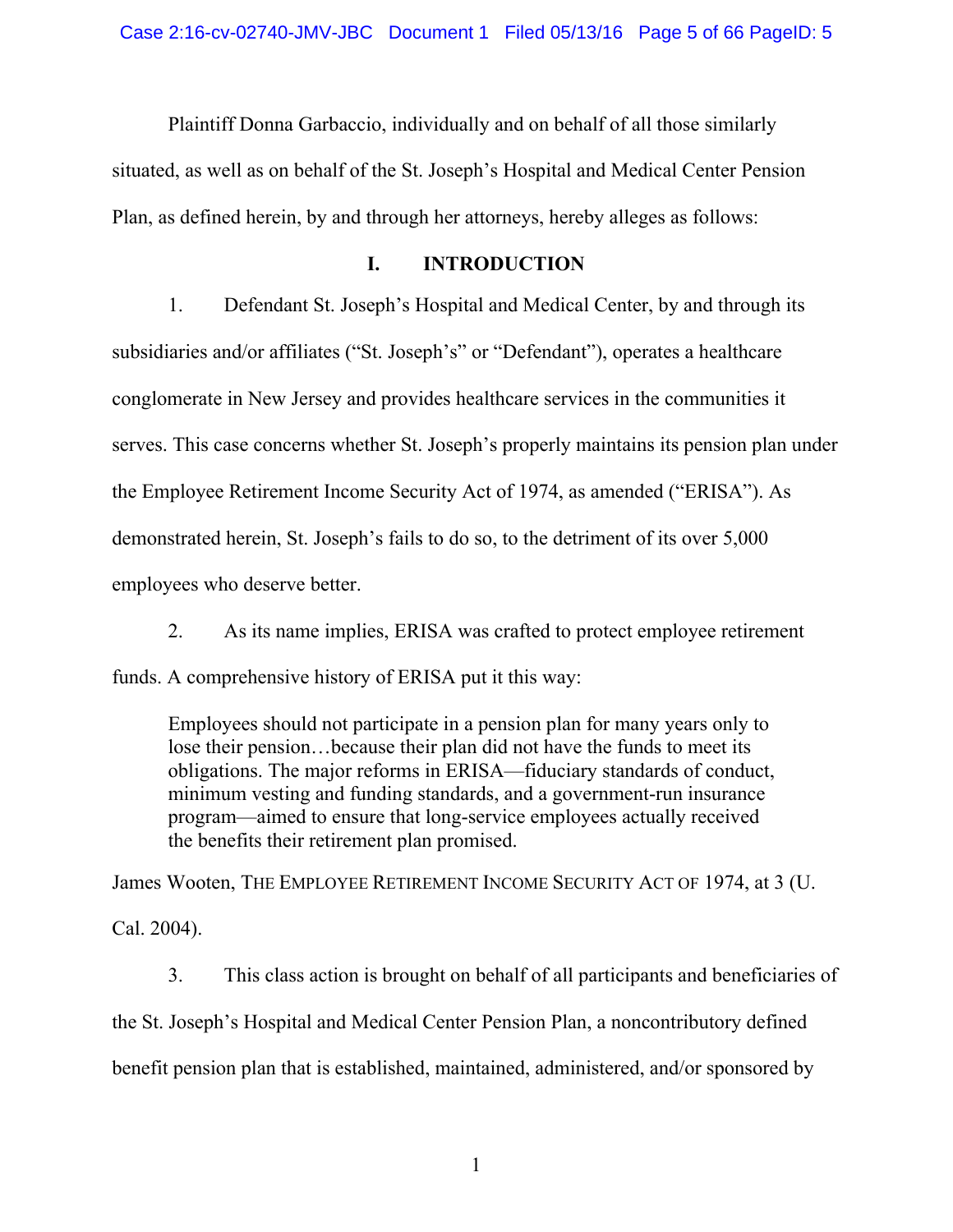Plaintiff Donna Garbaccio, individually and on behalf of all those similarly situated, as well as on behalf of the St. Joseph's Hospital and Medical Center Pension Plan, as defined herein, by and through her attorneys, hereby alleges as follows:

## I. INTRODUCTION

1. Defendant St. Joseph's Hospital and Medical Center, by and through its subsidiaries and/or affiliates ("St. Joseph's" or "Defendant"), operates a healthcare conglomerate in New Jersey and provides healthcare services in the communities it serves. This case concerns whether St. Joseph's properly maintains its pension plan under the Employee Retirement Income Security Act of 1974, as amended ("ERISA"). As demonstrated herein, St. Joseph's fails to do so, to the detriment of its over 5,000 employees who deserve better.

2. As its name implies, ERISA was crafted to protect employee retirement funds. A comprehensive history of ERISA put it this way:

> Employees should not participate in a pension plan for many years only to lose their pension…because their plan did not have the funds to meet its obligations. The major reforms in ERISA—fiduciary standards of conduct, minimum vesting and funding standards, and a government-run insurance program—aimed to ensure that long-service employees actually received the benefits their retirement plan promised.

James Wooten, THE EMPLOYEE RETIREMENT INCOME SECURITY ACT OF 1974, at 3 (U. Cal. 2004).

3. This class action is brought on behalf of all participants and beneficiaries of the St. Joseph's Hospital and Medical Center Pension Plan, a noncontributory defined benefit pension plan that is established, maintained, administered, and/or sponsored by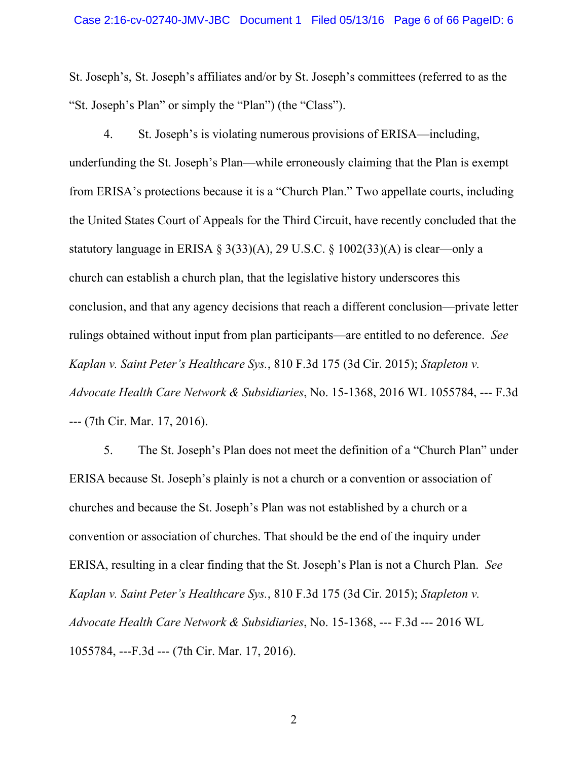St. Joseph's, St. Joseph's affiliates and/or by St. Joseph's committees (referred to as the "St. Joseph's Plan" or simply the "Plan") (the "Class").

4. St. Joseph's is violating numerous provisions of ERISA—including, underfunding the St. Joseph's Plan—while erroneously claiming that the Plan is exempt from ERISA's protections because it is a "Church Plan." Two appellate courts, including the United States Court of Appeals for the Third Circuit, have recently concluded that the statutory language in ERISA § 3(33)(A), 29 U.S.C. § 1002(33)(A) is clear—only a church can establish a church plan, that the legislative history underscores this conclusion, and that any agency decisions that reach a different conclusion—private letter rulings obtained without input from plan participants—are entitled to no deference. *See Kaplan v. Saint Peter's Healthcare Sys.*, 810 F.3d 175 (3d Cir. 2015); *Stapleton v. Advocate Health Care Network & Subsidiaries*, No. 15-1368, 2016 WL 1055784, --- F.3d --- (7th Cir. Mar. 17, 2016).

5. The St. Joseph's Plan does not meet the definition of a "Church Plan" under ERISA because St. Joseph's plainly is not a church or a convention or association of churches and because the St. Joseph's Plan was not established by a church or a convention or association of churches. That should be the end of the inquiry under ERISA, resulting in a clear finding that the St. Joseph's Plan is not a Church Plan. *See Kaplan v. Saint Peter's Healthcare Sys.*, 810 F.3d 175 (3d Cir. 2015); *Stapleton v. Advocate Health Care Network & Subsidiaries*, No. 15-1368, --- F.3d --- 2016 WL 1055784, ---F.3d --- (7th Cir. Mar. 17, 2016).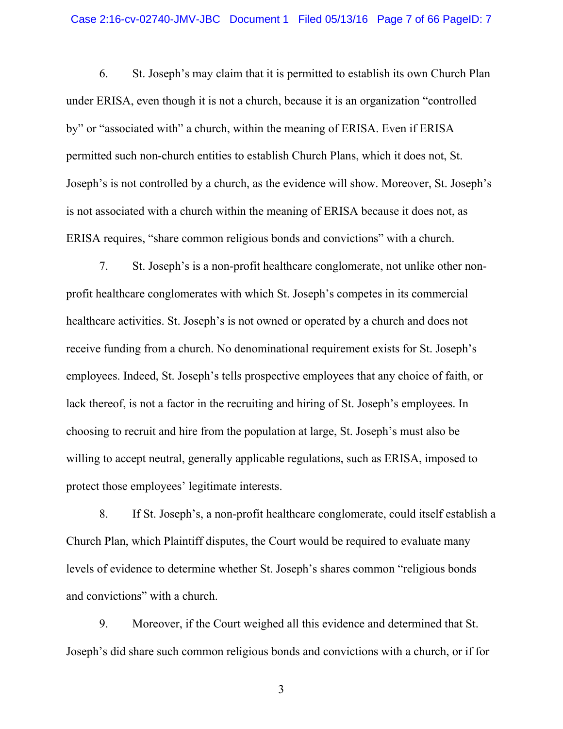6. St. Joseph's may claim that it is permitted to establish its own Church Plan under ERISA, even though it is not a church, because it is an organization "controlled by" or "associated with" a church, within the meaning of ERISA. Even if ERISA permitted such non-church entities to establish Church Plans, which it does not, St. Joseph's is not controlled by a church, as the evidence will show. Moreover, St. Joseph's is not associated with a church within the meaning of ERISA because it does not, as ERISA requires, "share common religious bonds and convictions" with a church.

7. St. Joseph's is a non-profit healthcare conglomerate, not unlike other non-profit healthcare conglomerates with which St. Joseph's competes in its commercial healthcare activities. St. Joseph's is not owned or operated by a church and does not receive funding from a church. No denominational requirement exists for St. Joseph's employees. Indeed, St. Joseph's tells prospective employees that any choice of faith, or lack thereof, is not a factor in the recruiting and hiring of St. Joseph's employees. In choosing to recruit and hire from the population at large, St. Joseph's must also be willing to accept neutral, generally applicable regulations, such as ERISA, imposed to protect those employees' legitimate interests.

8. If St. Joseph's, a non-profit healthcare conglomerate, could itself establish a Church Plan, which Plaintiff disputes, the Court would be required to evaluate many levels of evidence to determine whether St. Joseph's shares common "religious bonds and convictions" with a church.

9. Moreover, if the Court weighed all this evidence and determined that St. Joseph's did share such common religious bonds and convictions with a church, or if for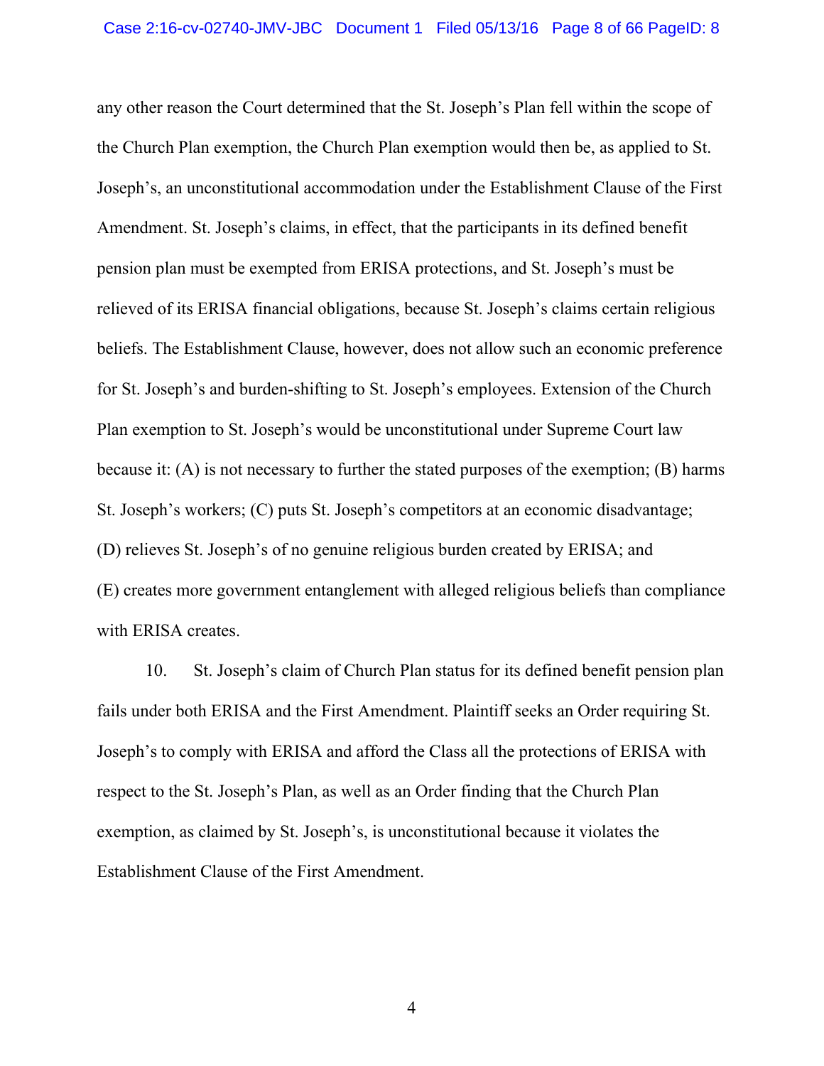any other reason the Court determined that the St. Joseph's Plan fell within the scope of the Church Plan exemption, the Church Plan exemption would then be, as applied to St. Joseph's, an unconstitutional accommodation under the Establishment Clause of the First Amendment. St. Joseph's claims, in effect, that the participants in its defined benefit pension plan must be exempted from ERISA protections, and St. Joseph's must be relieved of its ERISA financial obligations, because St. Joseph's claims certain religious beliefs. The Establishment Clause, however, does not allow such an economic preference for St. Joseph's and burden-shifting to St. Joseph's employees. Extension of the Church Plan exemption to St. Joseph's would be unconstitutional under Supreme Court law because it: (A) is not necessary to further the stated purposes of the exemption; (B) harms St. Joseph's workers; (C) puts St. Joseph's competitors at an economic disadvantage; (D) relieves St. Joseph's of no genuine religious burden created by ERISA; and (E) creates more government entanglement with alleged religious beliefs than compliance with ERISA creates.

10. St. Joseph's claim of Church Plan status for its defined benefit pension plan fails under both ERISA and the First Amendment. Plaintiff seeks an Order requiring St. Joseph's to comply with ERISA and afford the Class all the protections of ERISA with respect to the St. Joseph's Plan, as well as an Order finding that the Church Plan exemption, as claimed by St. Joseph's, is unconstitutional because it violates the Establishment Clause of the First Amendment.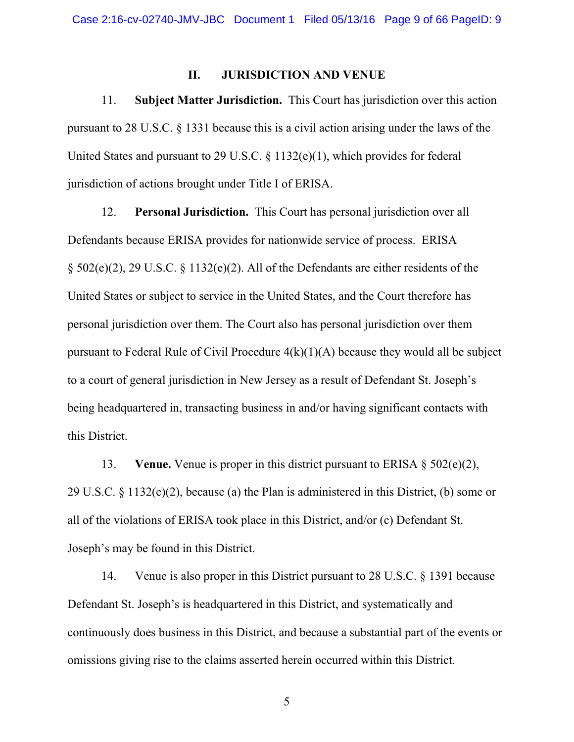## II. JURISDICTION AND VENUE

11. **Subject Matter Jurisdiction.** This Court has jurisdiction over this action pursuant to 28 U.S.C. § 1331 because this is a civil action arising under the laws of the United States and pursuant to 29 U.S.C. § 1132(e)(1), which provides for federal jurisdiction of actions brought under Title I of ERISA.

12. **Personal Jurisdiction.** This Court has personal jurisdiction over all Defendants because ERISA provides for nationwide service of process. ERISA § 502(e)(2), 29 U.S.C. § 1132(e)(2). All of the Defendants are either residents of the United States or subject to service in the United States, and the Court therefore has personal jurisdiction over them. The Court also has personal jurisdiction over them pursuant to Federal Rule of Civil Procedure 4(k)(1)(A) because they would all be subject to a court of general jurisdiction in New Jersey as a result of Defendant St. Joseph's being headquartered in, transacting business in and/or having significant contacts with this District.

13. **Venue.** Venue is proper in this district pursuant to ERISA § 502(e)(2), 29 U.S.C. § 1132(e)(2), because (a) the Plan is administered in this District, (b) some or all of the violations of ERISA took place in this District, and/or (c) Defendant St. Joseph's may be found in this District.

14. Venue is also proper in this District pursuant to 28 U.S.C. § 1391 because Defendant St. Joseph's is headquartered in this District, and systematically and continuously does business in this District, and because a substantial part of the events or omissions giving rise to the claims asserted herein occurred within this District.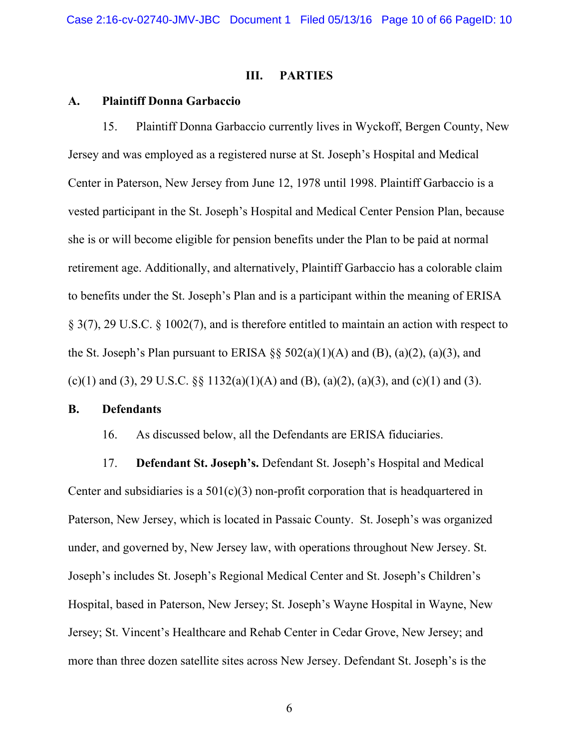## III. PARTIES

### A. Plaintiff Donna Garbaccio

15. Plaintiff Donna Garbaccio currently lives in Wyckoff, Bergen County, New Jersey and was employed as a registered nurse at St. Joseph's Hospital and Medical Center in Paterson, New Jersey from June 12, 1978 until 1998. Plaintiff Garbaccio is a vested participant in the St. Joseph's Hospital and Medical Center Pension Plan, because she is or will become eligible for pension benefits under the Plan to be paid at normal retirement age. Additionally, and alternatively, Plaintiff Garbaccio has a colorable claim to benefits under the St. Joseph's Plan and is a participant within the meaning of ERISA § 3(7), 29 U.S.C. § 1002(7), and is therefore entitled to maintain an action with respect to the St. Joseph's Plan pursuant to ERISA §§ 502(a)(1)(A) and (B), (a)(2), (a)(3), and (c)(1) and (3), 29 U.S.C. §§ 1132(a)(1)(A) and (B), (a)(2), (a)(3), and (c)(1) and (3).

### B. Defendants

16. As discussed below, all the Defendants are ERISA fiduciaries.

17. **Defendant St. Joseph's.** Defendant St. Joseph's Hospital and Medical Center and subsidiaries is a 501(c)(3) non-profit corporation that is headquartered in Paterson, New Jersey, which is located in Passaic County. St. Joseph's was organized under, and governed by, New Jersey law, with operations throughout New Jersey. St. Joseph's includes St. Joseph's Regional Medical Center and St. Joseph's Children's Hospital, based in Paterson, New Jersey; St. Joseph's Wayne Hospital in Wayne, New Jersey; St. Vincent's Healthcare and Rehab Center in Cedar Grove, New Jersey; and more than three dozen satellite sites across New Jersey. Defendant St. Joseph's is the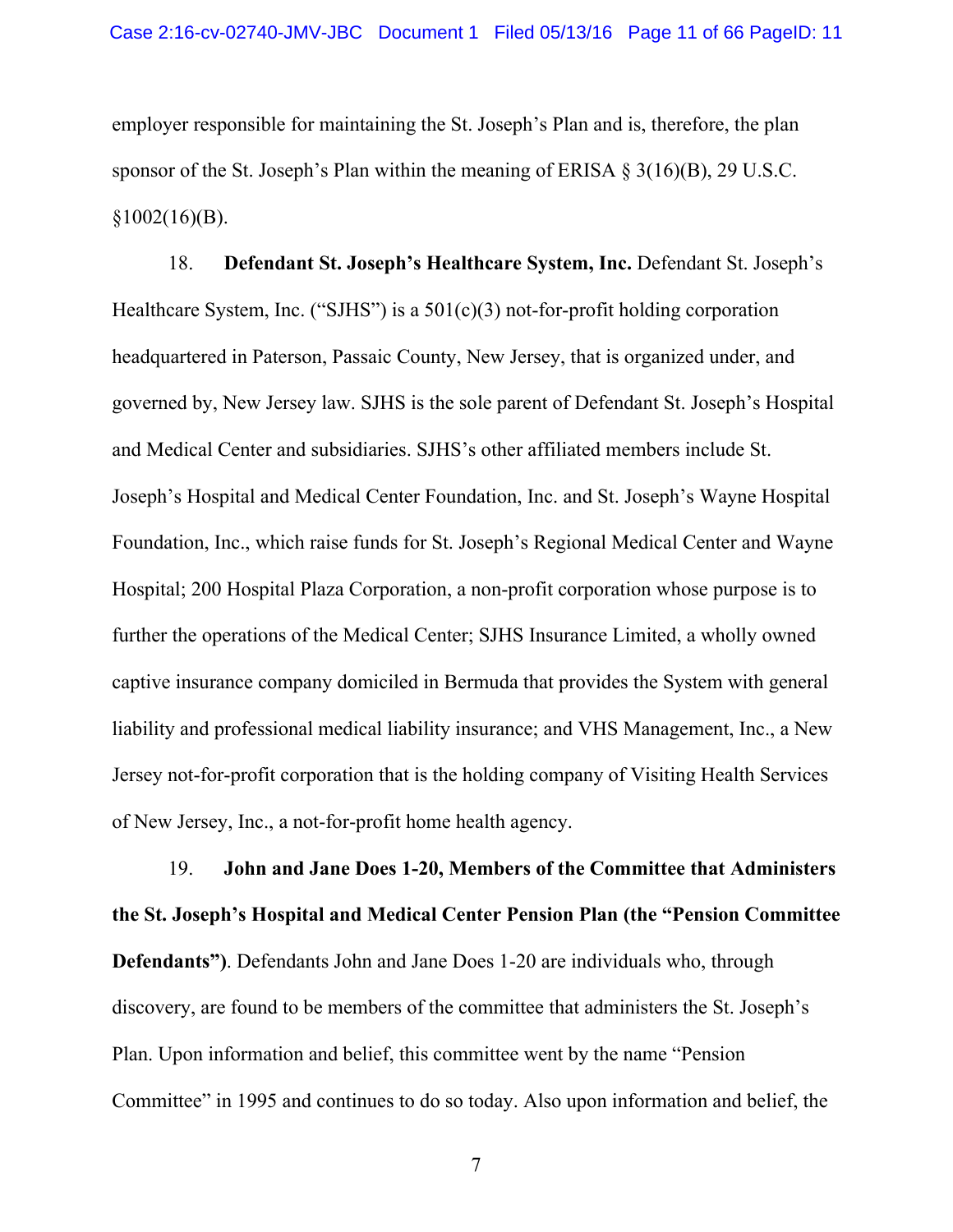employer responsible for maintaining the St. Joseph's Plan and is, therefore, the plan sponsor of the St. Joseph's Plan within the meaning of ERISA § 3(16)(B), 29 U.S.C. §1002(16)(B).

18. **Defendant St. Joseph's Healthcare System, Inc.** Defendant St. Joseph's Healthcare System, Inc. ("SJHS") is a 501(c)(3) not-for-profit holding corporation headquartered in Paterson, Passaic County, New Jersey, that is organized under, and governed by, New Jersey law. SJHS is the sole parent of Defendant St. Joseph's Hospital and Medical Center and subsidiaries. SJHS's other affiliated members include St. Joseph's Hospital and Medical Center Foundation, Inc. and St. Joseph's Wayne Hospital Foundation, Inc., which raise funds for St. Joseph's Regional Medical Center and Wayne Hospital; 200 Hospital Plaza Corporation, a non-profit corporation whose purpose is to further the operations of the Medical Center; SJHS Insurance Limited, a wholly owned captive insurance company domiciled in Bermuda that provides the System with general liability and professional medical liability insurance; and VHS Management, Inc., a New Jersey not-for-profit corporation that is the holding company of Visiting Health Services of New Jersey, Inc., a not-for-profit home health agency.

19. **John and Jane Does 1-20, Members of the Committee that Administers the St. Joseph's Hospital and Medical Center Pension Plan (the "Pension Committee Defendants")**. Defendants John and Jane Does 1-20 are individuals who, through discovery, are found to be members of the committee that administers the St. Joseph's Plan. Upon information and belief, this committee went by the name "Pension Committee" in 1995 and continues to do so today. Also upon information and belief, the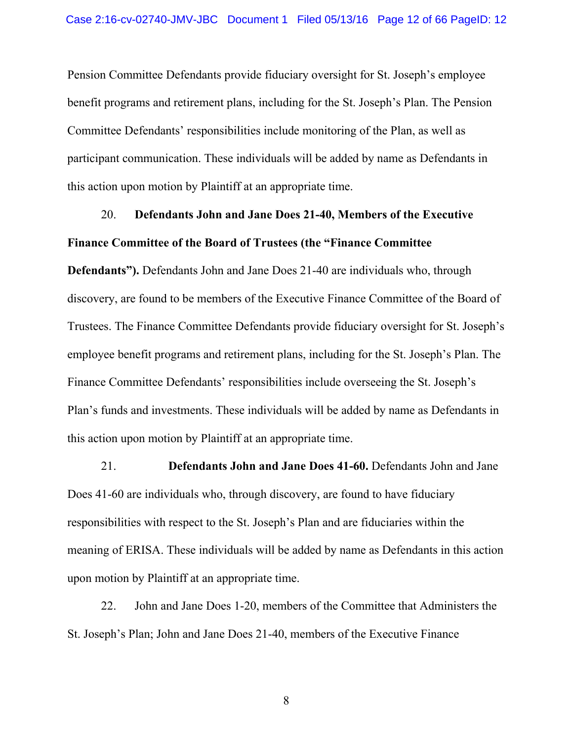Pension Committee Defendants provide fiduciary oversight for St. Joseph's employee benefit programs and retirement plans, including for the St. Joseph's Plan. The Pension Committee Defendants' responsibilities include monitoring of the Plan, as well as participant communication. These individuals will be added by name as Defendants in this action upon motion by Plaintiff at an appropriate time.

20. **Defendants John and Jane Does 21-40, Members of the Executive Finance Committee of the Board of Trustees (the "Finance Committee Defendants").** Defendants John and Jane Does 21-40 are individuals who, through discovery, are found to be members of the Executive Finance Committee of the Board of Trustees. The Finance Committee Defendants provide fiduciary oversight for St. Joseph's employee benefit programs and retirement plans, including for the St. Joseph's Plan. The Finance Committee Defendants' responsibilities include overseeing the St. Joseph's Plan's funds and investments. These individuals will be added by name as Defendants in this action upon motion by Plaintiff at an appropriate time.

21. **Defendants John and Jane Does 41-60.** Defendants John and Jane Does 41-60 are individuals who, through discovery, are found to have fiduciary responsibilities with respect to the St. Joseph's Plan and are fiduciaries within the meaning of ERISA. These individuals will be added by name as Defendants in this action upon motion by Plaintiff at an appropriate time.

22. John and Jane Does 1-20, members of the Committee that Administers the St. Joseph's Plan; John and Jane Does 21-40, members of the Executive Finance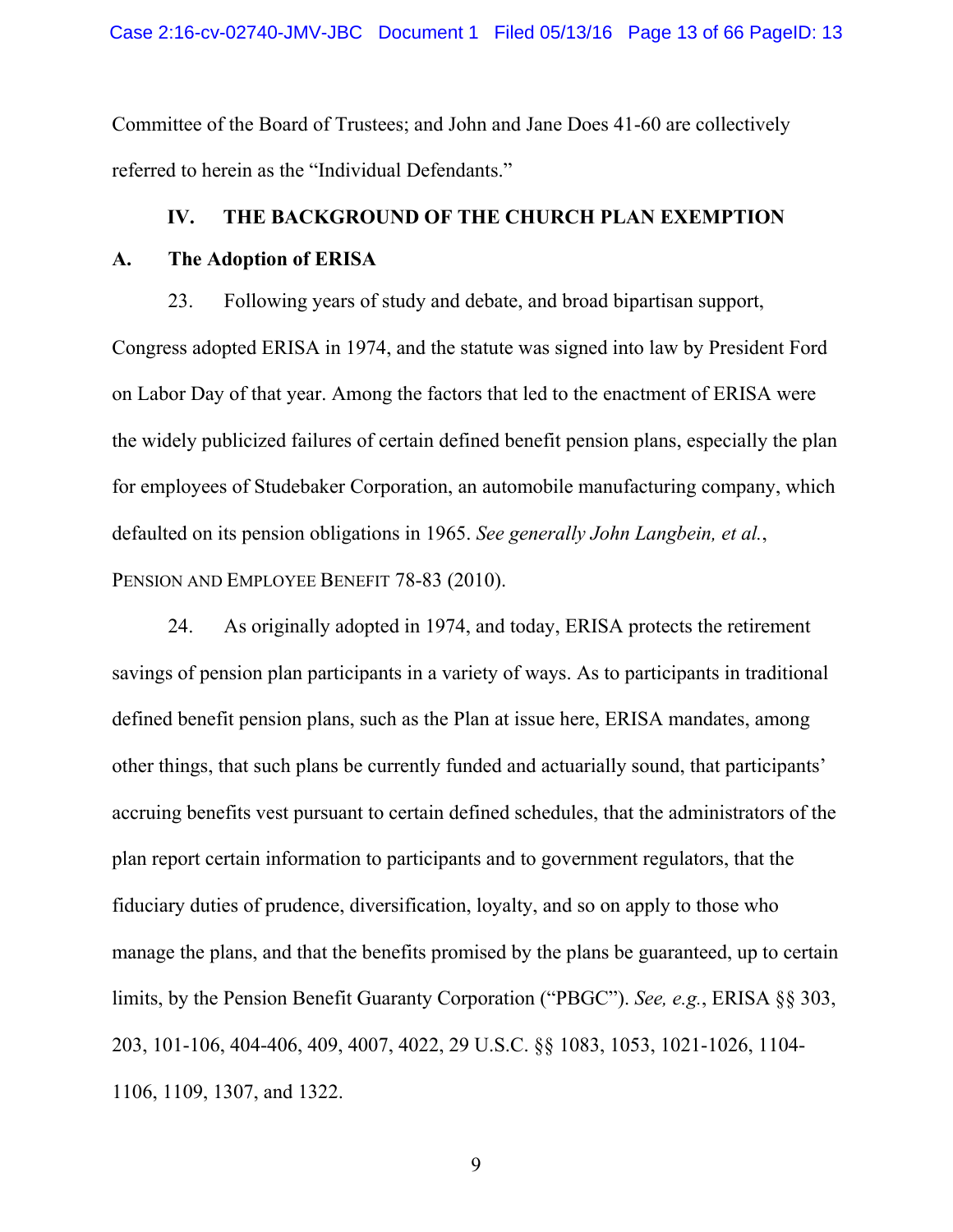Committee of the Board of Trustees; and John and Jane Does 41-60 are collectively referred to herein as the "Individual Defendants."

## IV. THE BACKGROUND OF THE CHURCH PLAN EXEMPTION

### A. The Adoption of ERISA

23. Following years of study and debate, and broad bipartisan support, Congress adopted ERISA in 1974, and the statute was signed into law by President Ford on Labor Day of that year. Among the factors that led to the enactment of ERISA were the widely publicized failures of certain defined benefit pension plans, especially the plan for employees of Studebaker Corporation, an automobile manufacturing company, which defaulted on its pension obligations in 1965. *See generally John Langbein, et al.*, PENSION AND EMPLOYEE BENEFIT 78-83 (2010).

24. As originally adopted in 1974, and today, ERISA protects the retirement savings of pension plan participants in a variety of ways. As to participants in traditional defined benefit pension plans, such as the Plan at issue here, ERISA mandates, among other things, that such plans be currently funded and actuarially sound, that participants' accruing benefits vest pursuant to certain defined schedules, that the administrators of the plan report certain information to participants and to government regulators, that the fiduciary duties of prudence, diversification, loyalty, and so on apply to those who manage the plans, and that the benefits promised by the plans be guaranteed, up to certain limits, by the Pension Benefit Guaranty Corporation ("PBGC"). *See, e.g.*, ERISA §§ 303, 203, 101-106, 404-406, 409, 4007, 4022, 29 U.S.C. §§ 1083, 1053, 1021-1026, 1104-1106, 1109, 1307, and 1322.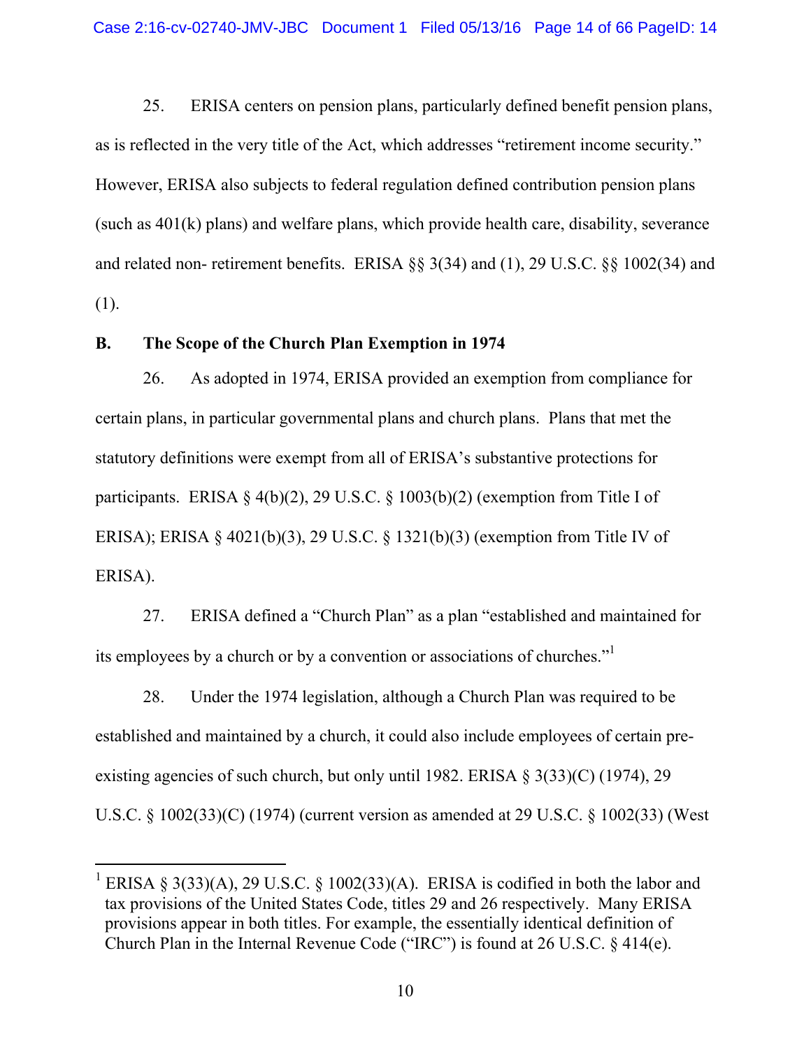25. ERISA centers on pension plans, particularly defined benefit pension plans, as is reflected in the very title of the Act, which addresses "retirement income security." However, ERISA also subjects to federal regulation defined contribution pension plans (such as 401(k) plans) and welfare plans, which provide health care, disability, severance and related non- retirement benefits. ERISA §§ 3(34) and (1), 29 U.S.C. §§ 1002(34) and (1).

**B. The Scope of the Church Plan Exemption in 1974**

26. As adopted in 1974, ERISA provided an exemption from compliance for certain plans, in particular governmental plans and church plans. Plans that met the statutory definitions were exempt from all of ERISA's substantive protections for participants. ERISA § 4(b)(2), 29 U.S.C. § 1003(b)(2) (exemption from Title I of ERISA); ERISA § 4021(b)(3), 29 U.S.C. § 1321(b)(3) (exemption from Title IV of ERISA).

27. ERISA defined a "Church Plan" as a plan "established and maintained for its employees by a church or by a convention or associations of churches."[1]

28. Under the 1974 legislation, although a Church Plan was required to be established and maintained by a church, it could also include employees of certain pre-existing agencies of such church, but only until 1982. ERISA § 3(33)(C) (1974), 29 U.S.C. § 1002(33)(C) (1974) (current version as amended at 29 U.S.C. § 1002(33) (West

---

[1] ERISA § 3(33)(A), 29 U.S.C. § 1002(33)(A). ERISA is codified in both the labor and tax provisions of the United States Code, titles 29 and 26 respectively. Many ERISA provisions appear in both titles. For example, the essentially identical definition of Church Plan in the Internal Revenue Code ("IRC") is found at 26 U.S.C. § 414(e).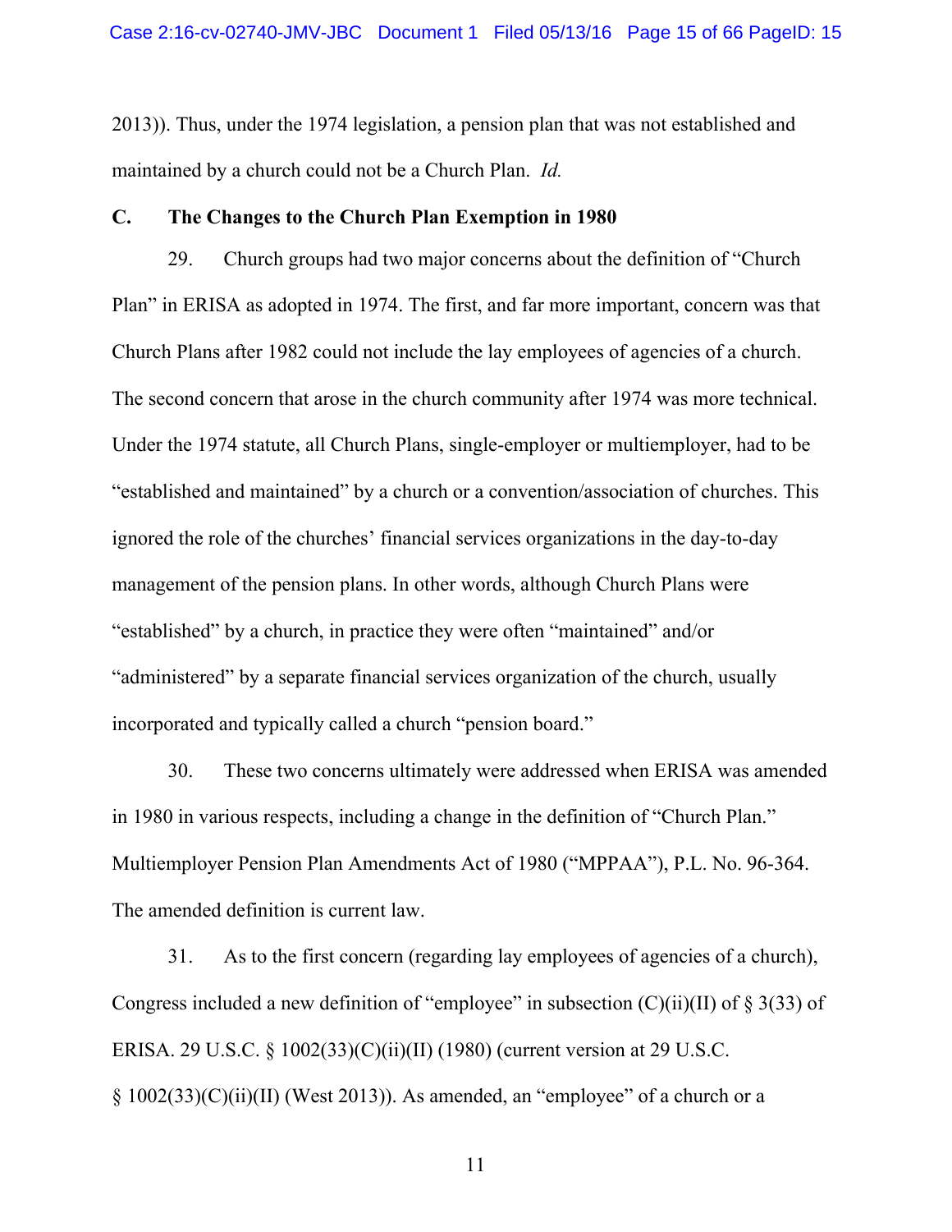2013)). Thus, under the 1974 legislation, a pension plan that was not established and maintained by a church could not be a Church Plan. *Id.*

### C. The Changes to the Church Plan Exemption in 1980

29. Church groups had two major concerns about the definition of "Church Plan" in ERISA as adopted in 1974. The first, and far more important, concern was that Church Plans after 1982 could not include the lay employees of agencies of a church. The second concern that arose in the church community after 1974 was more technical. Under the 1974 statute, all Church Plans, single-employer or multiemployer, had to be "established and maintained" by a church or a convention/association of churches. This ignored the role of the churches' financial services organizations in the day-to-day management of the pension plans. In other words, although Church Plans were "established" by a church, in practice they were often "maintained" and/or "administered" by a separate financial services organization of the church, usually incorporated and typically called a church "pension board."

30. These two concerns ultimately were addressed when ERISA was amended in 1980 in various respects, including a change in the definition of "Church Plan." Multiemployer Pension Plan Amendments Act of 1980 ("MPPAA"), P.L. No. 96-364. The amended definition is current law.

31. As to the first concern (regarding lay employees of agencies of a church), Congress included a new definition of "employee" in subsection (C)(ii)(II) of § 3(33) of ERISA. 29 U.S.C. § 1002(33)(C)(ii)(II) (1980) (current version at 29 U.S.C. § 1002(33)(C)(ii)(II) (West 2013)). As amended, an "employee" of a church or a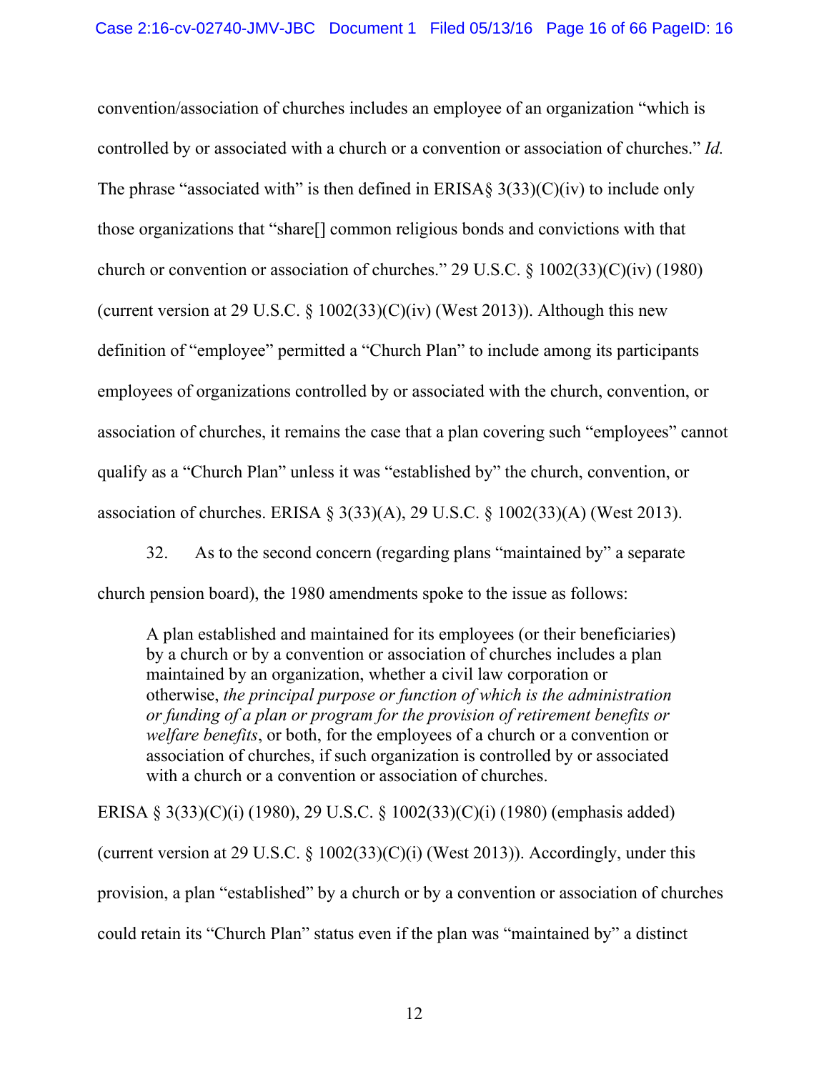convention/association of churches includes an employee of an organization "which is controlled by or associated with a church or a convention or association of churches." *Id.* The phrase "associated with" is then defined in ERISA§ 3(33)(C)(iv) to include only those organizations that "share[] common religious bonds and convictions with that church or convention or association of churches." 29 U.S.C. § 1002(33)(C)(iv) (1980) (current version at 29 U.S.C. § 1002(33)(C)(iv) (West 2013)). Although this new definition of "employee" permitted a "Church Plan" to include among its participants employees of organizations controlled by or associated with the church, convention, or association of churches, it remains the case that a plan covering such "employees" cannot qualify as a "Church Plan" unless it was "established by" the church, convention, or association of churches. ERISA § 3(33)(A), 29 U.S.C. § 1002(33)(A) (West 2013).

32. As to the second concern (regarding plans "maintained by" a separate church pension board), the 1980 amendments spoke to the issue as follows:

> A plan established and maintained for its employees (or their beneficiaries) by a church or by a convention or association of churches includes a plan maintained by an organization, whether a civil law corporation or otherwise, *the principal purpose or function of which is the administration or funding of a plan or program for the provision of retirement benefits or welfare benefits*, or both, for the employees of a church or a convention or association of churches, if such organization is controlled by or associated with a church or a convention or association of churches.

ERISA § 3(33)(C)(i) (1980), 29 U.S.C. § 1002(33)(C)(i) (1980) (emphasis added) (current version at 29 U.S.C. § 1002(33)(C)(i) (West 2013)). Accordingly, under this provision, a plan "established" by a church or by a convention or association of churches could retain its "Church Plan" status even if the plan was "maintained by" a distinct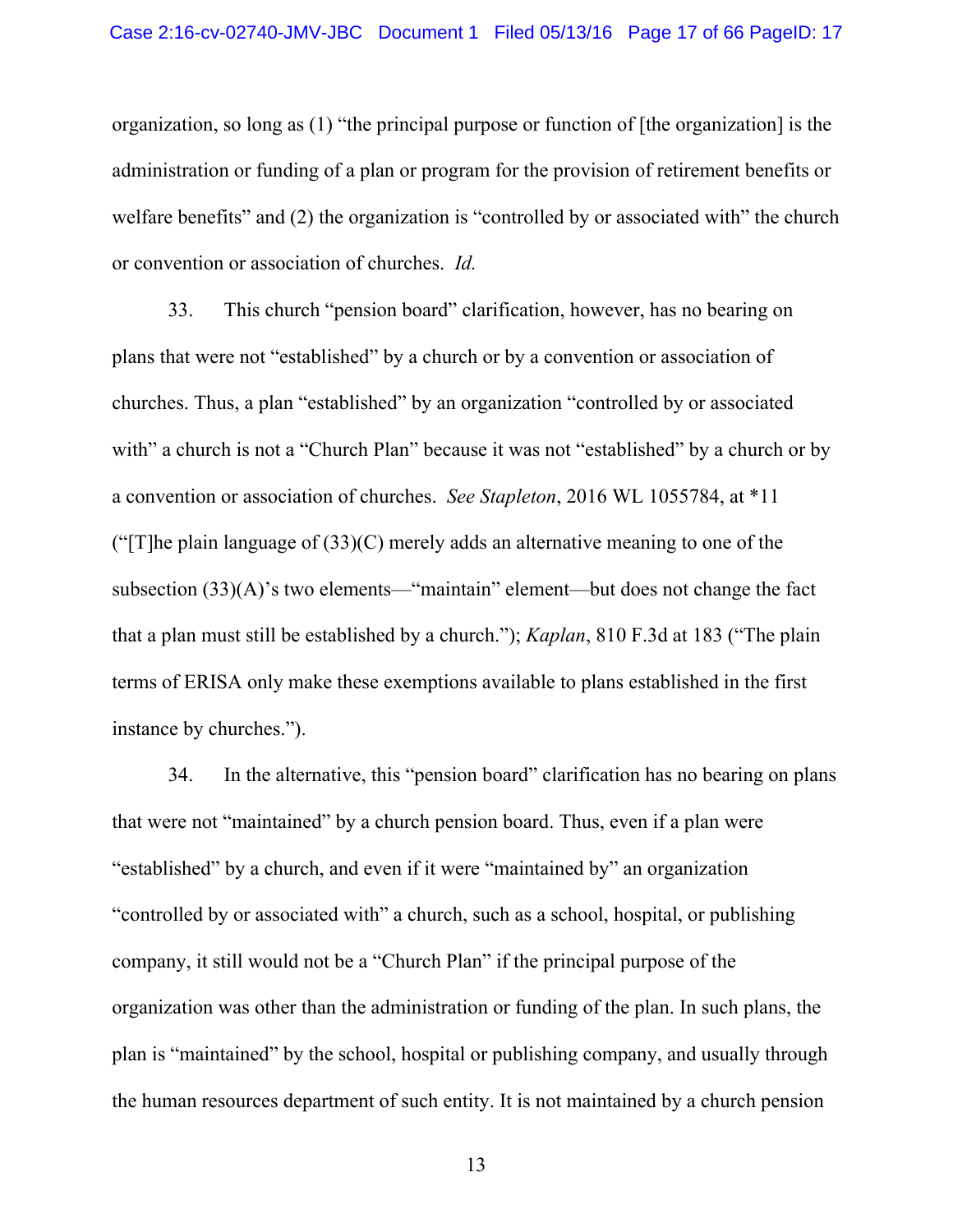organization, so long as (1) "the principal purpose or function of [the organization] is the administration or funding of a plan or program for the provision of retirement benefits or welfare benefits" and (2) the organization is "controlled by or associated with" the church or convention or association of churches. *Id.*

33. This church "pension board" clarification, however, has no bearing on plans that were not "established" by a church or by a convention or association of churches. Thus, a plan "established" by an organization "controlled by or associated with" a church is not a "Church Plan" because it was not "established" by a church or by a convention or association of churches. *See Stapleton*, 2016 WL 1055784, at *11 ("[T]he plain language of (33)(C) merely adds an alternative meaning to one of the subsection (33)(A)'s two elements—"maintain" element—but does not change the fact that a plan must still be established by a church."); *Kaplan*, 810 F.3d at 183 ("The plain terms of ERISA only make these exemptions available to plans established in the first instance by churches.").

34. In the alternative, this "pension board" clarification has no bearing on plans that were not "maintained" by a church pension board. Thus, even if a plan were "established" by a church, and even if it were "maintained by" an organization "controlled by or associated with" a church, such as a school, hospital, or publishing company, it still would not be a "Church Plan" if the principal purpose of the organization was other than the administration or funding of the plan. In such plans, the plan is "maintained" by the school, hospital or publishing company, and usually through the human resources department of such entity. It is not maintained by a church pension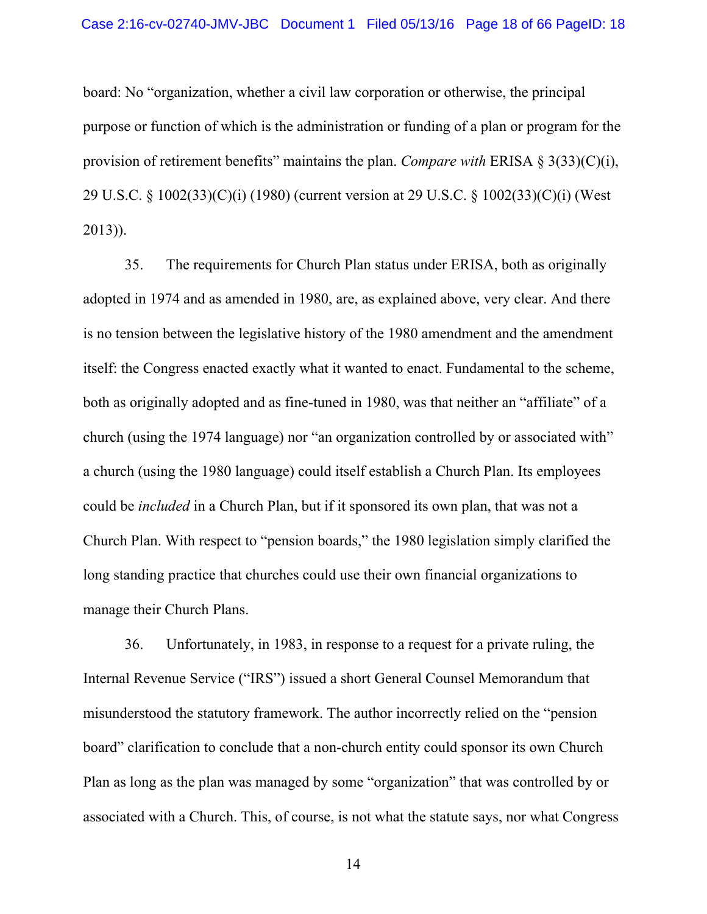board: No "organization, whether a civil law corporation or otherwise, the principal purpose or function of which is the administration or funding of a plan or program for the provision of retirement benefits" maintains the plan. *Compare with* ERISA § 3(33)(C)(i), 29 U.S.C. § 1002(33)(C)(i) (1980) (current version at 29 U.S.C. § 1002(33)(C)(i) (West 2013)).

35. The requirements for Church Plan status under ERISA, both as originally adopted in 1974 and as amended in 1980, are, as explained above, very clear. And there is no tension between the legislative history of the 1980 amendment and the amendment itself: the Congress enacted exactly what it wanted to enact. Fundamental to the scheme, both as originally adopted and as fine-tuned in 1980, was that neither an "affiliate" of a church (using the 1974 language) nor "an organization controlled by or associated with" a church (using the 1980 language) could itself establish a Church Plan. Its employees could be *included* in a Church Plan, but if it sponsored its own plan, that was not a Church Plan. With respect to "pension boards," the 1980 legislation simply clarified the long standing practice that churches could use their own financial organizations to manage their Church Plans.

36. Unfortunately, in 1983, in response to a request for a private ruling, the Internal Revenue Service ("IRS") issued a short General Counsel Memorandum that misunderstood the statutory framework. The author incorrectly relied on the "pension board" clarification to conclude that a non-church entity could sponsor its own Church Plan as long as the plan was managed by some "organization" that was controlled by or associated with a Church. This, of course, is not what the statute says, nor what Congress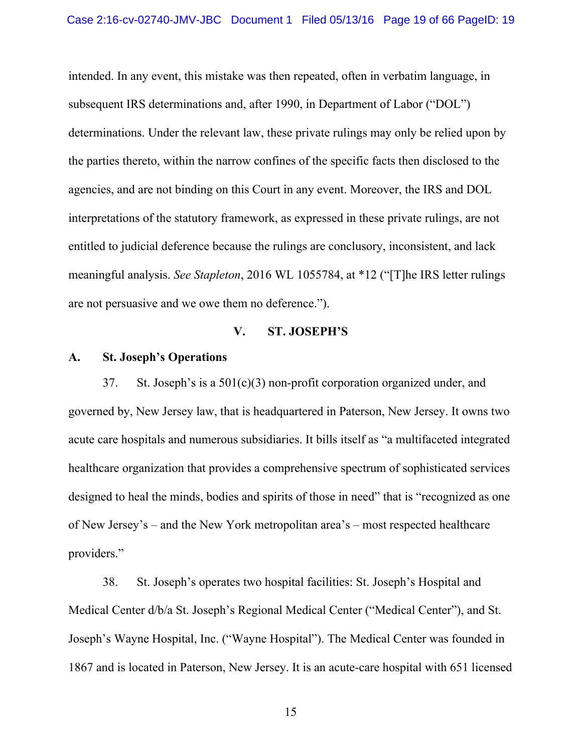intended. In any event, this mistake was then repeated, often in verbatim language, in subsequent IRS determinations and, after 1990, in Department of Labor ("DOL") determinations. Under the relevant law, these private rulings may only be relied upon by the parties thereto, within the narrow confines of the specific facts then disclosed to the agencies, and are not binding on this Court in any event. Moreover, the IRS and DOL interpretations of the statutory framework, as expressed in these private rulings, are not entitled to judicial deference because the rulings are conclusory, inconsistent, and lack meaningful analysis. *See Stapleton*, 2016 WL 1055784, at *12 ("[T]he IRS letter rulings are not persuasive and we owe them no deference.").

## V. ST. JOSEPH'S

### A. St. Joseph's Operations

37. St. Joseph's is a 501(c)(3) non-profit corporation organized under, and governed by, New Jersey law, that is headquartered in Paterson, New Jersey. It owns two acute care hospitals and numerous subsidiaries. It bills itself as "a multifaceted integrated healthcare organization that provides a comprehensive spectrum of sophisticated services designed to heal the minds, bodies and spirits of those in need" that is "recognized as one of New Jersey's – and the New York metropolitan area's – most respected healthcare providers."

38. St. Joseph's operates two hospital facilities: St. Joseph's Hospital and Medical Center d/b/a St. Joseph's Regional Medical Center ("Medical Center"), and St. Joseph's Wayne Hospital, Inc. ("Wayne Hospital"). The Medical Center was founded in 1867 and is located in Paterson, New Jersey. It is an acute-care hospital with 651 licensed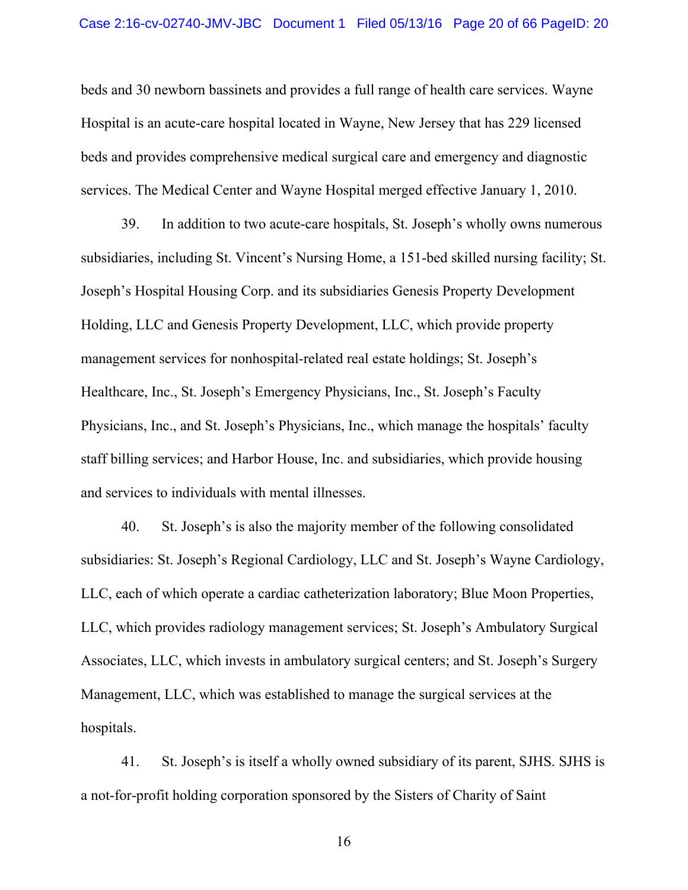beds and 30 newborn bassinets and provides a full range of health care services. Wayne Hospital is an acute-care hospital located in Wayne, New Jersey that has 229 licensed beds and provides comprehensive medical surgical care and emergency and diagnostic services. The Medical Center and Wayne Hospital merged effective January 1, 2010.

39. In addition to two acute-care hospitals, St. Joseph's wholly owns numerous subsidiaries, including St. Vincent's Nursing Home, a 151-bed skilled nursing facility; St. Joseph's Hospital Housing Corp. and its subsidiaries Genesis Property Development Holding, LLC and Genesis Property Development, LLC, which provide property management services for nonhospital-related real estate holdings; St. Joseph's Healthcare, Inc., St. Joseph's Emergency Physicians, Inc., St. Joseph's Faculty Physicians, Inc., and St. Joseph's Physicians, Inc., which manage the hospitals' faculty staff billing services; and Harbor House, Inc. and subsidiaries, which provide housing and services to individuals with mental illnesses.

40. St. Joseph's is also the majority member of the following consolidated subsidiaries: St. Joseph's Regional Cardiology, LLC and St. Joseph's Wayne Cardiology, LLC, each of which operate a cardiac catheterization laboratory; Blue Moon Properties, LLC, which provides radiology management services; St. Joseph's Ambulatory Surgical Associates, LLC, which invests in ambulatory surgical centers; and St. Joseph's Surgery Management, LLC, which was established to manage the surgical services at the hospitals.

41. St. Joseph's is itself a wholly owned subsidiary of its parent, SJHS. SJHS is a not-for-profit holding corporation sponsored by the Sisters of Charity of Saint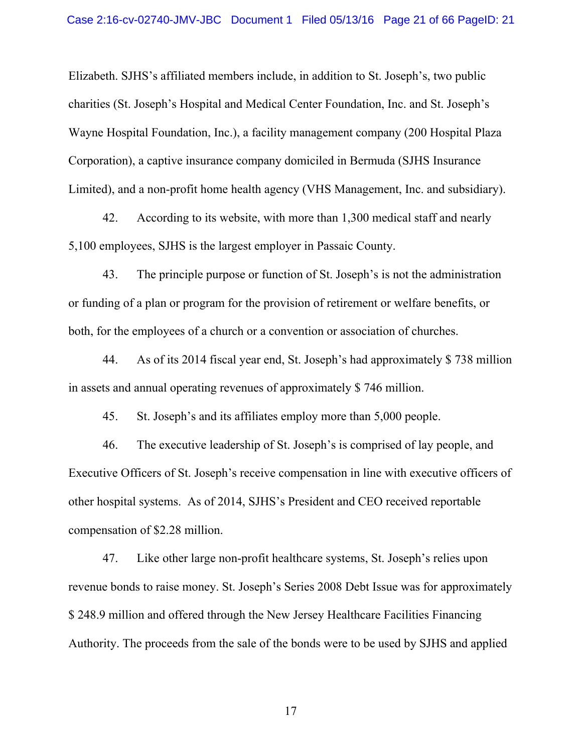Elizabeth. SJHS's affiliated members include, in addition to St. Joseph's, two public charities (St. Joseph's Hospital and Medical Center Foundation, Inc. and St. Joseph's Wayne Hospital Foundation, Inc.), a facility management company (200 Hospital Plaza Corporation), a captive insurance company domiciled in Bermuda (SJHS Insurance Limited), and a non-profit home health agency (VHS Management, Inc. and subsidiary).

42. According to its website, with more than 1,300 medical staff and nearly 5,100 employees, SJHS is the largest employer in Passaic County.

43. The principle purpose or function of St. Joseph's is not the administration or funding of a plan or program for the provision of retirement or welfare benefits, or both, for the employees of a church or a convention or association of churches.

44. As of its 2014 fiscal year end, St. Joseph's had approximately $ 738 million in assets and annual operating revenues of approximately $ 746 million.

45. St. Joseph's and its affiliates employ more than 5,000 people.

46. The executive leadership of St. Joseph's is comprised of lay people, and Executive Officers of St. Joseph's receive compensation in line with executive officers of other hospital systems. As of 2014, SJHS's President and CEO received reportable compensation of $2.28 million.

47. Like other large non-profit healthcare systems, St. Joseph's relies upon revenue bonds to raise money. St. Joseph's Series 2008 Debt Issue was for approximately $ 248.9 million and offered through the New Jersey Healthcare Facilities Financing Authority. The proceeds from the sale of the bonds were to be used by SJHS and applied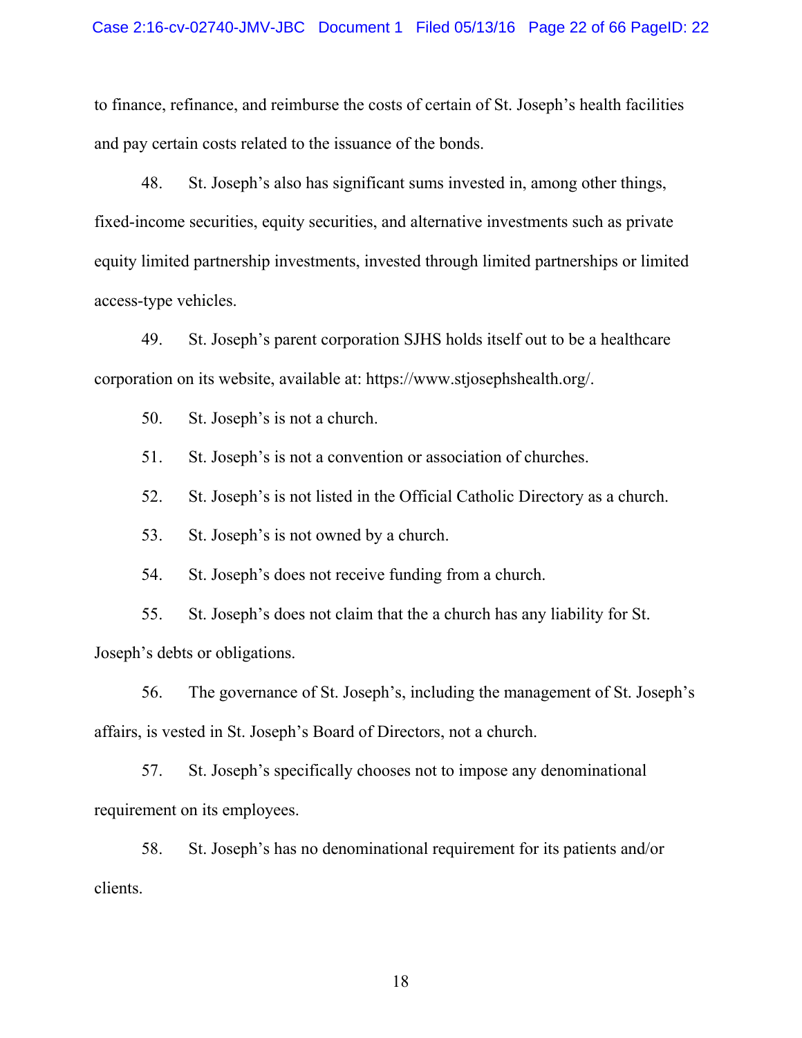to finance, refinance, and reimburse the costs of certain of St. Joseph's health facilities and pay certain costs related to the issuance of the bonds.

48. St. Joseph's also has significant sums invested in, among other things, fixed-income securities, equity securities, and alternative investments such as private equity limited partnership investments, invested through limited partnerships or limited access-type vehicles.

49. St. Joseph's parent corporation SJHS holds itself out to be a healthcare corporation on its website, available at: https://www.stjosephshealth.org/.

50. St. Joseph's is not a church.

51. St. Joseph's is not a convention or association of churches.

52. St. Joseph's is not listed in the Official Catholic Directory as a church.

53. St. Joseph's is not owned by a church.

54. St. Joseph's does not receive funding from a church.

55. St. Joseph's does not claim that the a church has any liability for St. Joseph's debts or obligations.

56. The governance of St. Joseph's, including the management of St. Joseph's affairs, is vested in St. Joseph's Board of Directors, not a church.

57. St. Joseph's specifically chooses not to impose any denominational requirement on its employees.

58. St. Joseph's has no denominational requirement for its patients and/or clients.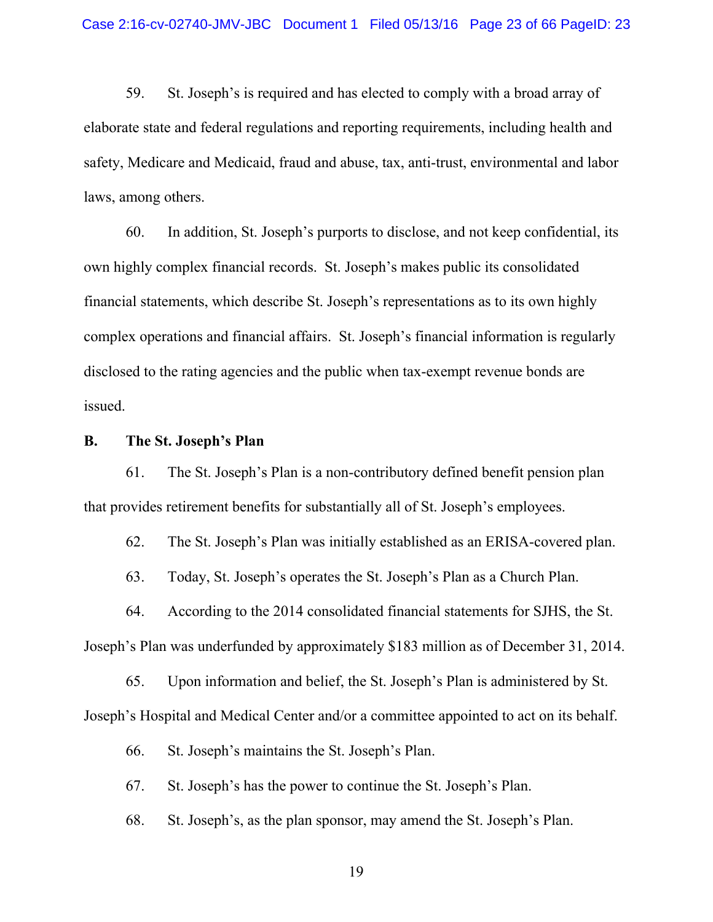59. St. Joseph's is required and has elected to comply with a broad array of elaborate state and federal regulations and reporting requirements, including health and safety, Medicare and Medicaid, fraud and abuse, tax, anti-trust, environmental and labor laws, among others.

60. In addition, St. Joseph's purports to disclose, and not keep confidential, its own highly complex financial records. St. Joseph's makes public its consolidated financial statements, which describe St. Joseph's representations as to its own highly complex operations and financial affairs. St. Joseph's financial information is regularly disclosed to the rating agencies and the public when tax-exempt revenue bonds are issued.

**B. The St. Joseph's Plan**

61. The St. Joseph's Plan is a non-contributory defined benefit pension plan that provides retirement benefits for substantially all of St. Joseph's employees.

62. The St. Joseph's Plan was initially established as an ERISA-covered plan.

63. Today, St. Joseph's operates the St. Joseph's Plan as a Church Plan.

64. According to the 2014 consolidated financial statements for SJHS, the St. Joseph's Plan was underfunded by approximately $183 million as of December 31, 2014.

65. Upon information and belief, the St. Joseph's Plan is administered by St. Joseph's Hospital and Medical Center and/or a committee appointed to act on its behalf.

66. St. Joseph's maintains the St. Joseph's Plan.

67. St. Joseph's has the power to continue the St. Joseph's Plan.

68. St. Joseph's, as the plan sponsor, may amend the St. Joseph's Plan.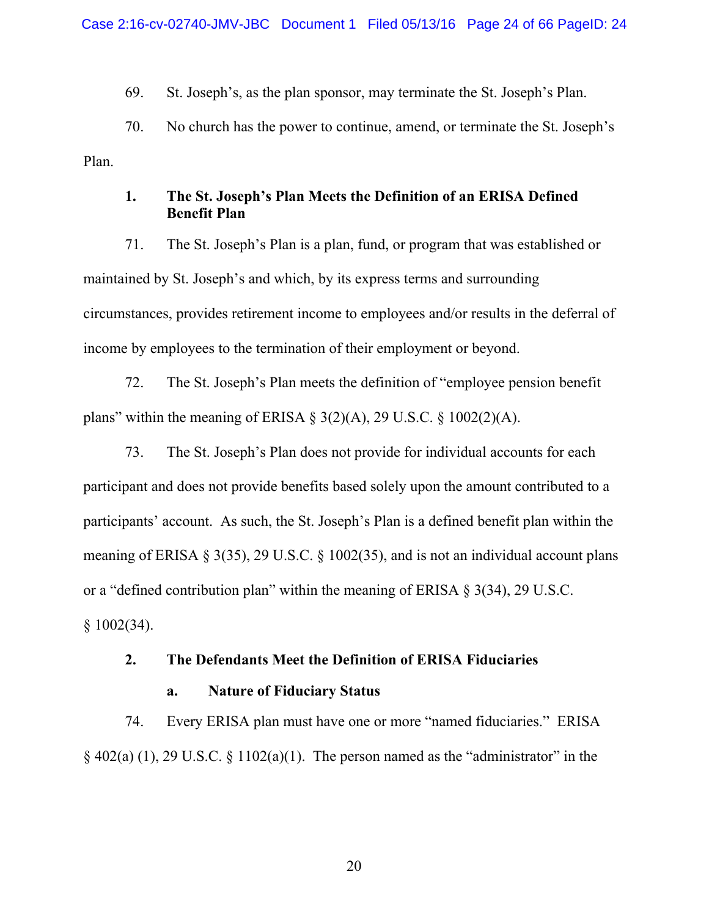69. St. Joseph's, as the plan sponsor, may terminate the St. Joseph's Plan.

70. No church has the power to continue, amend, or terminate the St. Joseph's Plan.

### 1. The St. Joseph's Plan Meets the Definition of an ERISA Defined Benefit Plan

71. The St. Joseph's Plan is a plan, fund, or program that was established or maintained by St. Joseph's and which, by its express terms and surrounding circumstances, provides retirement income to employees and/or results in the deferral of income by employees to the termination of their employment or beyond.

72. The St. Joseph's Plan meets the definition of "employee pension benefit plans" within the meaning of ERISA § 3(2)(A), 29 U.S.C. § 1002(2)(A).

73. The St. Joseph's Plan does not provide for individual accounts for each participant and does not provide benefits based solely upon the amount contributed to a participants' account. As such, the St. Joseph's Plan is a defined benefit plan within the meaning of ERISA § 3(35), 29 U.S.C. § 1002(35), and is not an individual account plans or a "defined contribution plan" within the meaning of ERISA § 3(34), 29 U.S.C. § 1002(34).

### 2. The Defendants Meet the Definition of ERISA Fiduciaries

#### a. Nature of Fiduciary Status

74. Every ERISA plan must have one or more "named fiduciaries." ERISA § 402(a) (1), 29 U.S.C. § 1102(a)(1). The person named as the "administrator" in the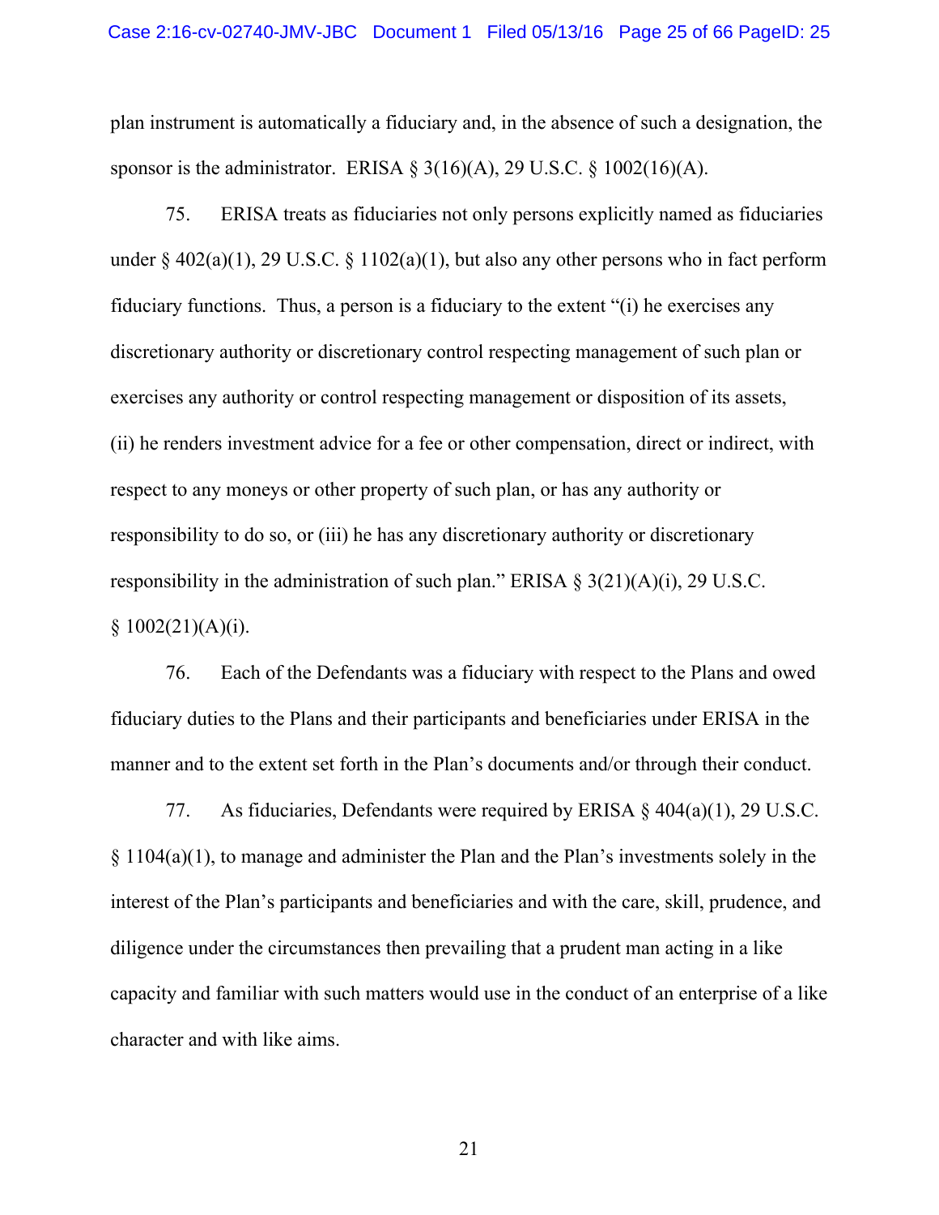plan instrument is automatically a fiduciary and, in the absence of such a designation, the sponsor is the administrator. ERISA § 3(16)(A), 29 U.S.C. § 1002(16)(A).

75. ERISA treats as fiduciaries not only persons explicitly named as fiduciaries under § 402(a)(1), 29 U.S.C. § 1102(a)(1), but also any other persons who in fact perform fiduciary functions. Thus, a person is a fiduciary to the extent "(i) he exercises any discretionary authority or discretionary control respecting management of such plan or exercises any authority or control respecting management or disposition of its assets, (ii) he renders investment advice for a fee or other compensation, direct or indirect, with respect to any moneys or other property of such plan, or has any authority or responsibility to do so, or (iii) he has any discretionary authority or discretionary responsibility in the administration of such plan." ERISA § 3(21)(A)(i), 29 U.S.C. § 1002(21)(A)(i).

76. Each of the Defendants was a fiduciary with respect to the Plans and owed fiduciary duties to the Plans and their participants and beneficiaries under ERISA in the manner and to the extent set forth in the Plan's documents and/or through their conduct.

77. As fiduciaries, Defendants were required by ERISA § 404(a)(1), 29 U.S.C. § 1104(a)(1), to manage and administer the Plan and the Plan's investments solely in the interest of the Plan's participants and beneficiaries and with the care, skill, prudence, and diligence under the circumstances then prevailing that a prudent man acting in a like capacity and familiar with such matters would use in the conduct of an enterprise of a like character and with like aims.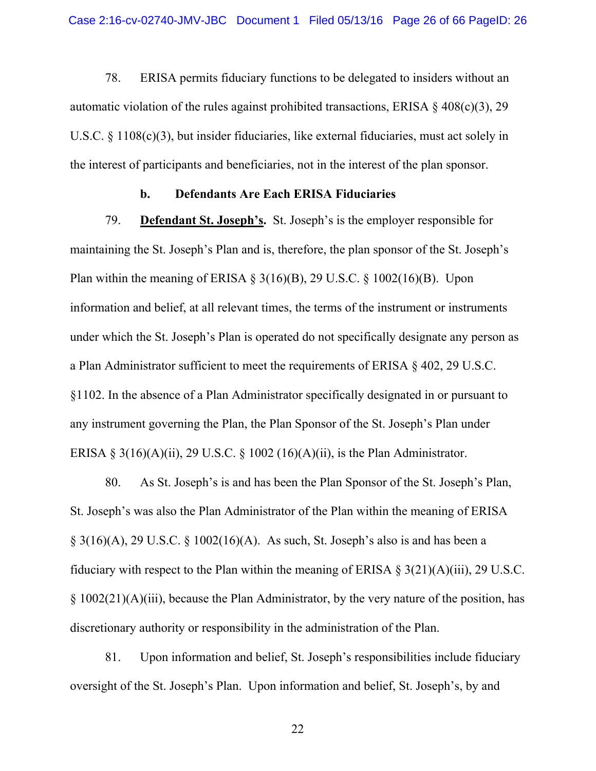78. ERISA permits fiduciary functions to be delegated to insiders without an automatic violation of the rules against prohibited transactions, ERISA § 408(c)(3), 29 U.S.C. § 1108(c)(3), but insider fiduciaries, like external fiduciaries, must act solely in the interest of participants and beneficiaries, not in the interest of the plan sponsor.

**b. Defendants Are Each ERISA Fiduciaries**

79. **Defendant St. Joseph's.** St. Joseph's is the employer responsible for maintaining the St. Joseph's Plan and is, therefore, the plan sponsor of the St. Joseph's Plan within the meaning of ERISA § 3(16)(B), 29 U.S.C. § 1002(16)(B). Upon information and belief, at all relevant times, the terms of the instrument or instruments under which the St. Joseph's Plan is operated do not specifically designate any person as a Plan Administrator sufficient to meet the requirements of ERISA § 402, 29 U.S.C. §1102. In the absence of a Plan Administrator specifically designated in or pursuant to any instrument governing the Plan, the Plan Sponsor of the St. Joseph's Plan under ERISA § 3(16)(A)(ii), 29 U.S.C. § 1002 (16)(A)(ii), is the Plan Administrator.

80. As St. Joseph's is and has been the Plan Sponsor of the St. Joseph's Plan, St. Joseph's was also the Plan Administrator of the Plan within the meaning of ERISA § 3(16)(A), 29 U.S.C. § 1002(16)(A). As such, St. Joseph's also is and has been a fiduciary with respect to the Plan within the meaning of ERISA § 3(21)(A)(iii), 29 U.S.C. § 1002(21)(A)(iii), because the Plan Administrator, by the very nature of the position, has discretionary authority or responsibility in the administration of the Plan.

81. Upon information and belief, St. Joseph's responsibilities include fiduciary oversight of the St. Joseph's Plan. Upon information and belief, St. Joseph's, by and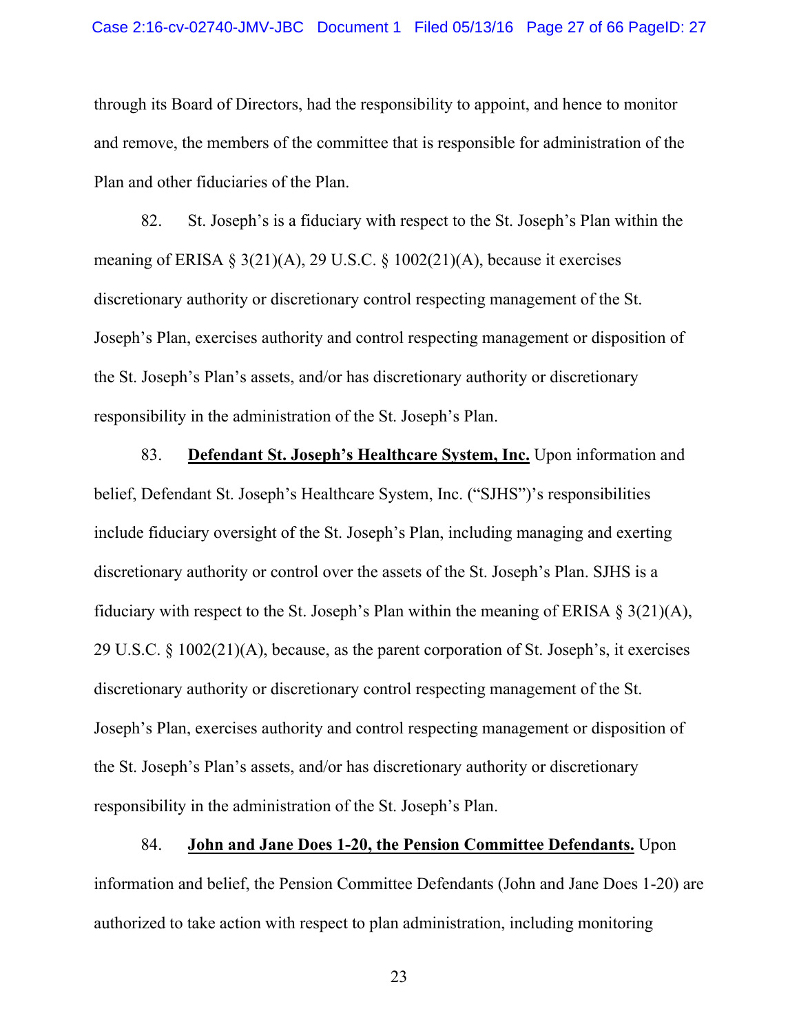through its Board of Directors, had the responsibility to appoint, and hence to monitor and remove, the members of the committee that is responsible for administration of the Plan and other fiduciaries of the Plan.

82. St. Joseph's is a fiduciary with respect to the St. Joseph's Plan within the meaning of ERISA § 3(21)(A), 29 U.S.C. § 1002(21)(A), because it exercises discretionary authority or discretionary control respecting management of the St. Joseph's Plan, exercises authority and control respecting management or disposition of the St. Joseph's Plan's assets, and/or has discretionary authority or discretionary responsibility in the administration of the St. Joseph's Plan.

83. **Defendant St. Joseph's Healthcare System, Inc.** Upon information and belief, Defendant St. Joseph's Healthcare System, Inc. ("SJHS")'s responsibilities include fiduciary oversight of the St. Joseph's Plan, including managing and exerting discretionary authority or control over the assets of the St. Joseph's Plan. SJHS is a fiduciary with respect to the St. Joseph's Plan within the meaning of ERISA § 3(21)(A), 29 U.S.C. § 1002(21)(A), because, as the parent corporation of St. Joseph's, it exercises discretionary authority or discretionary control respecting management of the St. Joseph's Plan, exercises authority and control respecting management or disposition of the St. Joseph's Plan's assets, and/or has discretionary authority or discretionary responsibility in the administration of the St. Joseph's Plan.

84. **John and Jane Does 1-20, the Pension Committee Defendants.** Upon information and belief, the Pension Committee Defendants (John and Jane Does 1-20) are authorized to take action with respect to plan administration, including monitoring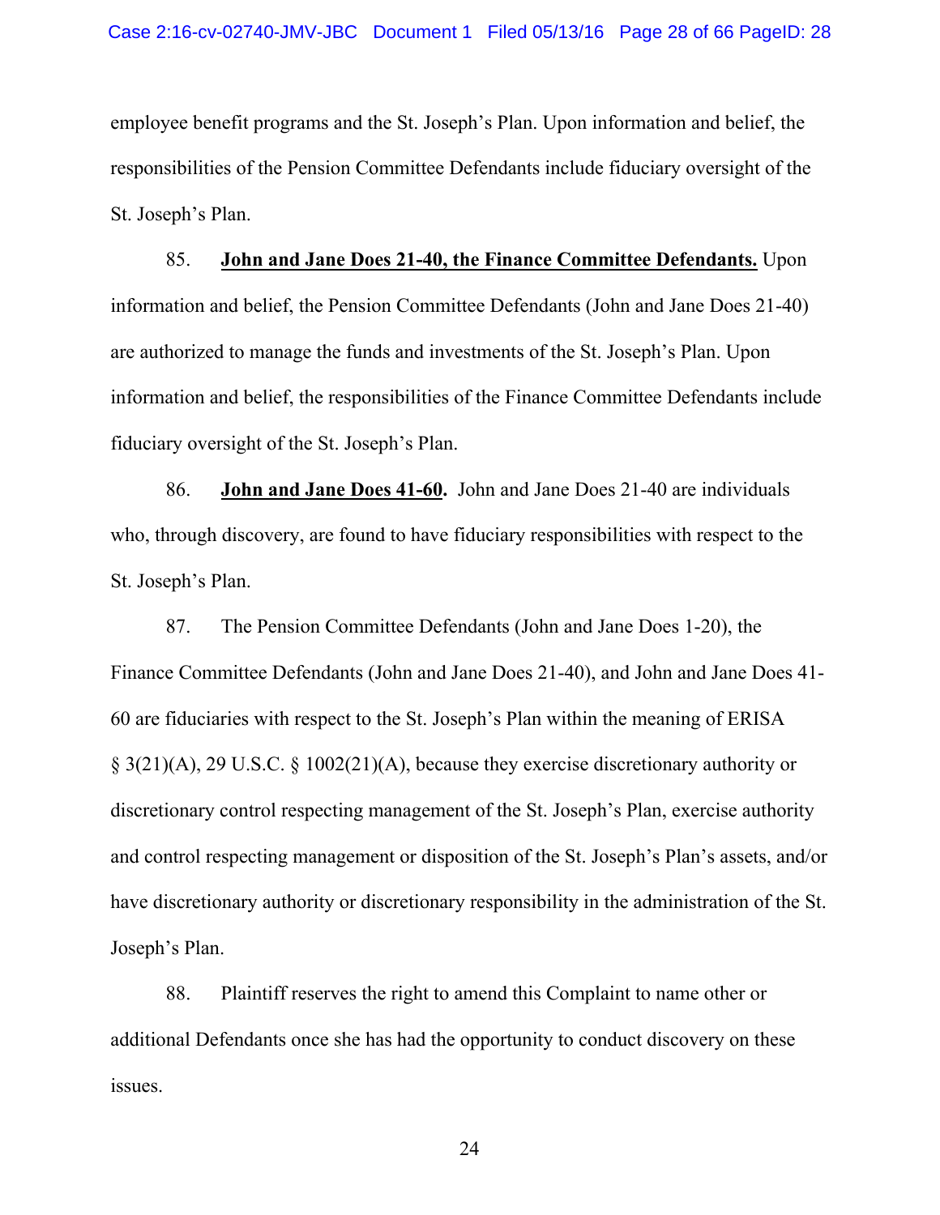employee benefit programs and the St. Joseph's Plan. Upon information and belief, the responsibilities of the Pension Committee Defendants include fiduciary oversight of the St. Joseph's Plan.

85. **John and Jane Does 21-40, the Finance Committee Defendants.** Upon information and belief, the Pension Committee Defendants (John and Jane Does 21-40) are authorized to manage the funds and investments of the St. Joseph's Plan. Upon information and belief, the responsibilities of the Finance Committee Defendants include fiduciary oversight of the St. Joseph's Plan.

86. **John and Jane Does 41-60.** John and Jane Does 21-40 are individuals who, through discovery, are found to have fiduciary responsibilities with respect to the St. Joseph's Plan.

87. The Pension Committee Defendants (John and Jane Does 1-20), the Finance Committee Defendants (John and Jane Does 21-40), and John and Jane Does 41-60 are fiduciaries with respect to the St. Joseph's Plan within the meaning of ERISA § 3(21)(A), 29 U.S.C. § 1002(21)(A), because they exercise discretionary authority or discretionary control respecting management of the St. Joseph's Plan, exercise authority and control respecting management or disposition of the St. Joseph's Plan's assets, and/or have discretionary authority or discretionary responsibility in the administration of the St. Joseph's Plan.

88. Plaintiff reserves the right to amend this Complaint to name other or additional Defendants once she has had the opportunity to conduct discovery on these issues.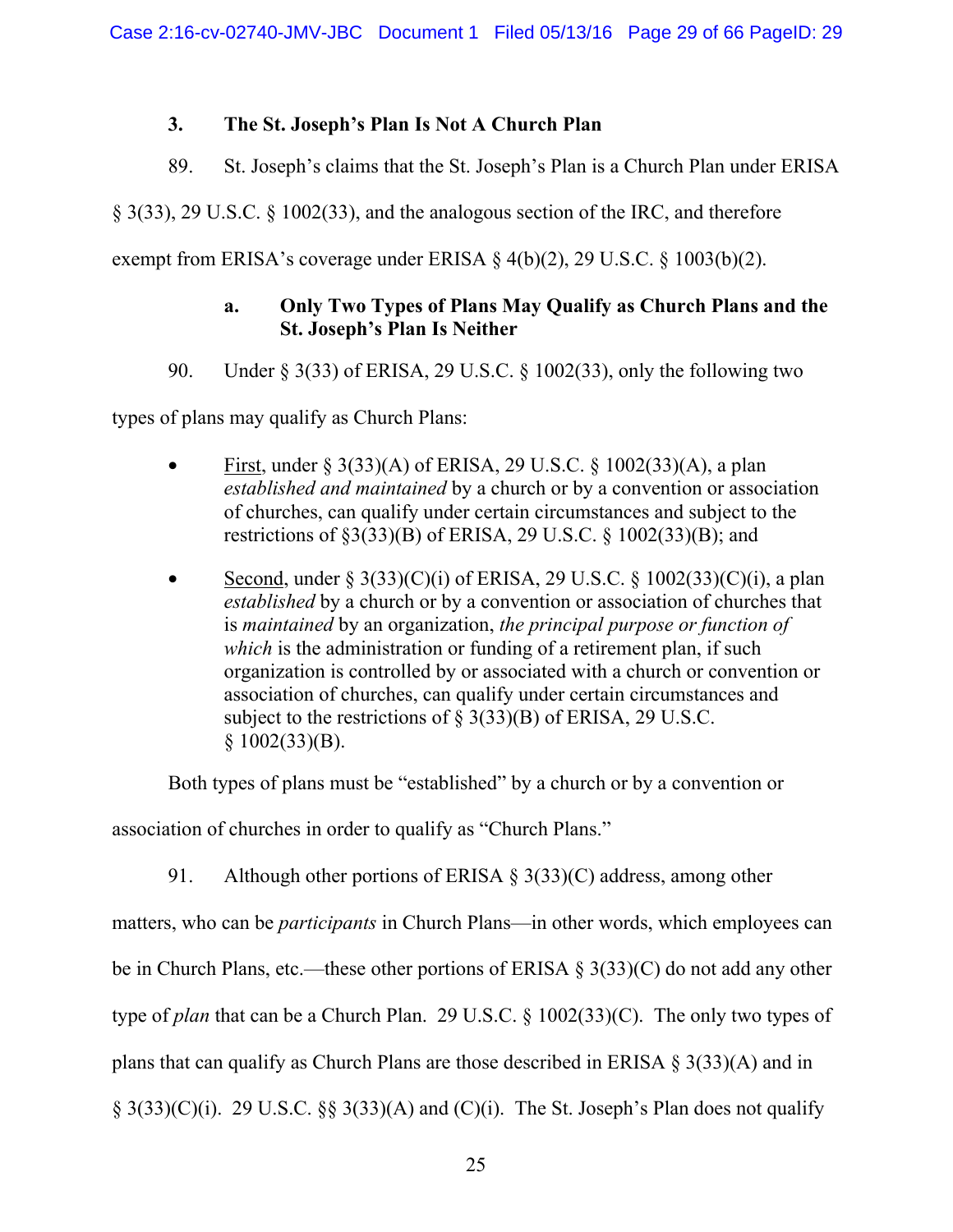### 3. The St. Joseph's Plan Is Not A Church Plan

89. St. Joseph's claims that the St. Joseph's Plan is a Church Plan under ERISA § 3(33), 29 U.S.C. § 1002(33), and the analogous section of the IRC, and therefore exempt from ERISA's coverage under ERISA § 4(b)(2), 29 U.S.C. § 1003(b)(2).

#### a. Only Two Types of Plans May Qualify as Church Plans and the St. Joseph's Plan Is Neither

90. Under § 3(33) of ERISA, 29 U.S.C. § 1002(33), only the following two types of plans may qualify as Church Plans:

- <u>First</u>, under § 3(33)(A) of ERISA, 29 U.S.C. § 1002(33)(A), a plan *established and maintained* by a church or by a convention or association of churches, can qualify under certain circumstances and subject to the restrictions of §3(33)(B) of ERISA, 29 U.S.C. § 1002(33)(B); and
- <u>Second</u>, under § 3(33)(C)(i) of ERISA, 29 U.S.C. § 1002(33)(C)(i), a plan *established* by a church or by a convention or association of churches that is *maintained* by an organization, *the principal purpose or function of which* is the administration or funding of a retirement plan, if such organization is controlled by or associated with a church or convention or association of churches, can qualify under certain circumstances and subject to the restrictions of § 3(33)(B) of ERISA, 29 U.S.C. § 1002(33)(B).

Both types of plans must be "established" by a church or by a convention or association of churches in order to qualify as "Church Plans."

91. Although other portions of ERISA § 3(33)(C) address, among other matters, who can be *participants* in Church Plans—in other words, which employees can be in Church Plans, etc.—these other portions of ERISA § 3(33)(C) do not add any other type of *plan* that can be a Church Plan. 29 U.S.C. § 1002(33)(C). The only two types of plans that can qualify as Church Plans are those described in ERISA § 3(33)(A) and in § 3(33)(C)(i). 29 U.S.C. §§ 3(33)(A) and (C)(i). The St. Joseph's Plan does not qualify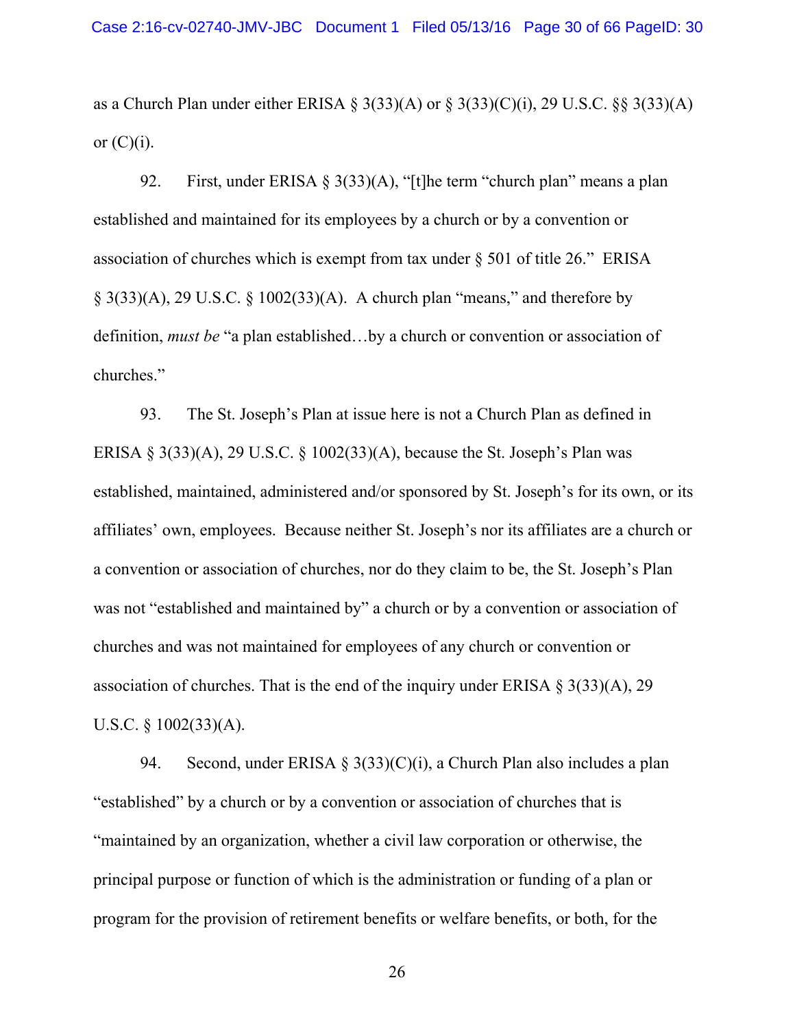as a Church Plan under either ERISA § 3(33)(A) or § 3(33)(C)(i), 29 U.S.C. §§ 3(33)(A) or (C)(i).

92. First, under ERISA § 3(33)(A), "[t]he term "church plan" means a plan established and maintained for its employees by a church or by a convention or association of churches which is exempt from tax under § 501 of title 26." ERISA § 3(33)(A), 29 U.S.C. § 1002(33)(A). A church plan "means," and therefore by definition, *must be* "a plan established…by a church or convention or association of churches."

93. The St. Joseph's Plan at issue here is not a Church Plan as defined in ERISA § 3(33)(A), 29 U.S.C. § 1002(33)(A), because the St. Joseph's Plan was established, maintained, administered and/or sponsored by St. Joseph's for its own, or its affiliates' own, employees. Because neither St. Joseph's nor its affiliates are a church or a convention or association of churches, nor do they claim to be, the St. Joseph's Plan was not "established and maintained by" a church or by a convention or association of churches and was not maintained for employees of any church or convention or association of churches. That is the end of the inquiry under ERISA § 3(33)(A), 29 U.S.C. § 1002(33)(A).

94. Second, under ERISA § 3(33)(C)(i), a Church Plan also includes a plan "established" by a church or by a convention or association of churches that is "maintained by an organization, whether a civil law corporation or otherwise, the principal purpose or function of which is the administration or funding of a plan or program for the provision of retirement benefits or welfare benefits, or both, for the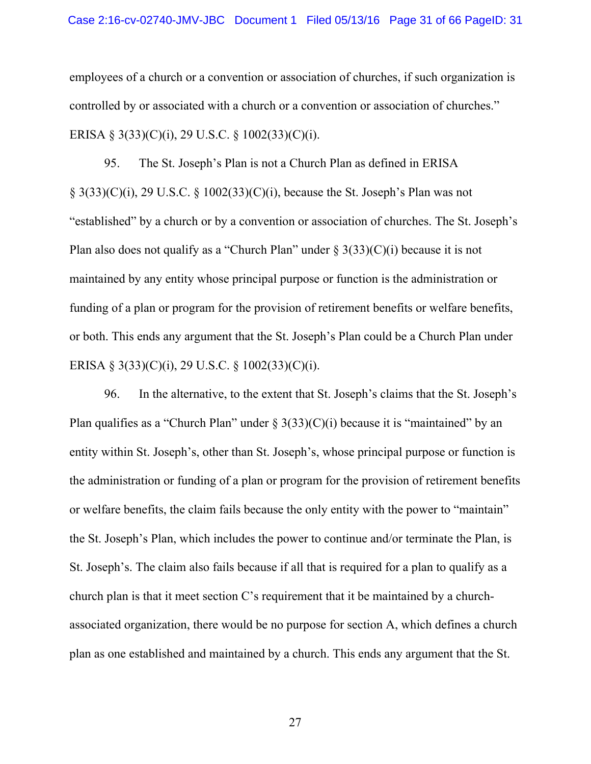employees of a church or a convention or association of churches, if such organization is controlled by or associated with a church or a convention or association of churches." ERISA § 3(33)(C)(i), 29 U.S.C. § 1002(33)(C)(i).

95. The St. Joseph's Plan is not a Church Plan as defined in ERISA § 3(33)(C)(i), 29 U.S.C. § 1002(33)(C)(i), because the St. Joseph's Plan was not "established" by a church or by a convention or association of churches. The St. Joseph's Plan also does not qualify as a "Church Plan" under § 3(33)(C)(i) because it is not maintained by any entity whose principal purpose or function is the administration or funding of a plan or program for the provision of retirement benefits or welfare benefits, or both. This ends any argument that the St. Joseph's Plan could be a Church Plan under ERISA § 3(33)(C)(i), 29 U.S.C. § 1002(33)(C)(i).

96. In the alternative, to the extent that St. Joseph's claims that the St. Joseph's Plan qualifies as a "Church Plan" under § 3(33)(C)(i) because it is "maintained" by an entity within St. Joseph's, other than St. Joseph's, whose principal purpose or function is the administration or funding of a plan or program for the provision of retirement benefits or welfare benefits, the claim fails because the only entity with the power to "maintain" the St. Joseph's Plan, which includes the power to continue and/or terminate the Plan, is St. Joseph's. The claim also fails because if all that is required for a plan to qualify as a church plan is that it meet section C's requirement that it be maintained by a church-associated organization, there would be no purpose for section A, which defines a church plan as one established and maintained by a church. This ends any argument that the St.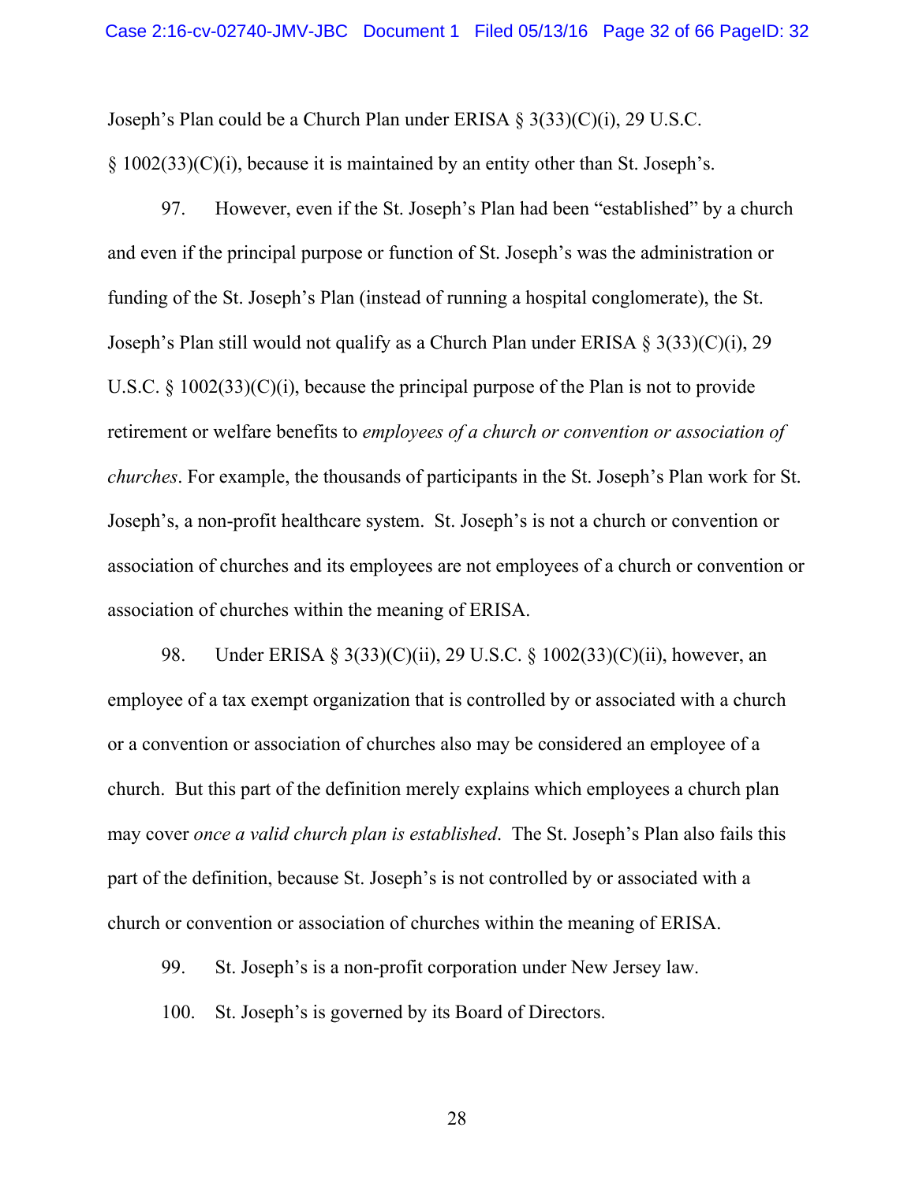Joseph's Plan could be a Church Plan under ERISA § 3(33)(C)(i), 29 U.S.C. § 1002(33)(C)(i), because it is maintained by an entity other than St. Joseph's.

97. However, even if the St. Joseph's Plan had been "established" by a church and even if the principal purpose or function of St. Joseph's was the administration or funding of the St. Joseph's Plan (instead of running a hospital conglomerate), the St. Joseph's Plan still would not qualify as a Church Plan under ERISA § 3(33)(C)(i), 29 U.S.C. § 1002(33)(C)(i), because the principal purpose of the Plan is not to provide retirement or welfare benefits to *employees of a church or convention or association of churches*. For example, the thousands of participants in the St. Joseph's Plan work for St. Joseph's, a non-profit healthcare system. St. Joseph's is not a church or convention or association of churches and its employees are not employees of a church or convention or association of churches within the meaning of ERISA.

98. Under ERISA § 3(33)(C)(ii), 29 U.S.C. § 1002(33)(C)(ii), however, an employee of a tax exempt organization that is controlled by or associated with a church or a convention or association of churches also may be considered an employee of a church. But this part of the definition merely explains which employees a church plan may cover *once a valid church plan is established*. The St. Joseph's Plan also fails this part of the definition, because St. Joseph's is not controlled by or associated with a church or convention or association of churches within the meaning of ERISA.

99. St. Joseph's is a non-profit corporation under New Jersey law.

100. St. Joseph's is governed by its Board of Directors.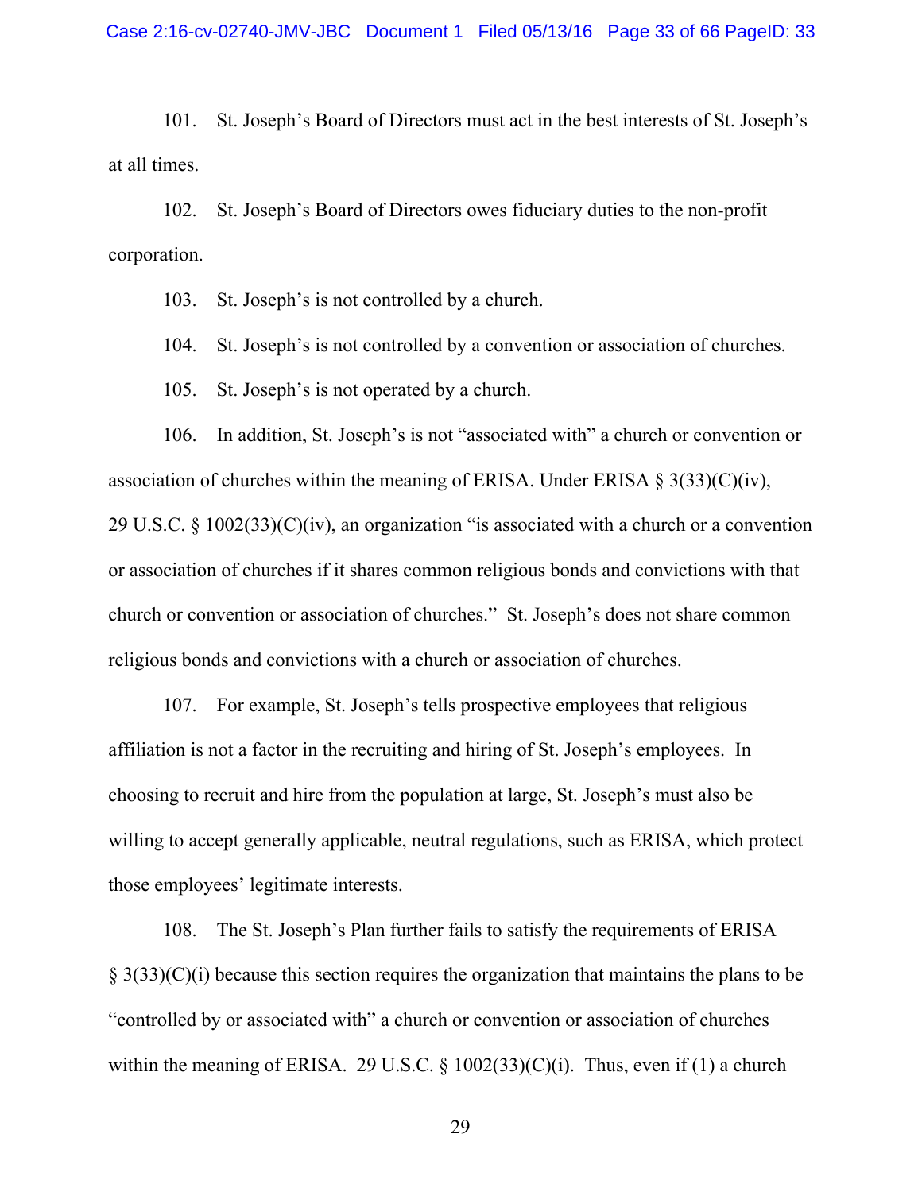101. St. Joseph's Board of Directors must act in the best interests of St. Joseph's at all times.

102. St. Joseph's Board of Directors owes fiduciary duties to the non-profit corporation.

103. St. Joseph's is not controlled by a church.

104. St. Joseph's is not controlled by a convention or association of churches.

105. St. Joseph's is not operated by a church.

106. In addition, St. Joseph's is not "associated with" a church or convention or association of churches within the meaning of ERISA. Under ERISA § 3(33)(C)(iv), 29 U.S.C. § 1002(33)(C)(iv), an organization "is associated with a church or a convention or association of churches if it shares common religious bonds and convictions with that church or convention or association of churches." St. Joseph's does not share common religious bonds and convictions with a church or association of churches.

107. For example, St. Joseph's tells prospective employees that religious affiliation is not a factor in the recruiting and hiring of St. Joseph's employees. In choosing to recruit and hire from the population at large, St. Joseph's must also be willing to accept generally applicable, neutral regulations, such as ERISA, which protect those employees' legitimate interests.

108. The St. Joseph's Plan further fails to satisfy the requirements of ERISA § 3(33)(C)(i) because this section requires the organization that maintains the plans to be "controlled by or associated with" a church or convention or association of churches within the meaning of ERISA. 29 U.S.C. § 1002(33)(C)(i). Thus, even if (1) a church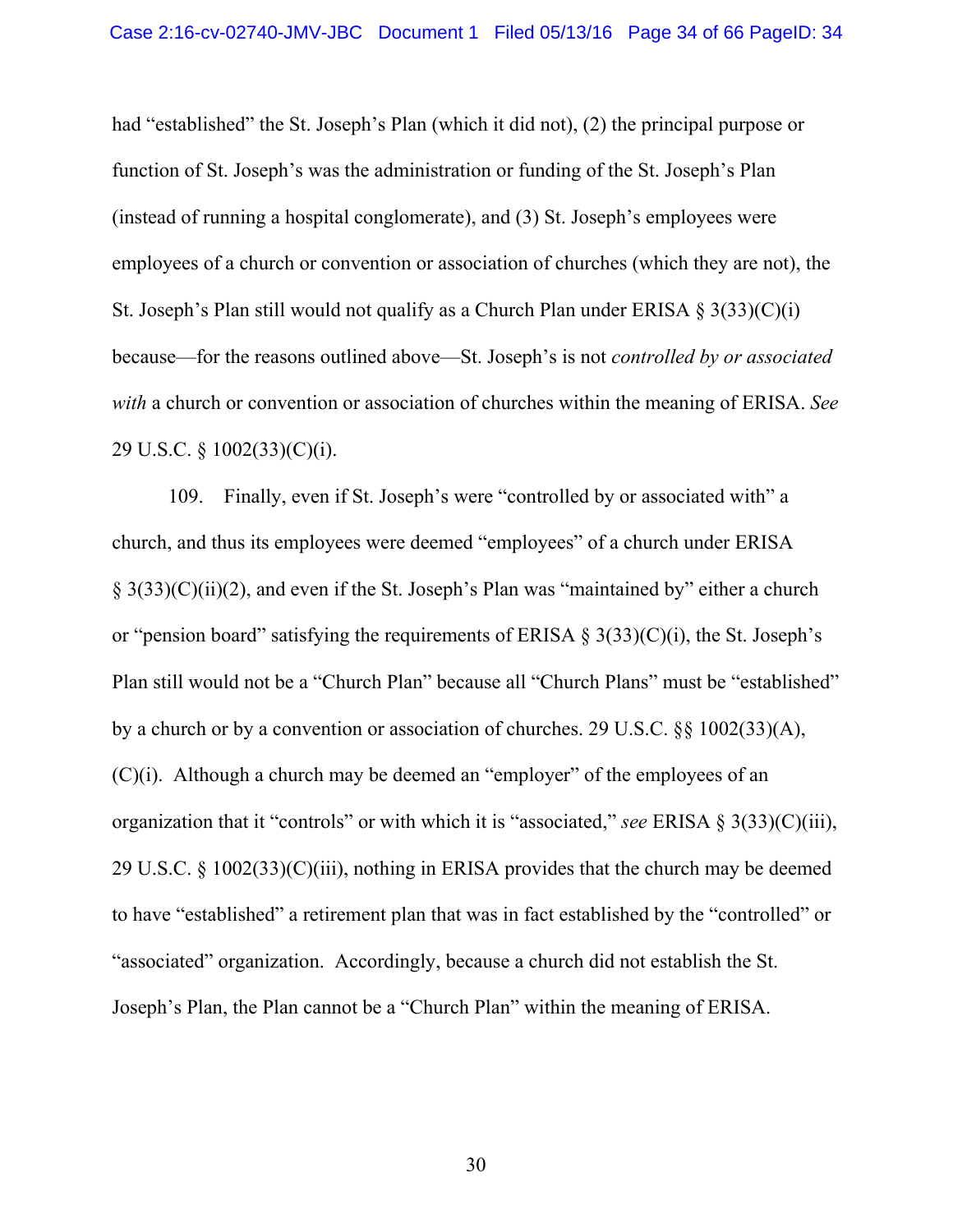had "established" the St. Joseph's Plan (which it did not), (2) the principal purpose or function of St. Joseph's was the administration or funding of the St. Joseph's Plan (instead of running a hospital conglomerate), and (3) St. Joseph's employees were employees of a church or convention or association of churches (which they are not), the St. Joseph's Plan still would not qualify as a Church Plan under ERISA § 3(33)(C)(i) because—for the reasons outlined above—St. Joseph's is not *controlled by or associated with* a church or convention or association of churches within the meaning of ERISA. *See* 29 U.S.C. § 1002(33)(C)(i).

109. Finally, even if St. Joseph's were "controlled by or associated with" a church, and thus its employees were deemed "employees" of a church under ERISA § 3(33)(C)(ii)(2), and even if the St. Joseph's Plan was "maintained by" either a church or "pension board" satisfying the requirements of ERISA § 3(33)(C)(i), the St. Joseph's Plan still would not be a "Church Plan" because all "Church Plans" must be "established" by a church or by a convention or association of churches. 29 U.S.C. §§ 1002(33)(A), (C)(i). Although a church may be deemed an "employer" of the employees of an organization that it "controls" or with which it is "associated," *see* ERISA § 3(33)(C)(iii), 29 U.S.C. § 1002(33)(C)(iii), nothing in ERISA provides that the church may be deemed to have "established" a retirement plan that was in fact established by the "controlled" or "associated" organization. Accordingly, because a church did not establish the St. Joseph's Plan, the Plan cannot be a "Church Plan" within the meaning of ERISA.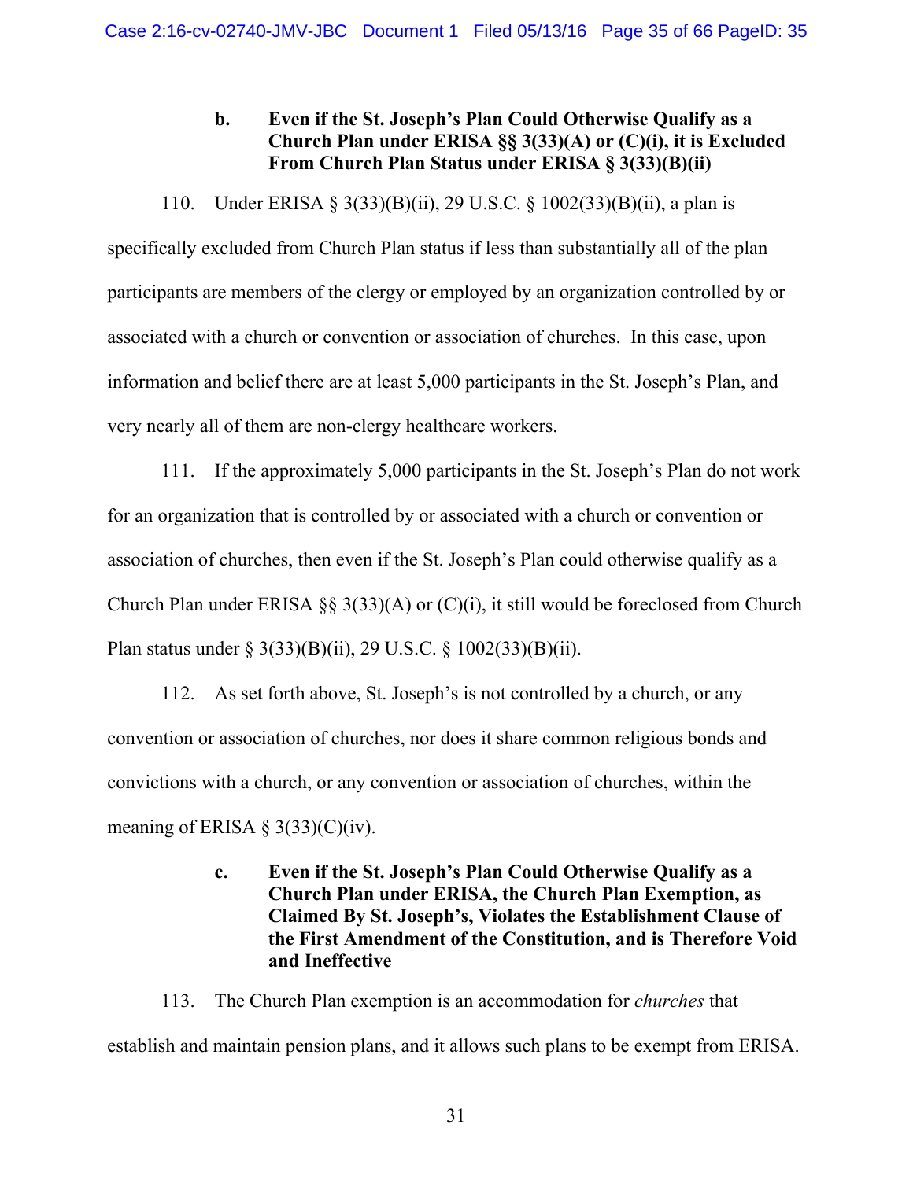**b. Even if the St. Joseph's Plan Could Otherwise Qualify as a Church Plan under ERISA §§ 3(33)(A) or (C)(i), it is Excluded From Church Plan Status under ERISA § 3(33)(B)(ii)**

110. Under ERISA § 3(33)(B)(ii), 29 U.S.C. § 1002(33)(B)(ii), a plan is specifically excluded from Church Plan status if less than substantially all of the plan participants are members of the clergy or employed by an organization controlled by or associated with a church or convention or association of churches. In this case, upon information and belief there are at least 5,000 participants in the St. Joseph's Plan, and very nearly all of them are non-clergy healthcare workers.

111. If the approximately 5,000 participants in the St. Joseph's Plan do not work for an organization that is controlled by or associated with a church or convention or association of churches, then even if the St. Joseph's Plan could otherwise qualify as a Church Plan under ERISA §§ 3(33)(A) or (C)(i), it still would be foreclosed from Church Plan status under § 3(33)(B)(ii), 29 U.S.C. § 1002(33)(B)(ii).

112. As set forth above, St. Joseph's is not controlled by a church, or any convention or association of churches, nor does it share common religious bonds and convictions with a church, or any convention or association of churches, within the meaning of ERISA § 3(33)(C)(iv).

**c. Even if the St. Joseph's Plan Could Otherwise Qualify as a Church Plan under ERISA, the Church Plan Exemption, as Claimed By St. Joseph's, Violates the Establishment Clause of the First Amendment of the Constitution, and is Therefore Void and Ineffective**

113. The Church Plan exemption is an accommodation for *churches* that establish and maintain pension plans, and it allows such plans to be exempt from ERISA.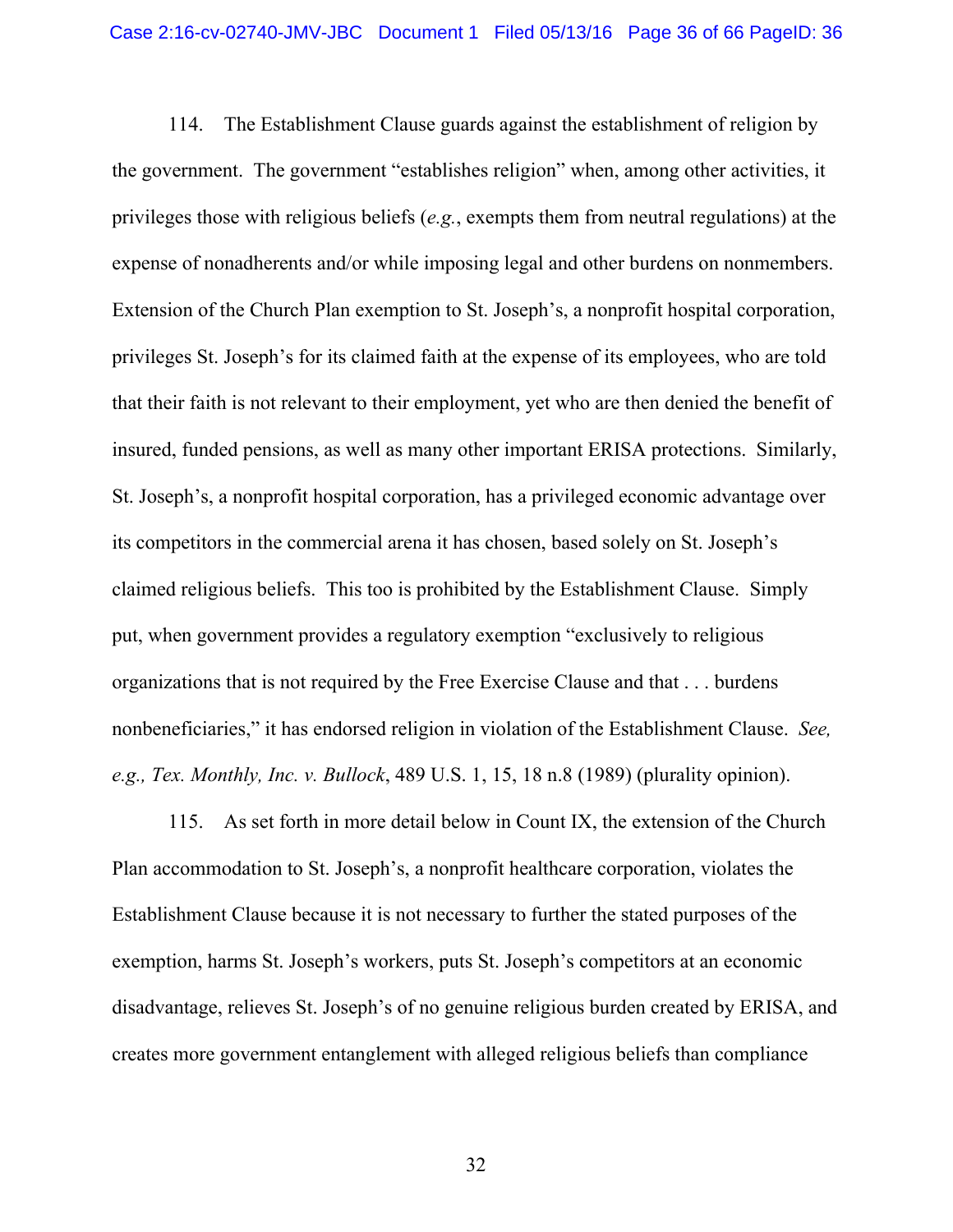114. The Establishment Clause guards against the establishment of religion by the government. The government "establishes religion" when, among other activities, it privileges those with religious beliefs (*e.g.*, exempts them from neutral regulations) at the expense of nonadherents and/or while imposing legal and other burdens on nonmembers. Extension of the Church Plan exemption to St. Joseph's, a nonprofit hospital corporation, privileges St. Joseph's for its claimed faith at the expense of its employees, who are told that their faith is not relevant to their employment, yet who are then denied the benefit of insured, funded pensions, as well as many other important ERISA protections. Similarly, St. Joseph's, a nonprofit hospital corporation, has a privileged economic advantage over its competitors in the commercial arena it has chosen, based solely on St. Joseph's claimed religious beliefs. This too is prohibited by the Establishment Clause. Simply put, when government provides a regulatory exemption "exclusively to religious organizations that is not required by the Free Exercise Clause and that . . . burdens nonbeneficiaries," it has endorsed religion in violation of the Establishment Clause. *See, e.g., Tex. Monthly, Inc. v. Bullock*, 489 U.S. 1, 15, 18 n.8 (1989) (plurality opinion).

115. As set forth in more detail below in Count IX, the extension of the Church Plan accommodation to St. Joseph's, a nonprofit healthcare corporation, violates the Establishment Clause because it is not necessary to further the stated purposes of the exemption, harms St. Joseph's workers, puts St. Joseph's competitors at an economic disadvantage, relieves St. Joseph's of no genuine religious burden created by ERISA, and creates more government entanglement with alleged religious beliefs than compliance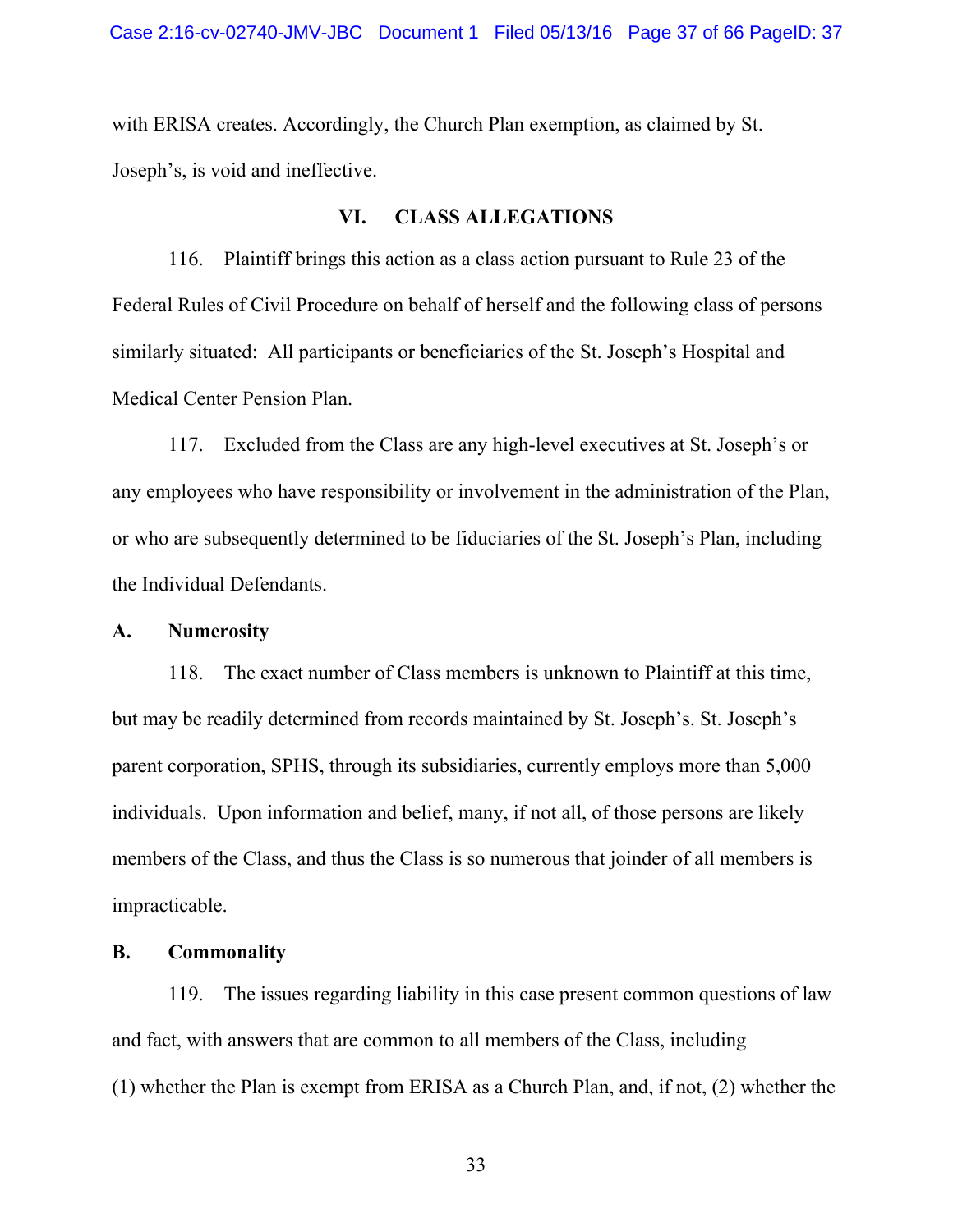with ERISA creates. Accordingly, the Church Plan exemption, as claimed by St. Joseph's, is void and ineffective.

## VI. CLASS ALLEGATIONS

116. Plaintiff brings this action as a class action pursuant to Rule 23 of the Federal Rules of Civil Procedure on behalf of herself and the following class of persons similarly situated: All participants or beneficiaries of the St. Joseph's Hospital and Medical Center Pension Plan.

117. Excluded from the Class are any high-level executives at St. Joseph's or any employees who have responsibility or involvement in the administration of the Plan, or who are subsequently determined to be fiduciaries of the St. Joseph's Plan, including the Individual Defendants.

### A. Numerosity

118. The exact number of Class members is unknown to Plaintiff at this time, but may be readily determined from records maintained by St. Joseph's. St. Joseph's parent corporation, SPHS, through its subsidiaries, currently employs more than 5,000 individuals. Upon information and belief, many, if not all, of those persons are likely members of the Class, and thus the Class is so numerous that joinder of all members is impracticable.

### B. Commonality

119. The issues regarding liability in this case present common questions of law and fact, with answers that are common to all members of the Class, including (1) whether the Plan is exempt from ERISA as a Church Plan, and, if not, (2) whether the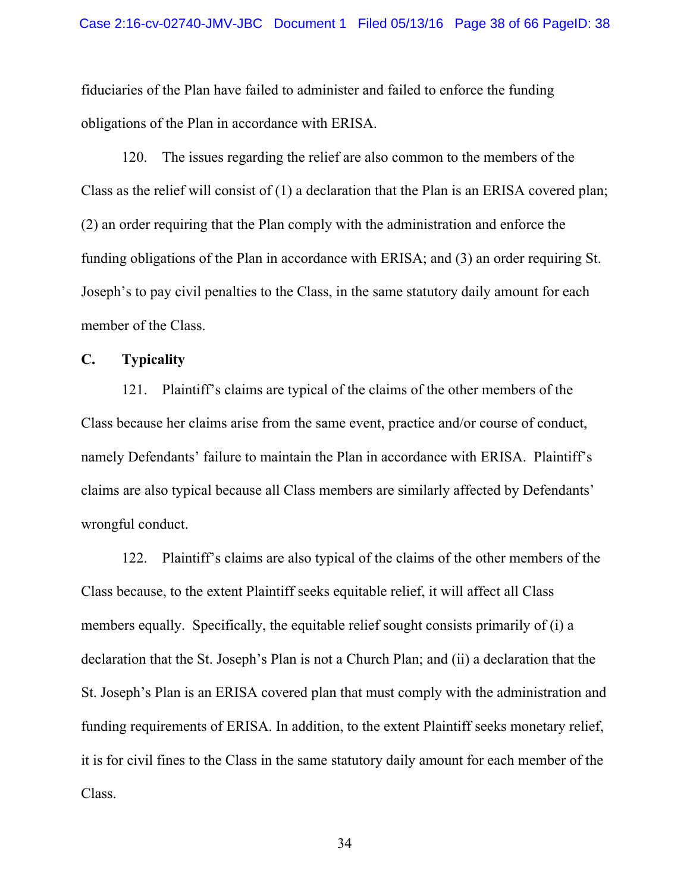fiduciaries of the Plan have failed to administer and failed to enforce the funding obligations of the Plan in accordance with ERISA.

120. The issues regarding the relief are also common to the members of the Class as the relief will consist of (1) a declaration that the Plan is an ERISA covered plan; (2) an order requiring that the Plan comply with the administration and enforce the funding obligations of the Plan in accordance with ERISA; and (3) an order requiring St. Joseph's to pay civil penalties to the Class, in the same statutory daily amount for each member of the Class.

**C. Typicality**

121. Plaintiff's claims are typical of the claims of the other members of the Class because her claims arise from the same event, practice and/or course of conduct, namely Defendants' failure to maintain the Plan in accordance with ERISA. Plaintiff's claims are also typical because all Class members are similarly affected by Defendants' wrongful conduct.

122. Plaintiff's claims are also typical of the claims of the other members of the Class because, to the extent Plaintiff seeks equitable relief, it will affect all Class members equally. Specifically, the equitable relief sought consists primarily of (i) a declaration that the St. Joseph's Plan is not a Church Plan; and (ii) a declaration that the St. Joseph's Plan is an ERISA covered plan that must comply with the administration and funding requirements of ERISA. In addition, to the extent Plaintiff seeks monetary relief, it is for civil fines to the Class in the same statutory daily amount for each member of the Class.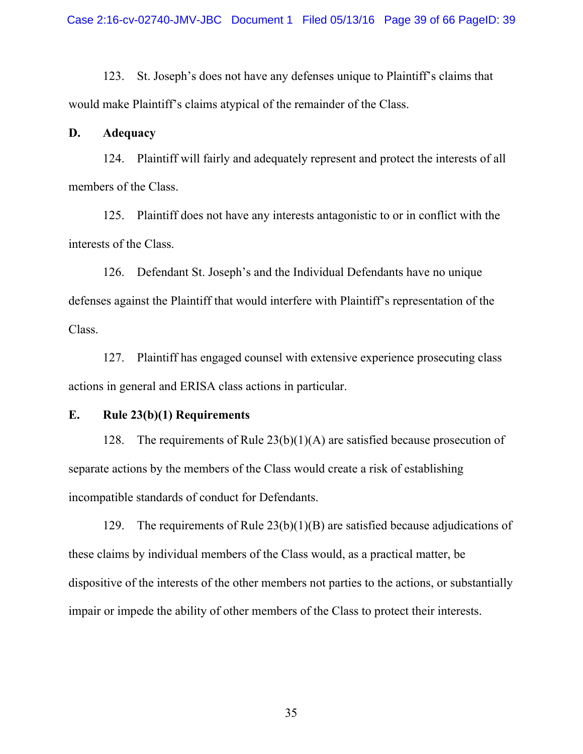123. St. Joseph's does not have any defenses unique to Plaintiff's claims that would make Plaintiff's claims atypical of the remainder of the Class.

### D. Adequacy

124. Plaintiff will fairly and adequately represent and protect the interests of all members of the Class.

125. Plaintiff does not have any interests antagonistic to or in conflict with the interests of the Class.

126. Defendant St. Joseph's and the Individual Defendants have no unique defenses against the Plaintiff that would interfere with Plaintiff's representation of the Class.

127. Plaintiff has engaged counsel with extensive experience prosecuting class actions in general and ERISA class actions in particular.

### E. Rule 23(b)(1) Requirements

128. The requirements of Rule 23(b)(1)(A) are satisfied because prosecution of separate actions by the members of the Class would create a risk of establishing incompatible standards of conduct for Defendants.

129. The requirements of Rule 23(b)(1)(B) are satisfied because adjudications of these claims by individual members of the Class would, as a practical matter, be dispositive of the interests of the other members not parties to the actions, or substantially impair or impede the ability of other members of the Class to protect their interests.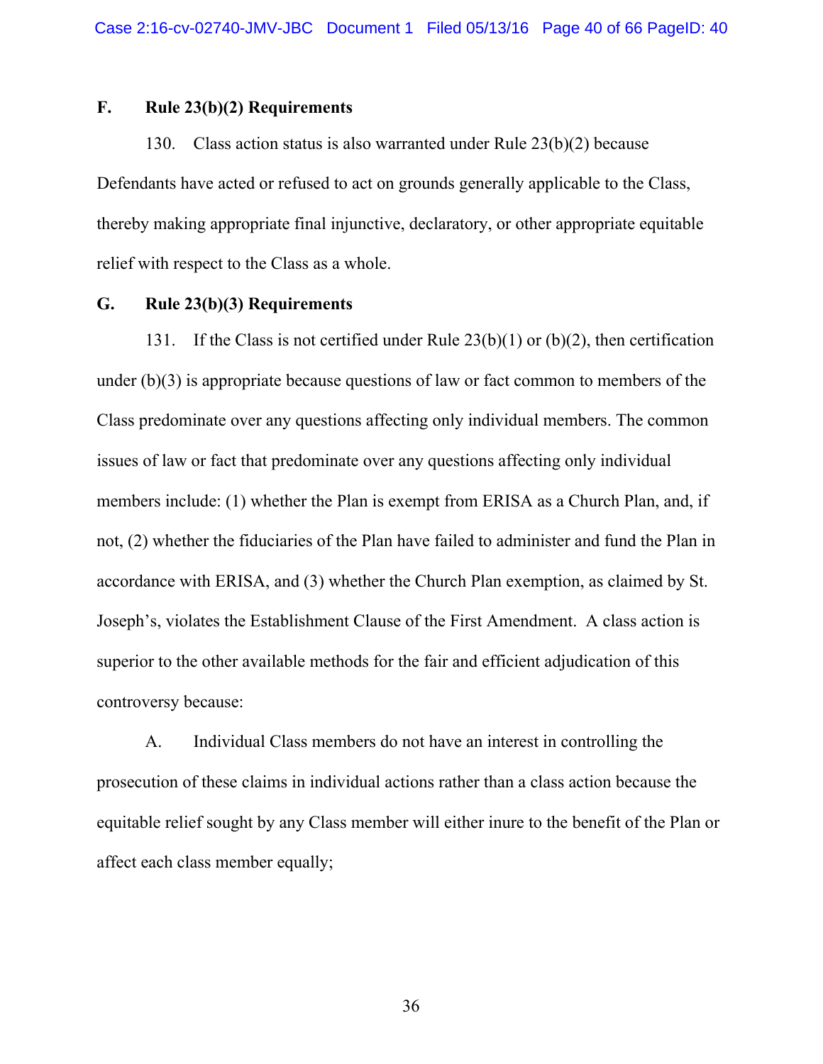### F. Rule 23(b)(2) Requirements

130. Class action status is also warranted under Rule 23(b)(2) because Defendants have acted or refused to act on grounds generally applicable to the Class, thereby making appropriate final injunctive, declaratory, or other appropriate equitable relief with respect to the Class as a whole.

### G. Rule 23(b)(3) Requirements

131. If the Class is not certified under Rule 23(b)(1) or (b)(2), then certification under (b)(3) is appropriate because questions of law or fact common to members of the Class predominate over any questions affecting only individual members. The common issues of law or fact that predominate over any questions affecting only individual members include: (1) whether the Plan is exempt from ERISA as a Church Plan, and, if not, (2) whether the fiduciaries of the Plan have failed to administer and fund the Plan in accordance with ERISA, and (3) whether the Church Plan exemption, as claimed by St. Joseph's, violates the Establishment Clause of the First Amendment. A class action is superior to the other available methods for the fair and efficient adjudication of this controversy because:

A. Individual Class members do not have an interest in controlling the prosecution of these claims in individual actions rather than a class action because the equitable relief sought by any Class member will either inure to the benefit of the Plan or affect each class member equally;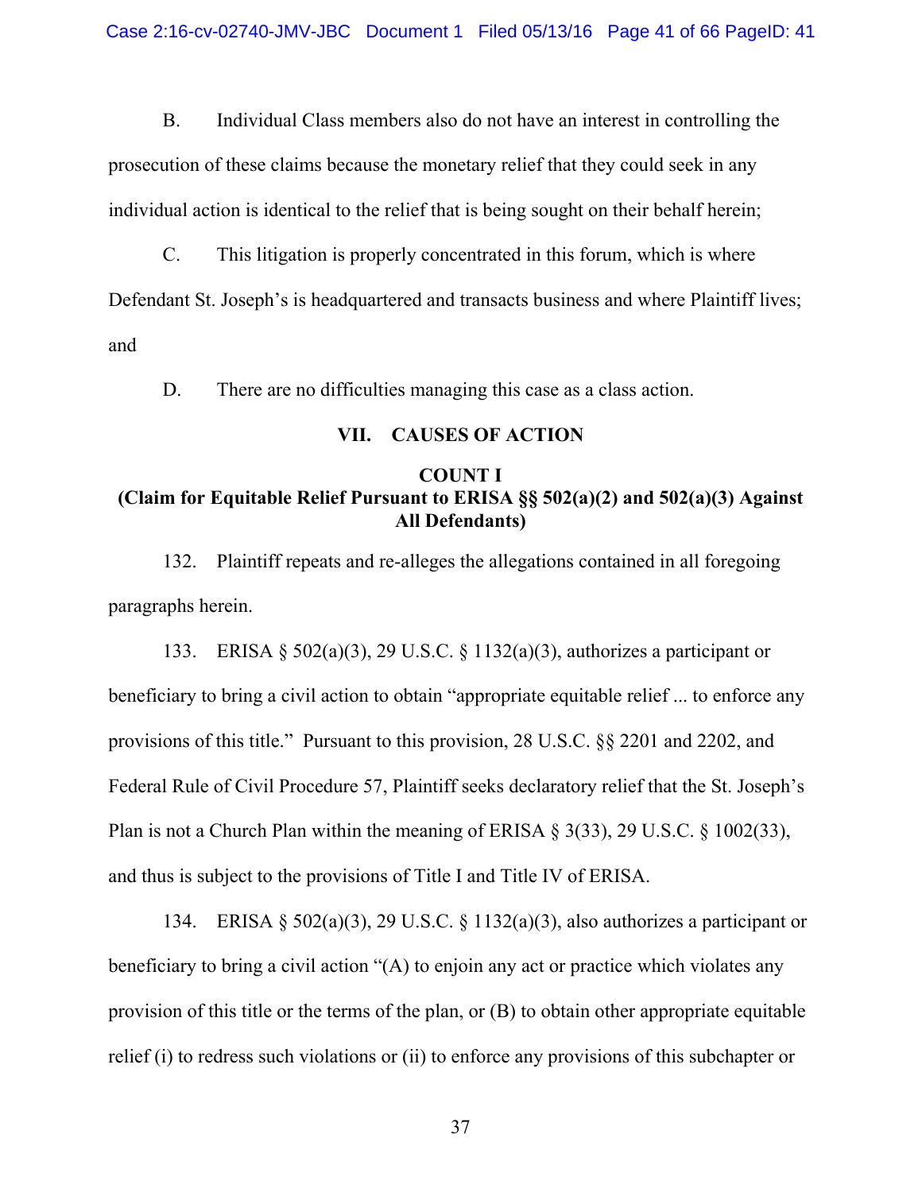B. Individual Class members also do not have an interest in controlling the prosecution of these claims because the monetary relief that they could seek in any individual action is identical to the relief that is being sought on their behalf herein;

C. This litigation is properly concentrated in this forum, which is where Defendant St. Joseph's is headquartered and transacts business and where Plaintiff lives; and

D. There are no difficulties managing this case as a class action.

## VII. CAUSES OF ACTION

### COUNT I
### (Claim for Equitable Relief Pursuant to ERISA §§ 502(a)(2) and 502(a)(3) Against All Defendants)

132. Plaintiff repeats and re-alleges the allegations contained in all foregoing paragraphs herein.

133. ERISA § 502(a)(3), 29 U.S.C. § 1132(a)(3), authorizes a participant or beneficiary to bring a civil action to obtain "appropriate equitable relief ... to enforce any provisions of this title." Pursuant to this provision, 28 U.S.C. §§ 2201 and 2202, and Federal Rule of Civil Procedure 57, Plaintiff seeks declaratory relief that the St. Joseph's Plan is not a Church Plan within the meaning of ERISA § 3(33), 29 U.S.C. § 1002(33), and thus is subject to the provisions of Title I and Title IV of ERISA.

134. ERISA § 502(a)(3), 29 U.S.C. § 1132(a)(3), also authorizes a participant or beneficiary to bring a civil action "(A) to enjoin any act or practice which violates any provision of this title or the terms of the plan, or (B) to obtain other appropriate equitable relief (i) to redress such violations or (ii) to enforce any provisions of this subchapter or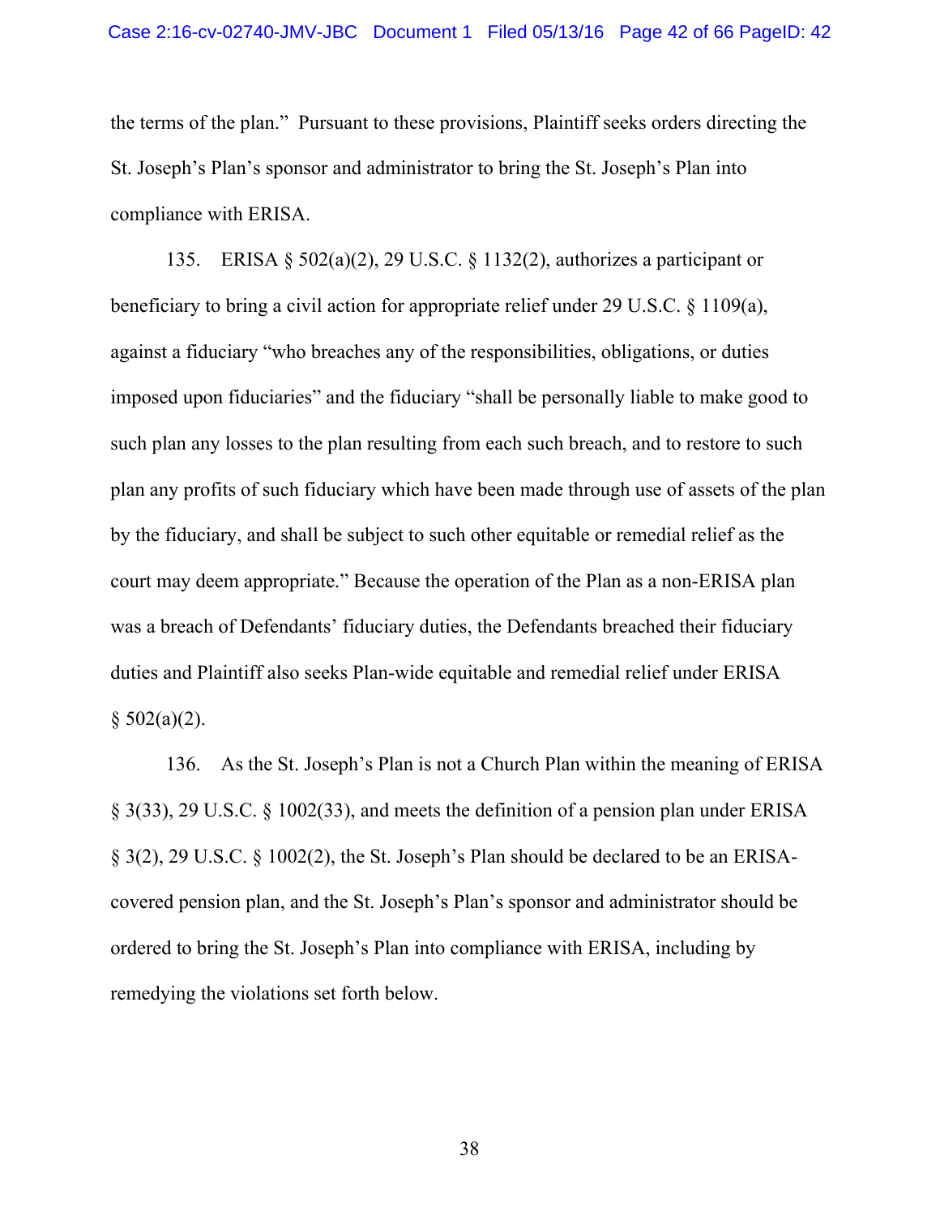the terms of the plan." Pursuant to these provisions, Plaintiff seeks orders directing the St. Joseph's Plan's sponsor and administrator to bring the St. Joseph's Plan into compliance with ERISA.

135. ERISA § 502(a)(2), 29 U.S.C. § 1132(2), authorizes a participant or beneficiary to bring a civil action for appropriate relief under 29 U.S.C. § 1109(a), against a fiduciary "who breaches any of the responsibilities, obligations, or duties imposed upon fiduciaries" and the fiduciary "shall be personally liable to make good to such plan any losses to the plan resulting from each such breach, and to restore to such plan any profits of such fiduciary which have been made through use of assets of the plan by the fiduciary, and shall be subject to such other equitable or remedial relief as the court may deem appropriate." Because the operation of the Plan as a non-ERISA plan was a breach of Defendants' fiduciary duties, the Defendants breached their fiduciary duties and Plaintiff also seeks Plan-wide equitable and remedial relief under ERISA § 502(a)(2).

136. As the St. Joseph's Plan is not a Church Plan within the meaning of ERISA § 3(33), 29 U.S.C. § 1002(33), and meets the definition of a pension plan under ERISA § 3(2), 29 U.S.C. § 1002(2), the St. Joseph's Plan should be declared to be an ERISA-covered pension plan, and the St. Joseph's Plan's sponsor and administrator should be ordered to bring the St. Joseph's Plan into compliance with ERISA, including by remedying the violations set forth below.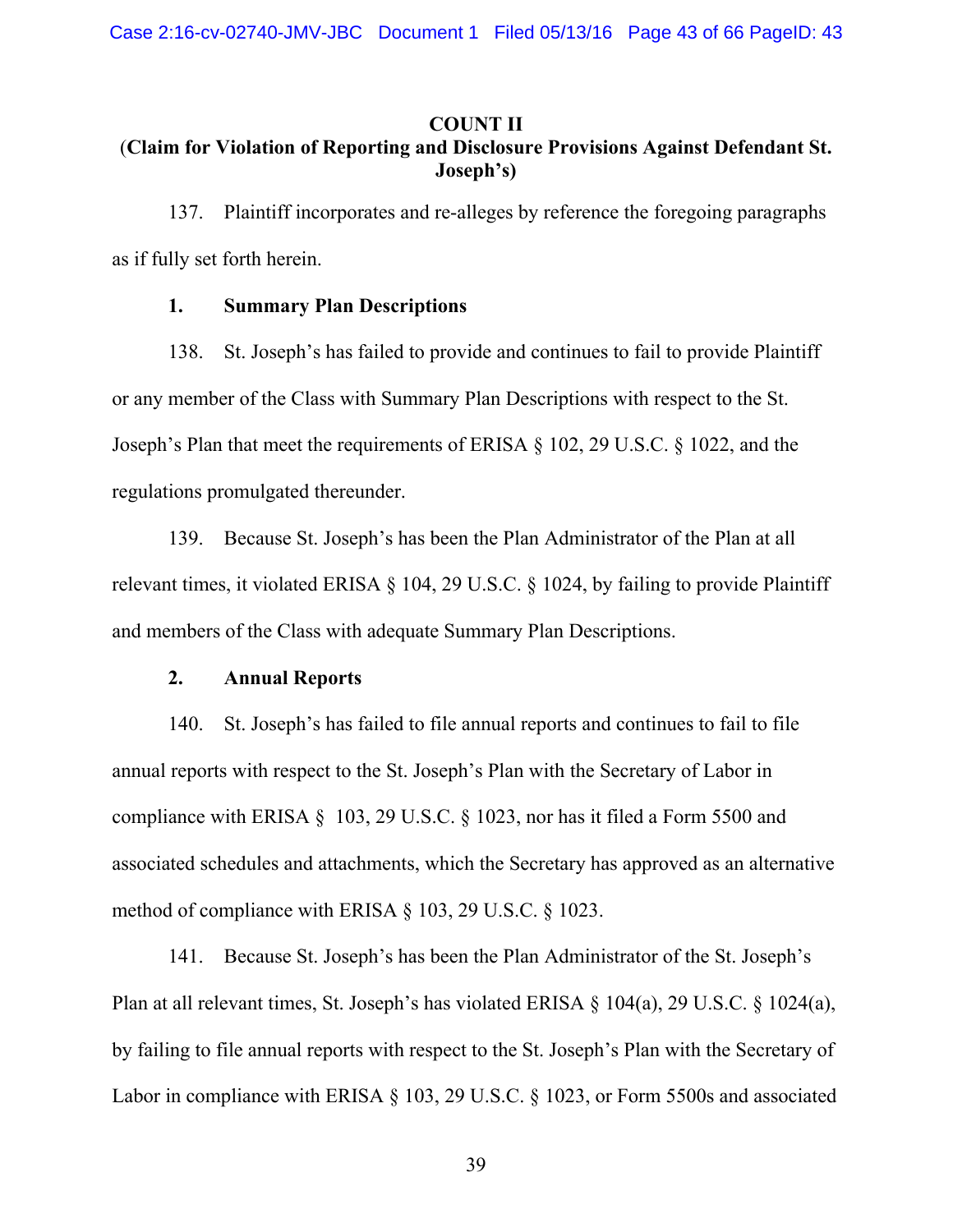**COUNT II**
**(Claim for Violation of Reporting and Disclosure Provisions Against Defendant St. Joseph's)**

137. Plaintiff incorporates and re-alleges by reference the foregoing paragraphs as if fully set forth herein.

**1. Summary Plan Descriptions**

138. St. Joseph's has failed to provide and continues to fail to provide Plaintiff or any member of the Class with Summary Plan Descriptions with respect to the St. Joseph's Plan that meet the requirements of ERISA § 102, 29 U.S.C. § 1022, and the regulations promulgated thereunder.

139. Because St. Joseph's has been the Plan Administrator of the Plan at all relevant times, it violated ERISA § 104, 29 U.S.C. § 1024, by failing to provide Plaintiff and members of the Class with adequate Summary Plan Descriptions.

**2. Annual Reports**

140. St. Joseph's has failed to file annual reports and continues to fail to file annual reports with respect to the St. Joseph's Plan with the Secretary of Labor in compliance with ERISA § 103, 29 U.S.C. § 1023, nor has it filed a Form 5500 and associated schedules and attachments, which the Secretary has approved as an alternative method of compliance with ERISA § 103, 29 U.S.C. § 1023.

141. Because St. Joseph's has been the Plan Administrator of the St. Joseph's Plan at all relevant times, St. Joseph's has violated ERISA § 104(a), 29 U.S.C. § 1024(a), by failing to file annual reports with respect to the St. Joseph's Plan with the Secretary of Labor in compliance with ERISA § 103, 29 U.S.C. § 1023, or Form 5500s and associated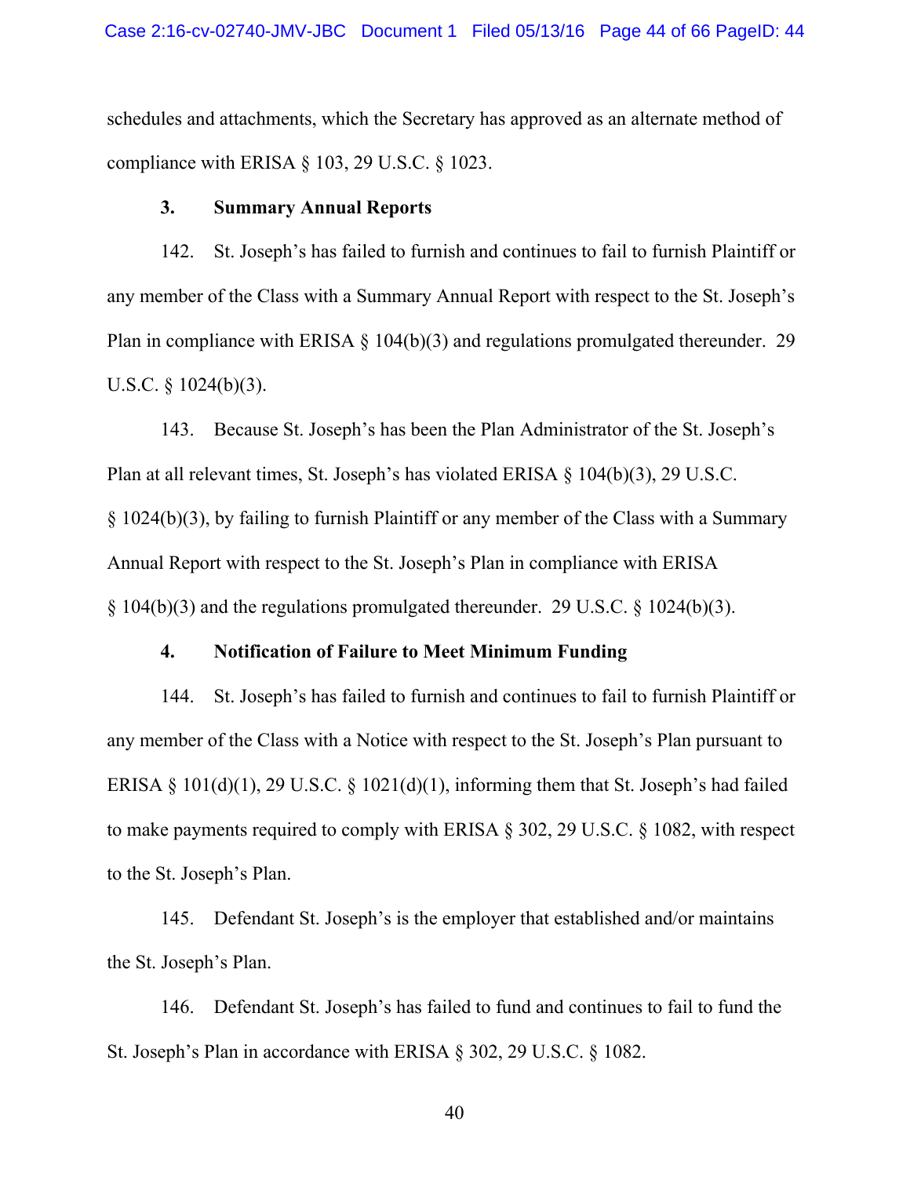schedules and attachments, which the Secretary has approved as an alternate method of compliance with ERISA § 103, 29 U.S.C. § 1023.

### 3. Summary Annual Reports

142. St. Joseph's has failed to furnish and continues to fail to furnish Plaintiff or any member of the Class with a Summary Annual Report with respect to the St. Joseph's Plan in compliance with ERISA § 104(b)(3) and regulations promulgated thereunder. 29 U.S.C. § 1024(b)(3).

143. Because St. Joseph's has been the Plan Administrator of the St. Joseph's Plan at all relevant times, St. Joseph's has violated ERISA § 104(b)(3), 29 U.S.C. § 1024(b)(3), by failing to furnish Plaintiff or any member of the Class with a Summary Annual Report with respect to the St. Joseph's Plan in compliance with ERISA § 104(b)(3) and the regulations promulgated thereunder. 29 U.S.C. § 1024(b)(3).

### 4. Notification of Failure to Meet Minimum Funding

144. St. Joseph's has failed to furnish and continues to fail to furnish Plaintiff or any member of the Class with a Notice with respect to the St. Joseph's Plan pursuant to ERISA § 101(d)(1), 29 U.S.C. § 1021(d)(1), informing them that St. Joseph's had failed to make payments required to comply with ERISA § 302, 29 U.S.C. § 1082, with respect to the St. Joseph's Plan.

145. Defendant St. Joseph's is the employer that established and/or maintains the St. Joseph's Plan.

146. Defendant St. Joseph's has failed to fund and continues to fail to fund the St. Joseph's Plan in accordance with ERISA § 302, 29 U.S.C. § 1082.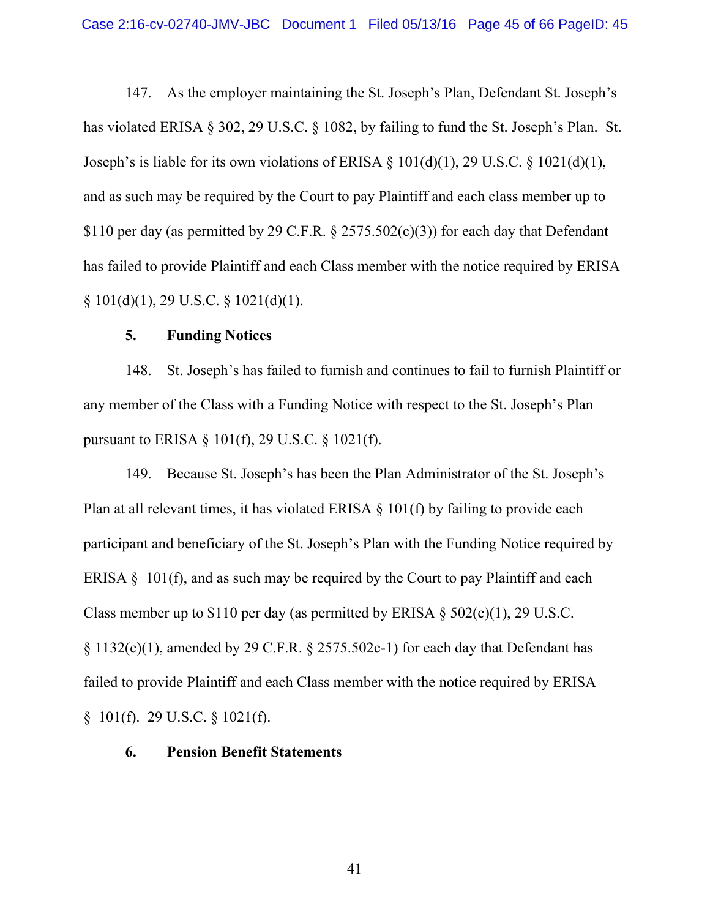147. As the employer maintaining the St. Joseph's Plan, Defendant St. Joseph's has violated ERISA § 302, 29 U.S.C. § 1082, by failing to fund the St. Joseph's Plan. St. Joseph's is liable for its own violations of ERISA § 101(d)(1), 29 U.S.C. § 1021(d)(1), and as such may be required by the Court to pay Plaintiff and each class member up to $110 per day (as permitted by 29 C.F.R. § 2575.502(c)(3)) for each day that Defendant has failed to provide Plaintiff and each Class member with the notice required by ERISA § 101(d)(1), 29 U.S.C. § 1021(d)(1).

**5. Funding Notices**

148. St. Joseph's has failed to furnish and continues to fail to furnish Plaintiff or any member of the Class with a Funding Notice with respect to the St. Joseph's Plan pursuant to ERISA § 101(f), 29 U.S.C. § 1021(f).

149. Because St. Joseph's has been the Plan Administrator of the St. Joseph's Plan at all relevant times, it has violated ERISA § 101(f) by failing to provide each participant and beneficiary of the St. Joseph's Plan with the Funding Notice required by ERISA § 101(f), and as such may be required by the Court to pay Plaintiff and each Class member up to $110 per day (as permitted by ERISA § 502(c)(1), 29 U.S.C. § 1132(c)(1), amended by 29 C.F.R. § 2575.502c-1) for each day that Defendant has failed to provide Plaintiff and each Class member with the notice required by ERISA § 101(f). 29 U.S.C. § 1021(f).

**6. Pension Benefit Statements**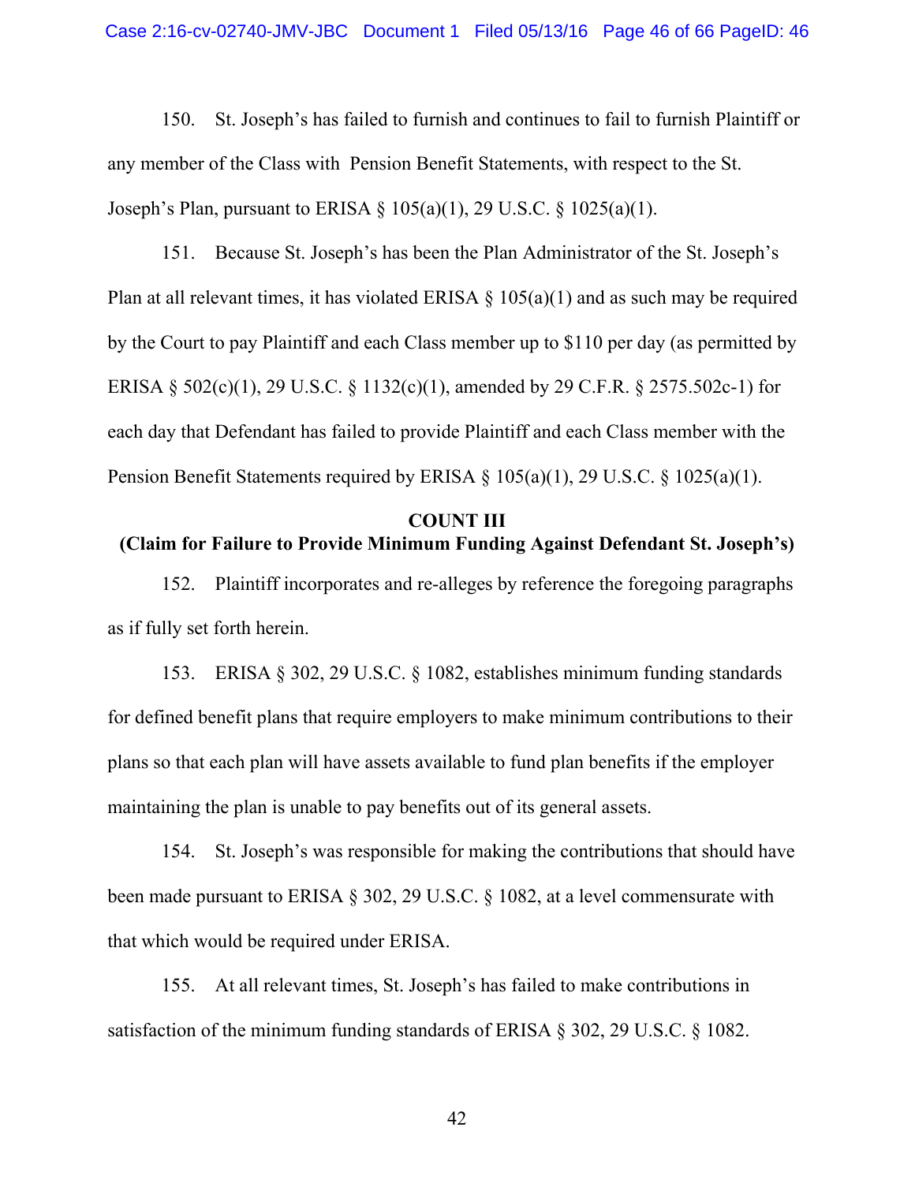150. St. Joseph's has failed to furnish and continues to fail to furnish Plaintiff or any member of the Class with Pension Benefit Statements, with respect to the St. Joseph's Plan, pursuant to ERISA § 105(a)(1), 29 U.S.C. § 1025(a)(1).

151. Because St. Joseph's has been the Plan Administrator of the St. Joseph's Plan at all relevant times, it has violated ERISA § 105(a)(1) and as such may be required by the Court to pay Plaintiff and each Class member up to $110 per day (as permitted by ERISA § 502(c)(1), 29 U.S.C. § 1132(c)(1), amended by 29 C.F.R. § 2575.502c-1) for each day that Defendant has failed to provide Plaintiff and each Class member with the Pension Benefit Statements required by ERISA § 105(a)(1), 29 U.S.C. § 1025(a)(1).

**COUNT III**
**(Claim for Failure to Provide Minimum Funding Against Defendant St. Joseph's)**

152. Plaintiff incorporates and re-alleges by reference the foregoing paragraphs as if fully set forth herein.

153. ERISA § 302, 29 U.S.C. § 1082, establishes minimum funding standards for defined benefit plans that require employers to make minimum contributions to their plans so that each plan will have assets available to fund plan benefits if the employer maintaining the plan is unable to pay benefits out of its general assets.

154. St. Joseph's was responsible for making the contributions that should have been made pursuant to ERISA § 302, 29 U.S.C. § 1082, at a level commensurate with that which would be required under ERISA.

155. At all relevant times, St. Joseph's has failed to make contributions in satisfaction of the minimum funding standards of ERISA § 302, 29 U.S.C. § 1082.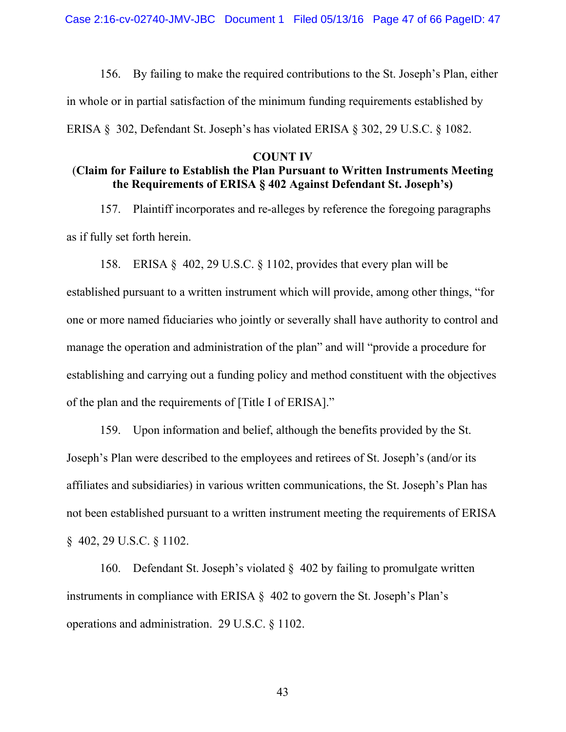156. By failing to make the required contributions to the St. Joseph's Plan, either in whole or in partial satisfaction of the minimum funding requirements established by ERISA § 302, Defendant St. Joseph's has violated ERISA § 302, 29 U.S.C. § 1082.

**COUNT IV**

**(Claim for Failure to Establish the Plan Pursuant to Written Instruments Meeting the Requirements of ERISA § 402 Against Defendant St. Joseph's)**

157. Plaintiff incorporates and re-alleges by reference the foregoing paragraphs as if fully set forth herein.

158. ERISA § 402, 29 U.S.C. § 1102, provides that every plan will be established pursuant to a written instrument which will provide, among other things, "for one or more named fiduciaries who jointly or severally shall have authority to control and manage the operation and administration of the plan" and will "provide a procedure for establishing and carrying out a funding policy and method constituent with the objectives of the plan and the requirements of [Title I of ERISA]."

159. Upon information and belief, although the benefits provided by the St. Joseph's Plan were described to the employees and retirees of St. Joseph's (and/or its affiliates and subsidiaries) in various written communications, the St. Joseph's Plan has not been established pursuant to a written instrument meeting the requirements of ERISA § 402, 29 U.S.C. § 1102.

160. Defendant St. Joseph's violated § 402 by failing to promulgate written instruments in compliance with ERISA § 402 to govern the St. Joseph's Plan's operations and administration. 29 U.S.C. § 1102.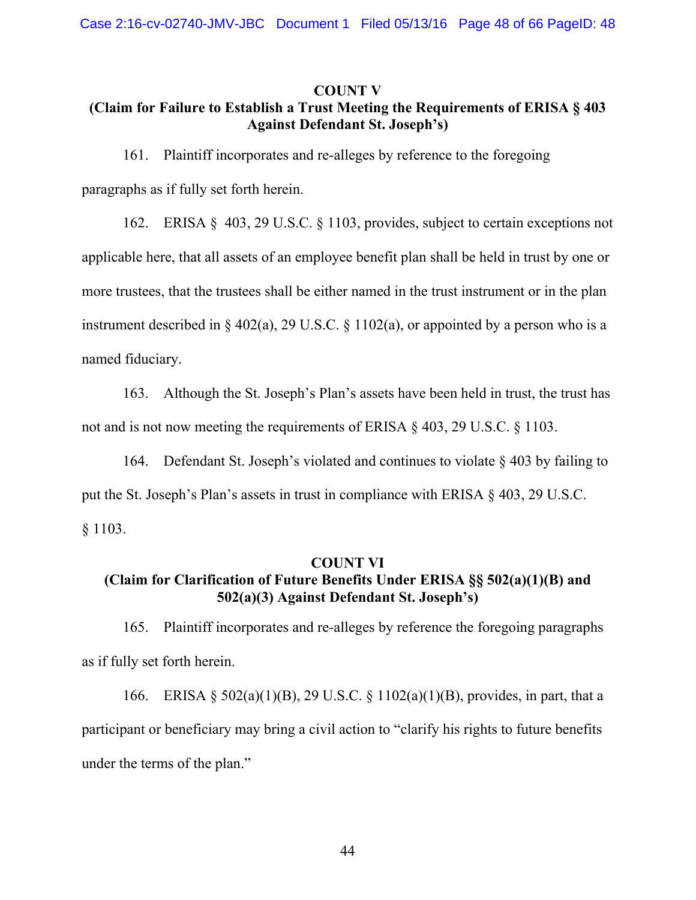**COUNT V**
**(Claim for Failure to Establish a Trust Meeting the Requirements of ERISA § 403 Against Defendant St. Joseph's)**

161. Plaintiff incorporates and re-alleges by reference to the foregoing paragraphs as if fully set forth herein.

162. ERISA § 403, 29 U.S.C. § 1103, provides, subject to certain exceptions not applicable here, that all assets of an employee benefit plan shall be held in trust by one or more trustees, that the trustees shall be either named in the trust instrument or in the plan instrument described in § 402(a), 29 U.S.C. § 1102(a), or appointed by a person who is a named fiduciary.

163. Although the St. Joseph's Plan's assets have been held in trust, the trust has not and is not now meeting the requirements of ERISA § 403, 29 U.S.C. § 1103.

164. Defendant St. Joseph's violated and continues to violate § 403 by failing to put the St. Joseph's Plan's assets in trust in compliance with ERISA § 403, 29 U.S.C. § 1103.

**COUNT VI**
**(Claim for Clarification of Future Benefits Under ERISA §§ 502(a)(1)(B) and 502(a)(3) Against Defendant St. Joseph's)**

165. Plaintiff incorporates and re-alleges by reference the foregoing paragraphs as if fully set forth herein.

166. ERISA § 502(a)(1)(B), 29 U.S.C. § 1102(a)(1)(B), provides, in part, that a participant or beneficiary may bring a civil action to "clarify his rights to future benefits under the terms of the plan."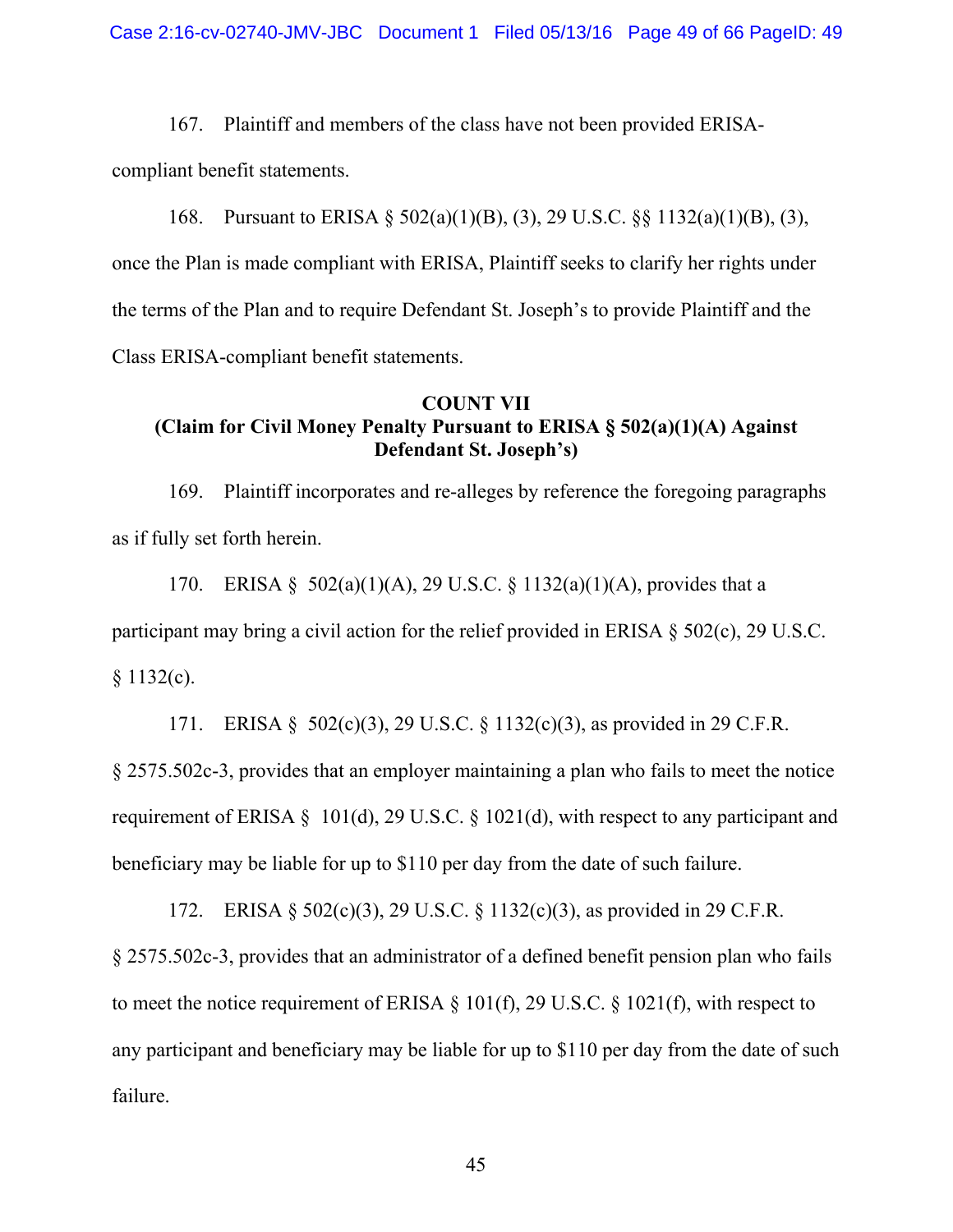167. Plaintiff and members of the class have not been provided ERISA-compliant benefit statements.

168. Pursuant to ERISA § 502(a)(1)(B), (3), 29 U.S.C. §§ 1132(a)(1)(B), (3), once the Plan is made compliant with ERISA, Plaintiff seeks to clarify her rights under the terms of the Plan and to require Defendant St. Joseph's to provide Plaintiff and the Class ERISA-compliant benefit statements.

**COUNT VII**
**(Claim for Civil Money Penalty Pursuant to ERISA § 502(a)(1)(A) Against Defendant St. Joseph's)**

169. Plaintiff incorporates and re-alleges by reference the foregoing paragraphs as if fully set forth herein.

170. ERISA § 502(a)(1)(A), 29 U.S.C. § 1132(a)(1)(A), provides that a participant may bring a civil action for the relief provided in ERISA § 502(c), 29 U.S.C. § 1132(c).

171. ERISA § 502(c)(3), 29 U.S.C. § 1132(c)(3), as provided in 29 C.F.R. § 2575.502c-3, provides that an employer maintaining a plan who fails to meet the notice requirement of ERISA § 101(d), 29 U.S.C. § 1021(d), with respect to any participant and beneficiary may be liable for up to $110 per day from the date of such failure.

172. ERISA § 502(c)(3), 29 U.S.C. § 1132(c)(3), as provided in 29 C.F.R. § 2575.502c-3, provides that an administrator of a defined benefit pension plan who fails to meet the notice requirement of ERISA § 101(f), 29 U.S.C. § 1021(f), with respect to any participant and beneficiary may be liable for up to $110 per day from the date of such failure.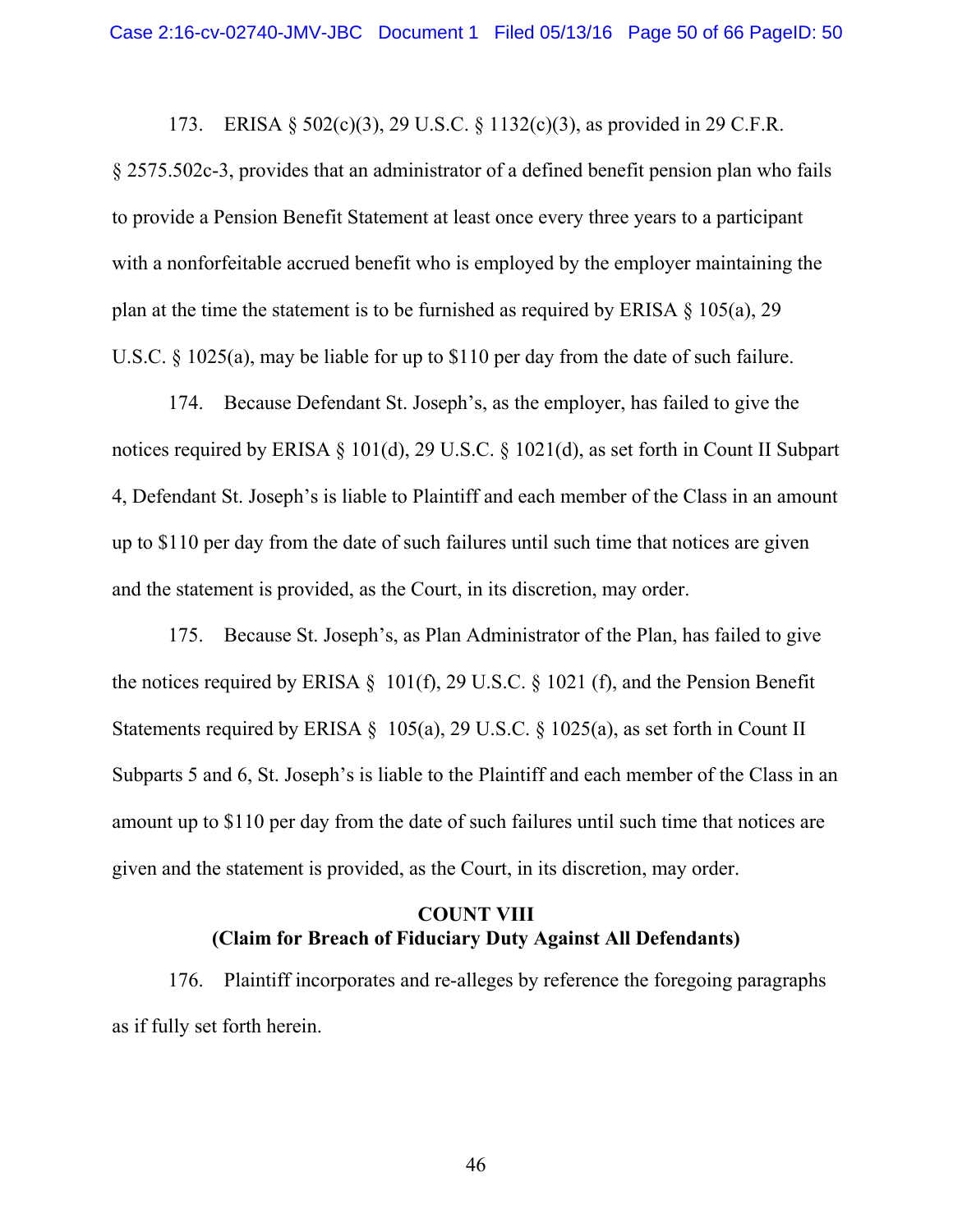173. ERISA § 502(c)(3), 29 U.S.C. § 1132(c)(3), as provided in 29 C.F.R. § 2575.502c-3, provides that an administrator of a defined benefit pension plan who fails to provide a Pension Benefit Statement at least once every three years to a participant with a nonforfeitable accrued benefit who is employed by the employer maintaining the plan at the time the statement is to be furnished as required by ERISA § 105(a), 29 U.S.C. § 1025(a), may be liable for up to $110 per day from the date of such failure.

174. Because Defendant St. Joseph's, as the employer, has failed to give the notices required by ERISA § 101(d), 29 U.S.C. § 1021(d), as set forth in Count II Subpart 4, Defendant St. Joseph's is liable to Plaintiff and each member of the Class in an amount up to $110 per day from the date of such failures until such time that notices are given and the statement is provided, as the Court, in its discretion, may order.

175. Because St. Joseph's, as Plan Administrator of the Plan, has failed to give the notices required by ERISA § 101(f), 29 U.S.C. § 1021 (f), and the Pension Benefit Statements required by ERISA § 105(a), 29 U.S.C. § 1025(a), as set forth in Count II Subparts 5 and 6, St. Joseph's is liable to the Plaintiff and each member of the Class in an amount up to $110 per day from the date of such failures until such time that notices are given and the statement is provided, as the Court, in its discretion, may order.

**COUNT VIII**
**(Claim for Breach of Fiduciary Duty Against All Defendants)**

176. Plaintiff incorporates and re-alleges by reference the foregoing paragraphs as if fully set forth herein.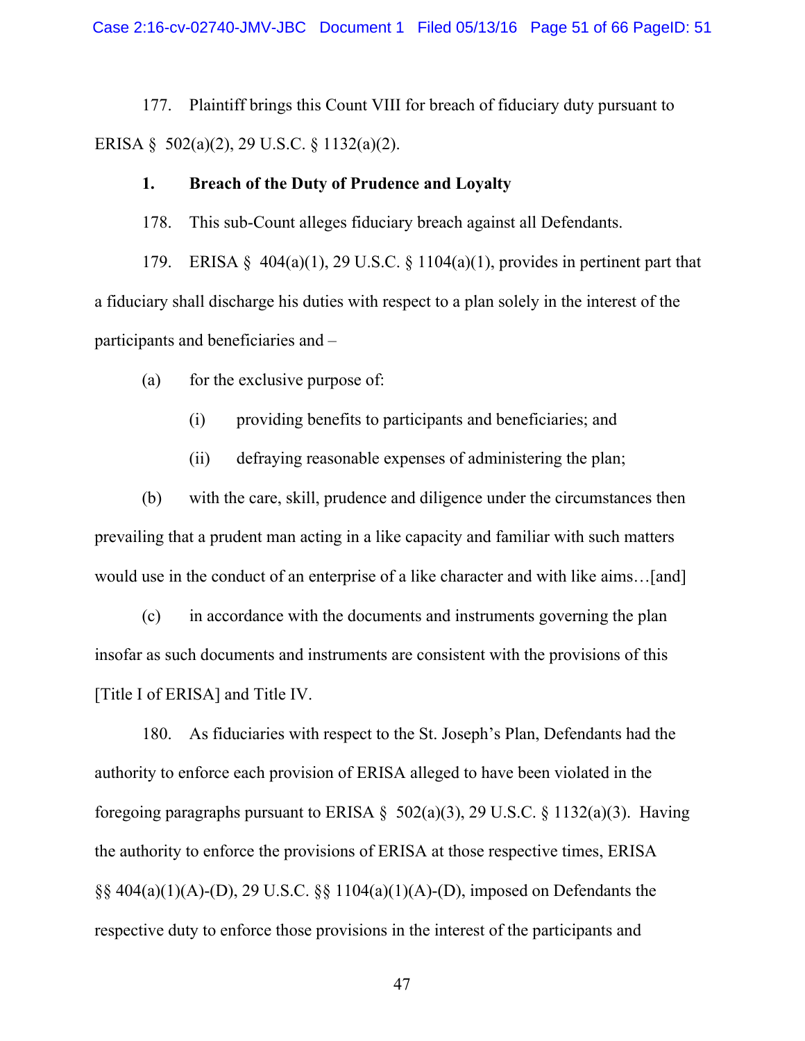177. Plaintiff brings this Count VIII for breach of fiduciary duty pursuant to ERISA § 502(a)(2), 29 U.S.C. § 1132(a)(2).

**1. Breach of the Duty of Prudence and Loyalty**

178. This sub-Count alleges fiduciary breach against all Defendants.

179. ERISA § 404(a)(1), 29 U.S.C. § 1104(a)(1), provides in pertinent part that a fiduciary shall discharge his duties with respect to a plan solely in the interest of the participants and beneficiaries and –

(a) for the exclusive purpose of:

(i) providing benefits to participants and beneficiaries; and

(ii) defraying reasonable expenses of administering the plan;

(b) with the care, skill, prudence and diligence under the circumstances then prevailing that a prudent man acting in a like capacity and familiar with such matters would use in the conduct of an enterprise of a like character and with like aims…[and]

(c) in accordance with the documents and instruments governing the plan insofar as such documents and instruments are consistent with the provisions of this [Title I of ERISA] and Title IV.

180. As fiduciaries with respect to the St. Joseph's Plan, Defendants had the authority to enforce each provision of ERISA alleged to have been violated in the foregoing paragraphs pursuant to ERISA § 502(a)(3), 29 U.S.C. § 1132(a)(3). Having the authority to enforce the provisions of ERISA at those respective times, ERISA §§ 404(a)(1)(A)-(D), 29 U.S.C. §§ 1104(a)(1)(A)-(D), imposed on Defendants the respective duty to enforce those provisions in the interest of the participants and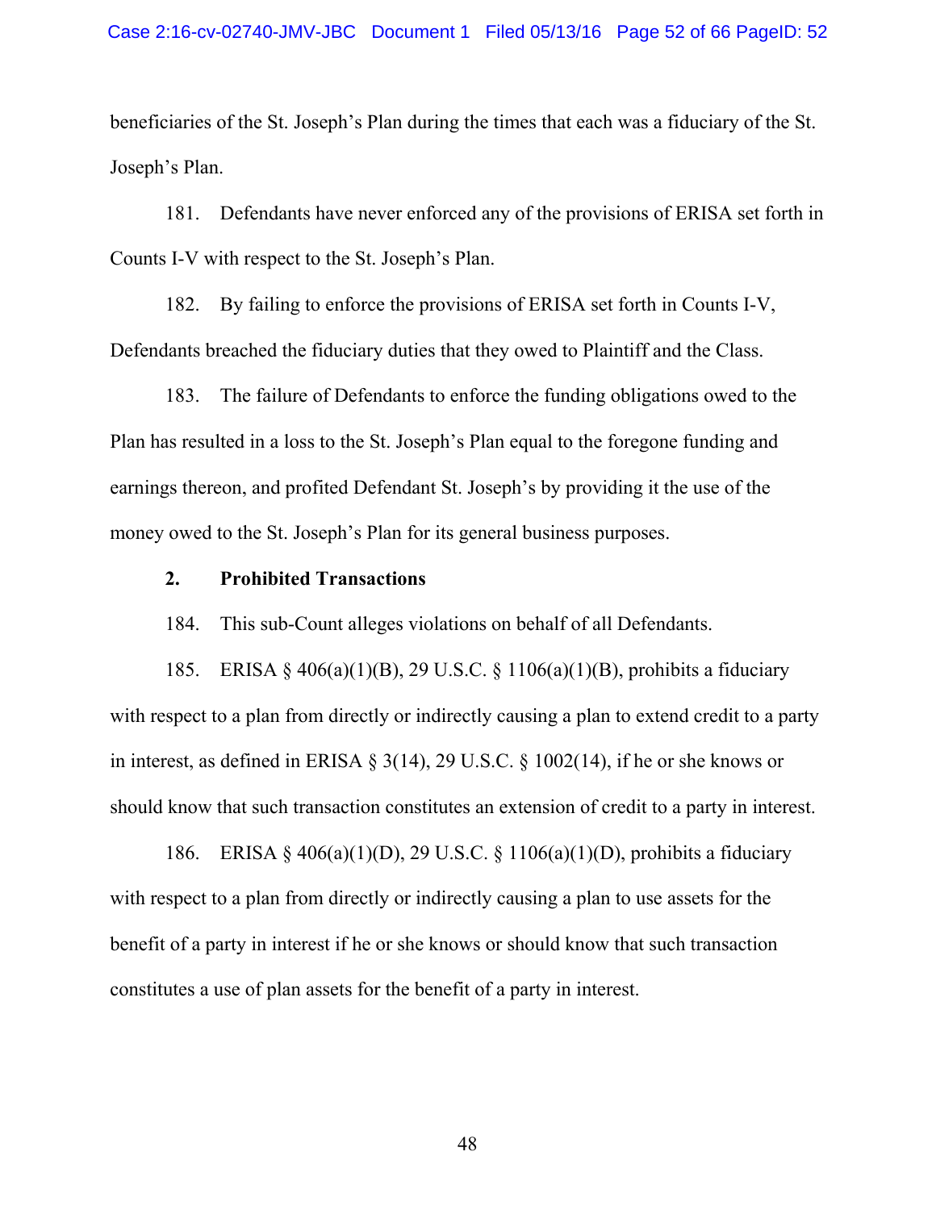beneficiaries of the St. Joseph's Plan during the times that each was a fiduciary of the St. Joseph's Plan.

181. Defendants have never enforced any of the provisions of ERISA set forth in Counts I-V with respect to the St. Joseph's Plan.

182. By failing to enforce the provisions of ERISA set forth in Counts I-V, Defendants breached the fiduciary duties that they owed to Plaintiff and the Class.

183. The failure of Defendants to enforce the funding obligations owed to the Plan has resulted in a loss to the St. Joseph's Plan equal to the foregone funding and earnings thereon, and profited Defendant St. Joseph's by providing it the use of the money owed to the St. Joseph's Plan for its general business purposes.

**2. Prohibited Transactions**

184. This sub-Count alleges violations on behalf of all Defendants.

185. ERISA § 406(a)(1)(B), 29 U.S.C. § 1106(a)(1)(B), prohibits a fiduciary with respect to a plan from directly or indirectly causing a plan to extend credit to a party in interest, as defined in ERISA § 3(14), 29 U.S.C. § 1002(14), if he or she knows or should know that such transaction constitutes an extension of credit to a party in interest.

186. ERISA § 406(a)(1)(D), 29 U.S.C. § 1106(a)(1)(D), prohibits a fiduciary with respect to a plan from directly or indirectly causing a plan to use assets for the benefit of a party in interest if he or she knows or should know that such transaction constitutes a use of plan assets for the benefit of a party in interest.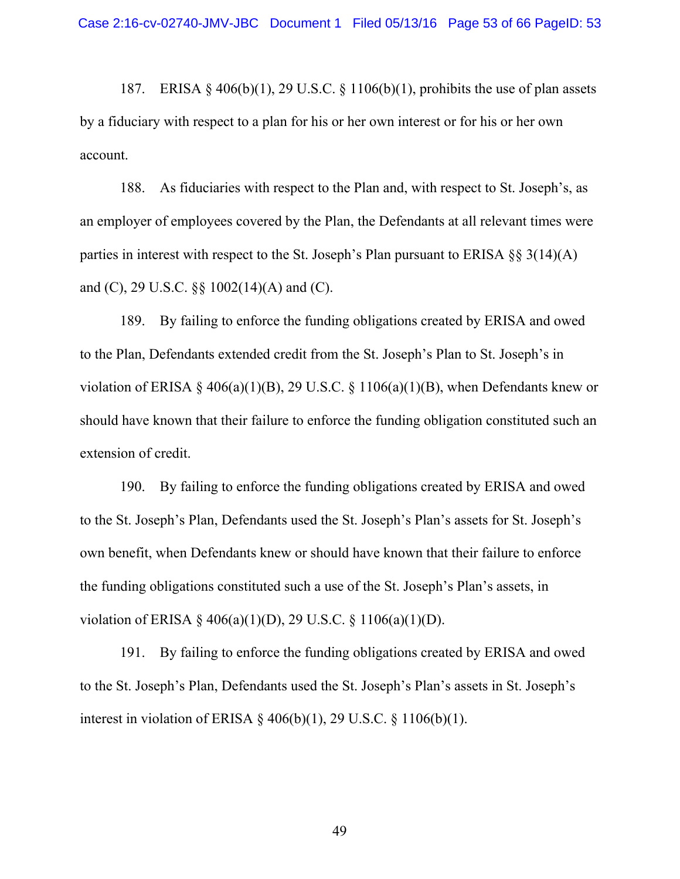187. ERISA § 406(b)(1), 29 U.S.C. § 1106(b)(1), prohibits the use of plan assets by a fiduciary with respect to a plan for his or her own interest or for his or her own account.

188. As fiduciaries with respect to the Plan and, with respect to St. Joseph's, as an employer of employees covered by the Plan, the Defendants at all relevant times were parties in interest with respect to the St. Joseph's Plan pursuant to ERISA §§ 3(14)(A) and (C), 29 U.S.C. §§ 1002(14)(A) and (C).

189. By failing to enforce the funding obligations created by ERISA and owed to the Plan, Defendants extended credit from the St. Joseph's Plan to St. Joseph's in violation of ERISA § 406(a)(1)(B), 29 U.S.C. § 1106(a)(1)(B), when Defendants knew or should have known that their failure to enforce the funding obligation constituted such an extension of credit.

190. By failing to enforce the funding obligations created by ERISA and owed to the St. Joseph's Plan, Defendants used the St. Joseph's Plan's assets for St. Joseph's own benefit, when Defendants knew or should have known that their failure to enforce the funding obligations constituted such a use of the St. Joseph's Plan's assets, in violation of ERISA § 406(a)(1)(D), 29 U.S.C. § 1106(a)(1)(D).

191. By failing to enforce the funding obligations created by ERISA and owed to the St. Joseph's Plan, Defendants used the St. Joseph's Plan's assets in St. Joseph's interest in violation of ERISA § 406(b)(1), 29 U.S.C. § 1106(b)(1).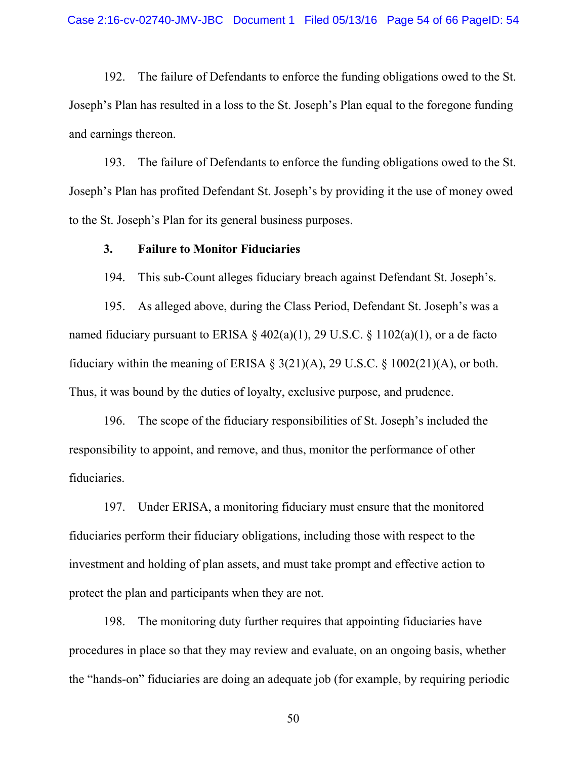192. The failure of Defendants to enforce the funding obligations owed to the St. Joseph's Plan has resulted in a loss to the St. Joseph's Plan equal to the foregone funding and earnings thereon.

193. The failure of Defendants to enforce the funding obligations owed to the St. Joseph's Plan has profited Defendant St. Joseph's by providing it the use of money owed to the St. Joseph's Plan for its general business purposes.

### 3. Failure to Monitor Fiduciaries

194. This sub-Count alleges fiduciary breach against Defendant St. Joseph's.

195. As alleged above, during the Class Period, Defendant St. Joseph's was a named fiduciary pursuant to ERISA § 402(a)(1), 29 U.S.C. § 1102(a)(1), or a de facto fiduciary within the meaning of ERISA § 3(21)(A), 29 U.S.C. § 1002(21)(A), or both. Thus, it was bound by the duties of loyalty, exclusive purpose, and prudence.

196. The scope of the fiduciary responsibilities of St. Joseph's included the responsibility to appoint, and remove, and thus, monitor the performance of other fiduciaries.

197. Under ERISA, a monitoring fiduciary must ensure that the monitored fiduciaries perform their fiduciary obligations, including those with respect to the investment and holding of plan assets, and must take prompt and effective action to protect the plan and participants when they are not.

198. The monitoring duty further requires that appointing fiduciaries have procedures in place so that they may review and evaluate, on an ongoing basis, whether the "hands-on" fiduciaries are doing an adequate job (for example, by requiring periodic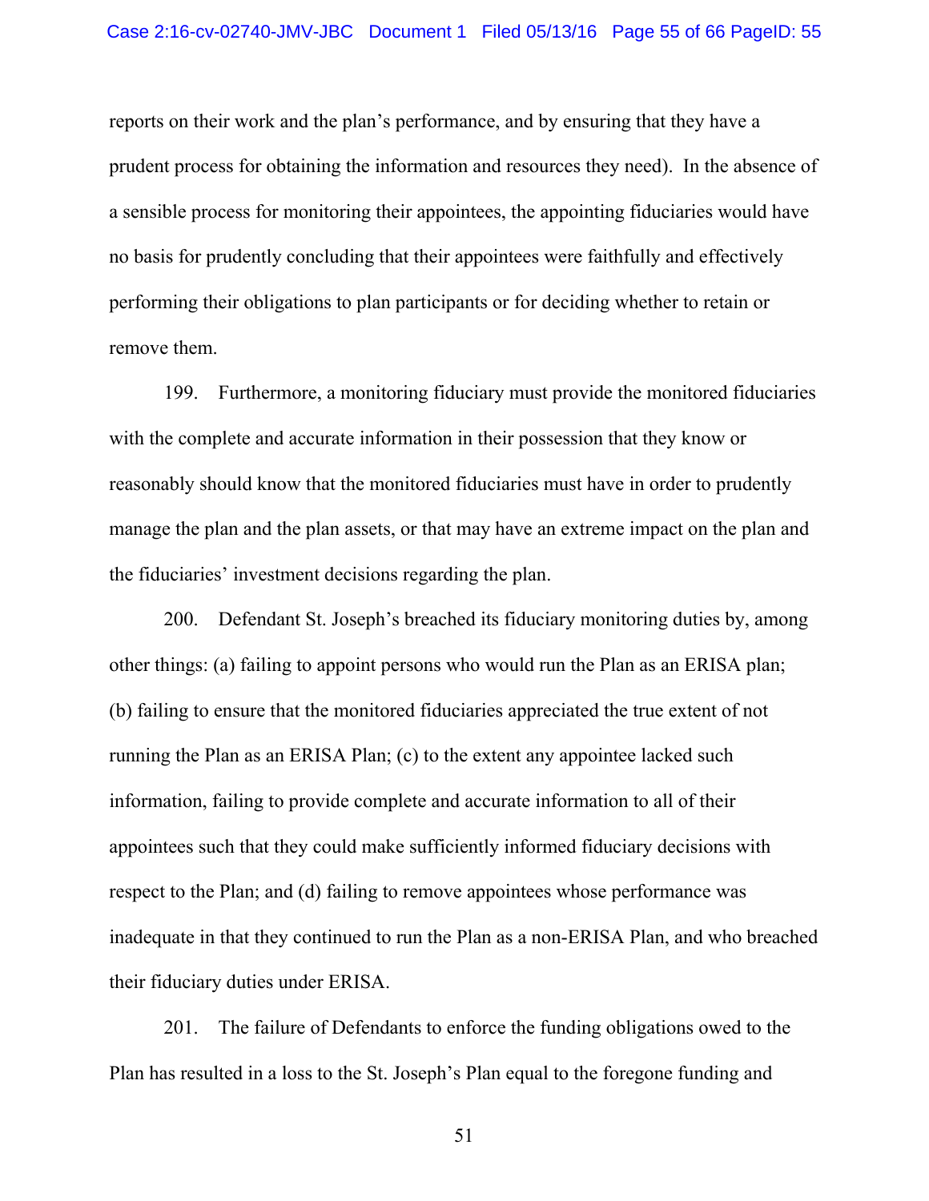reports on their work and the plan's performance, and by ensuring that they have a prudent process for obtaining the information and resources they need). In the absence of a sensible process for monitoring their appointees, the appointing fiduciaries would have no basis for prudently concluding that their appointees were faithfully and effectively performing their obligations to plan participants or for deciding whether to retain or remove them.

199. Furthermore, a monitoring fiduciary must provide the monitored fiduciaries with the complete and accurate information in their possession that they know or reasonably should know that the monitored fiduciaries must have in order to prudently manage the plan and the plan assets, or that may have an extreme impact on the plan and the fiduciaries' investment decisions regarding the plan.

200. Defendant St. Joseph's breached its fiduciary monitoring duties by, among other things: (a) failing to appoint persons who would run the Plan as an ERISA plan; (b) failing to ensure that the monitored fiduciaries appreciated the true extent of not running the Plan as an ERISA Plan; (c) to the extent any appointee lacked such information, failing to provide complete and accurate information to all of their appointees such that they could make sufficiently informed fiduciary decisions with respect to the Plan; and (d) failing to remove appointees whose performance was inadequate in that they continued to run the Plan as a non-ERISA Plan, and who breached their fiduciary duties under ERISA.

201. The failure of Defendants to enforce the funding obligations owed to the Plan has resulted in a loss to the St. Joseph's Plan equal to the foregone funding and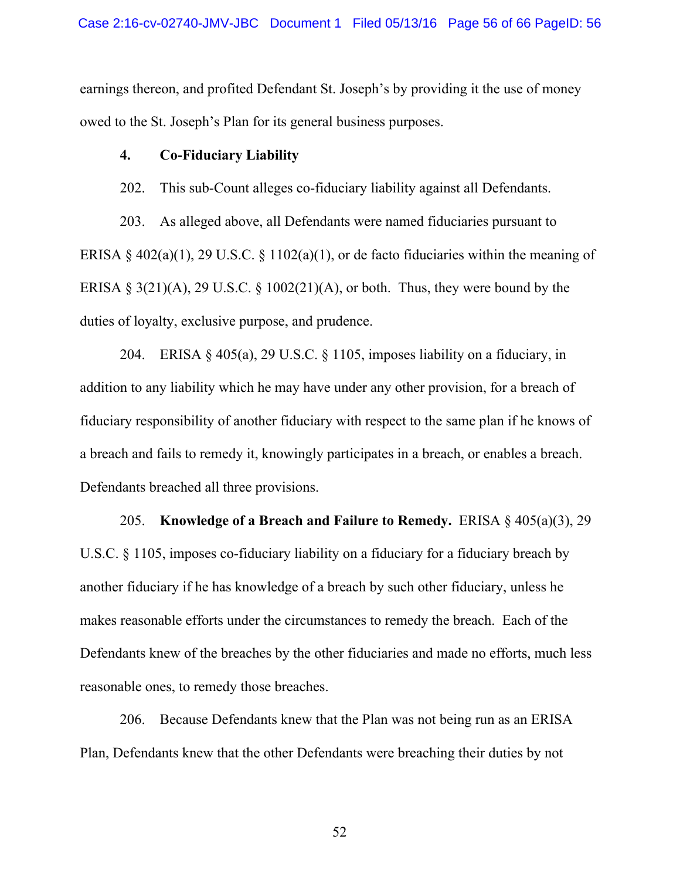earnings thereon, and profited Defendant St. Joseph's by providing it the use of money owed to the St. Joseph's Plan for its general business purposes.

**4. Co-Fiduciary Liability**

202. This sub-Count alleges co-fiduciary liability against all Defendants.

203. As alleged above, all Defendants were named fiduciaries pursuant to ERISA § 402(a)(1), 29 U.S.C. § 1102(a)(1), or de facto fiduciaries within the meaning of ERISA § 3(21)(A), 29 U.S.C. § 1002(21)(A), or both. Thus, they were bound by the duties of loyalty, exclusive purpose, and prudence.

204. ERISA § 405(a), 29 U.S.C. § 1105, imposes liability on a fiduciary, in addition to any liability which he may have under any other provision, for a breach of fiduciary responsibility of another fiduciary with respect to the same plan if he knows of a breach and fails to remedy it, knowingly participates in a breach, or enables a breach. Defendants breached all three provisions.

205. **Knowledge of a Breach and Failure to Remedy.** ERISA § 405(a)(3), 29 U.S.C. § 1105, imposes co-fiduciary liability on a fiduciary for a fiduciary breach by another fiduciary if he has knowledge of a breach by such other fiduciary, unless he makes reasonable efforts under the circumstances to remedy the breach. Each of the Defendants knew of the breaches by the other fiduciaries and made no efforts, much less reasonable ones, to remedy those breaches.

206. Because Defendants knew that the Plan was not being run as an ERISA Plan, Defendants knew that the other Defendants were breaching their duties by not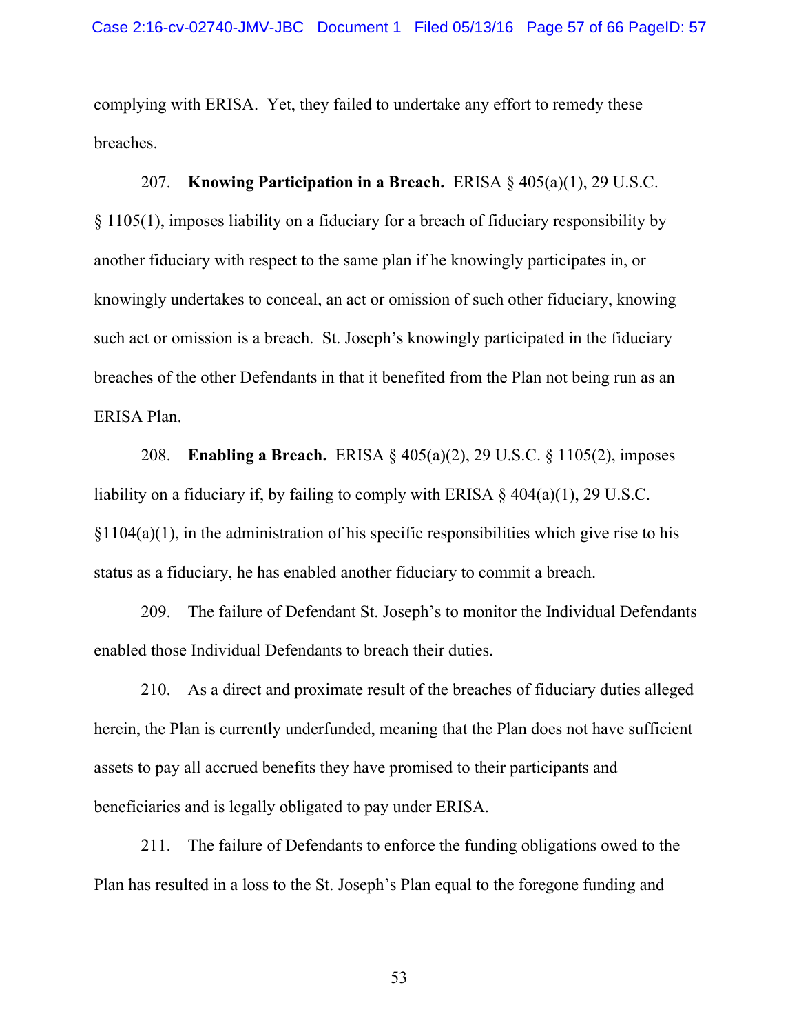complying with ERISA. Yet, they failed to undertake any effort to remedy these breaches.

207. **Knowing Participation in a Breach.** ERISA § 405(a)(1), 29 U.S.C. § 1105(1), imposes liability on a fiduciary for a breach of fiduciary responsibility by another fiduciary with respect to the same plan if he knowingly participates in, or knowingly undertakes to conceal, an act or omission of such other fiduciary, knowing such act or omission is a breach. St. Joseph's knowingly participated in the fiduciary breaches of the other Defendants in that it benefited from the Plan not being run as an ERISA Plan.

208. **Enabling a Breach.** ERISA § 405(a)(2), 29 U.S.C. § 1105(2), imposes liability on a fiduciary if, by failing to comply with ERISA § 404(a)(1), 29 U.S.C. §1104(a)(1), in the administration of his specific responsibilities which give rise to his status as a fiduciary, he has enabled another fiduciary to commit a breach.

209. The failure of Defendant St. Joseph's to monitor the Individual Defendants enabled those Individual Defendants to breach their duties.

210. As a direct and proximate result of the breaches of fiduciary duties alleged herein, the Plan is currently underfunded, meaning that the Plan does not have sufficient assets to pay all accrued benefits they have promised to their participants and beneficiaries and is legally obligated to pay under ERISA.

211. The failure of Defendants to enforce the funding obligations owed to the Plan has resulted in a loss to the St. Joseph's Plan equal to the foregone funding and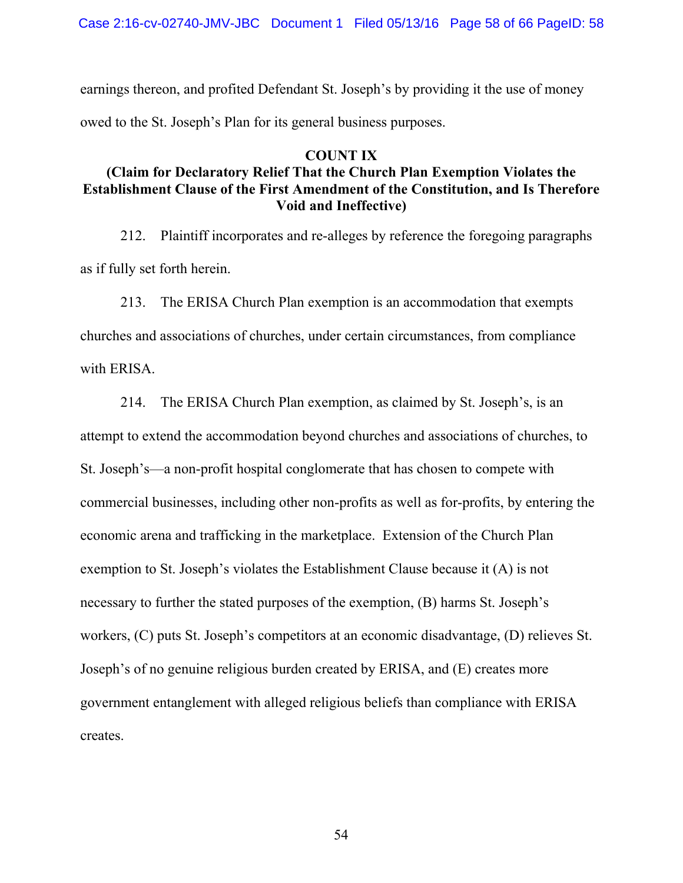earnings thereon, and profited Defendant St. Joseph's by providing it the use of money owed to the St. Joseph's Plan for its general business purposes.

## COUNT IX
## (Claim for Declaratory Relief That the Church Plan Exemption Violates the Establishment Clause of the First Amendment of the Constitution, and Is Therefore Void and Ineffective)

212. Plaintiff incorporates and re-alleges by reference the foregoing paragraphs as if fully set forth herein.

213. The ERISA Church Plan exemption is an accommodation that exempts churches and associations of churches, under certain circumstances, from compliance with ERISA.

214. The ERISA Church Plan exemption, as claimed by St. Joseph's, is an attempt to extend the accommodation beyond churches and associations of churches, to St. Joseph's—a non-profit hospital conglomerate that has chosen to compete with commercial businesses, including other non-profits as well as for-profits, by entering the economic arena and trafficking in the marketplace. Extension of the Church Plan exemption to St. Joseph's violates the Establishment Clause because it (A) is not necessary to further the stated purposes of the exemption, (B) harms St. Joseph's workers, (C) puts St. Joseph's competitors at an economic disadvantage, (D) relieves St. Joseph's of no genuine religious burden created by ERISA, and (E) creates more government entanglement with alleged religious beliefs than compliance with ERISA creates.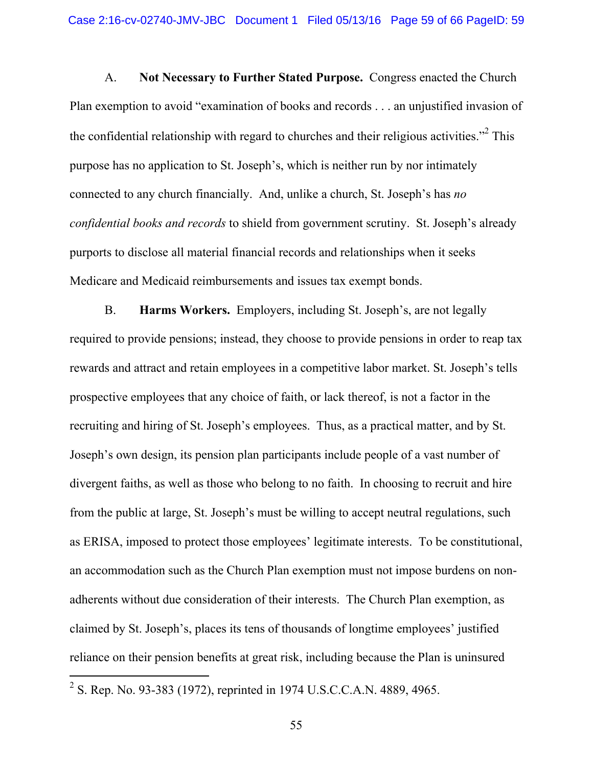A. **Not Necessary to Further Stated Purpose.** Congress enacted the Church Plan exemption to avoid "examination of books and records . . . an unjustified invasion of the confidential relationship with regard to churches and their religious activities."[2] This purpose has no application to St. Joseph's, which is neither run by nor intimately connected to any church financially. And, unlike a church, St. Joseph's has *no confidential books and records* to shield from government scrutiny. St. Joseph's already purports to disclose all material financial records and relationships when it seeks Medicare and Medicaid reimbursements and issues tax exempt bonds.

B. **Harms Workers.** Employers, including St. Joseph's, are not legally required to provide pensions; instead, they choose to provide pensions in order to reap tax rewards and attract and retain employees in a competitive labor market. St. Joseph's tells prospective employees that any choice of faith, or lack thereof, is not a factor in the recruiting and hiring of St. Joseph's employees. Thus, as a practical matter, and by St. Joseph's own design, its pension plan participants include people of a vast number of divergent faiths, as well as those who belong to no faith. In choosing to recruit and hire from the public at large, St. Joseph's must be willing to accept neutral regulations, such as ERISA, imposed to protect those employees' legitimate interests. To be constitutional, an accommodation such as the Church Plan exemption must not impose burdens on non-adherents without due consideration of their interests. The Church Plan exemption, as claimed by St. Joseph's, places its tens of thousands of longtime employees' justified reliance on their pension benefits at great risk, including because the Plan is uninsured

[2] S. Rep. No. 93-383 (1972), reprinted in 1974 U.S.C.C.A.N. 4889, 4965.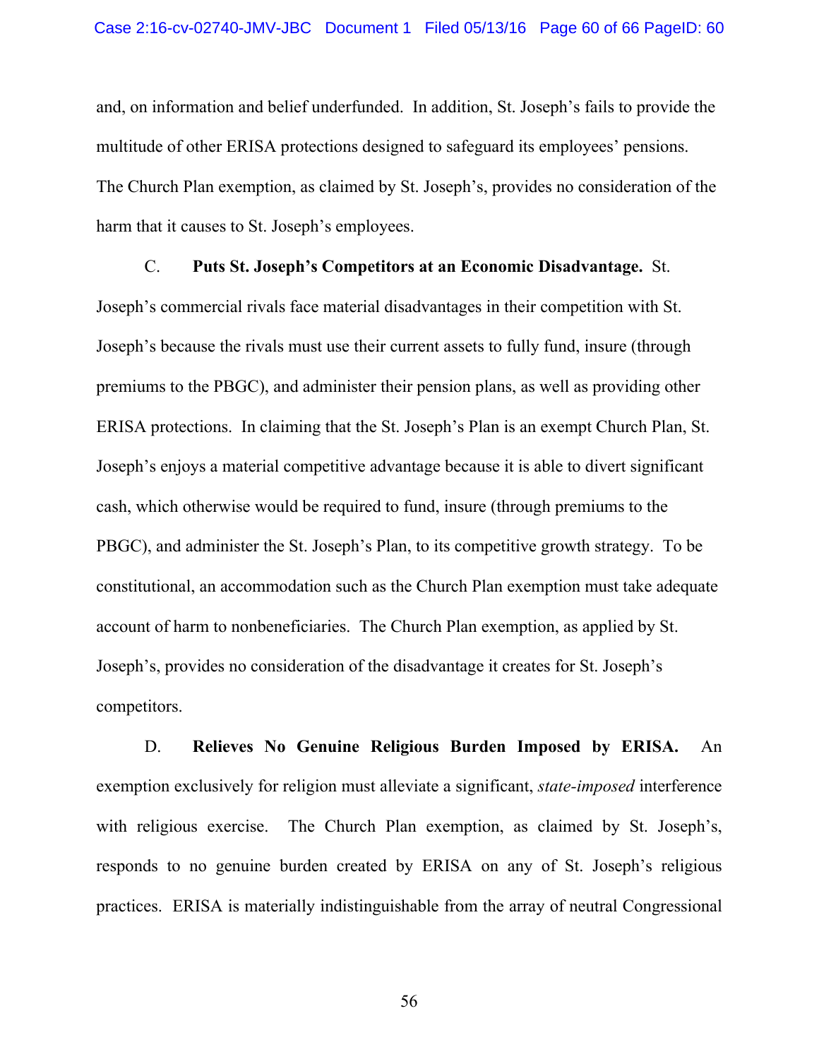and, on information and belief underfunded. In addition, St. Joseph's fails to provide the multitude of other ERISA protections designed to safeguard its employees' pensions. The Church Plan exemption, as claimed by St. Joseph's, provides no consideration of the harm that it causes to St. Joseph's employees.

C. **Puts St. Joseph's Competitors at an Economic Disadvantage.** St. Joseph's commercial rivals face material disadvantages in their competition with St. Joseph's because the rivals must use their current assets to fully fund, insure (through premiums to the PBGC), and administer their pension plans, as well as providing other ERISA protections. In claiming that the St. Joseph's Plan is an exempt Church Plan, St. Joseph's enjoys a material competitive advantage because it is able to divert significant cash, which otherwise would be required to fund, insure (through premiums to the PBGC), and administer the St. Joseph's Plan, to its competitive growth strategy. To be constitutional, an accommodation such as the Church Plan exemption must take adequate account of harm to nonbeneficiaries. The Church Plan exemption, as applied by St. Joseph's, provides no consideration of the disadvantage it creates for St. Joseph's competitors.

D. **Relieves No Genuine Religious Burden Imposed by ERISA.** An exemption exclusively for religion must alleviate a significant, *state-imposed* interference with religious exercise. The Church Plan exemption, as claimed by St. Joseph's, responds to no genuine burden created by ERISA on any of St. Joseph's religious practices. ERISA is materially indistinguishable from the array of neutral Congressional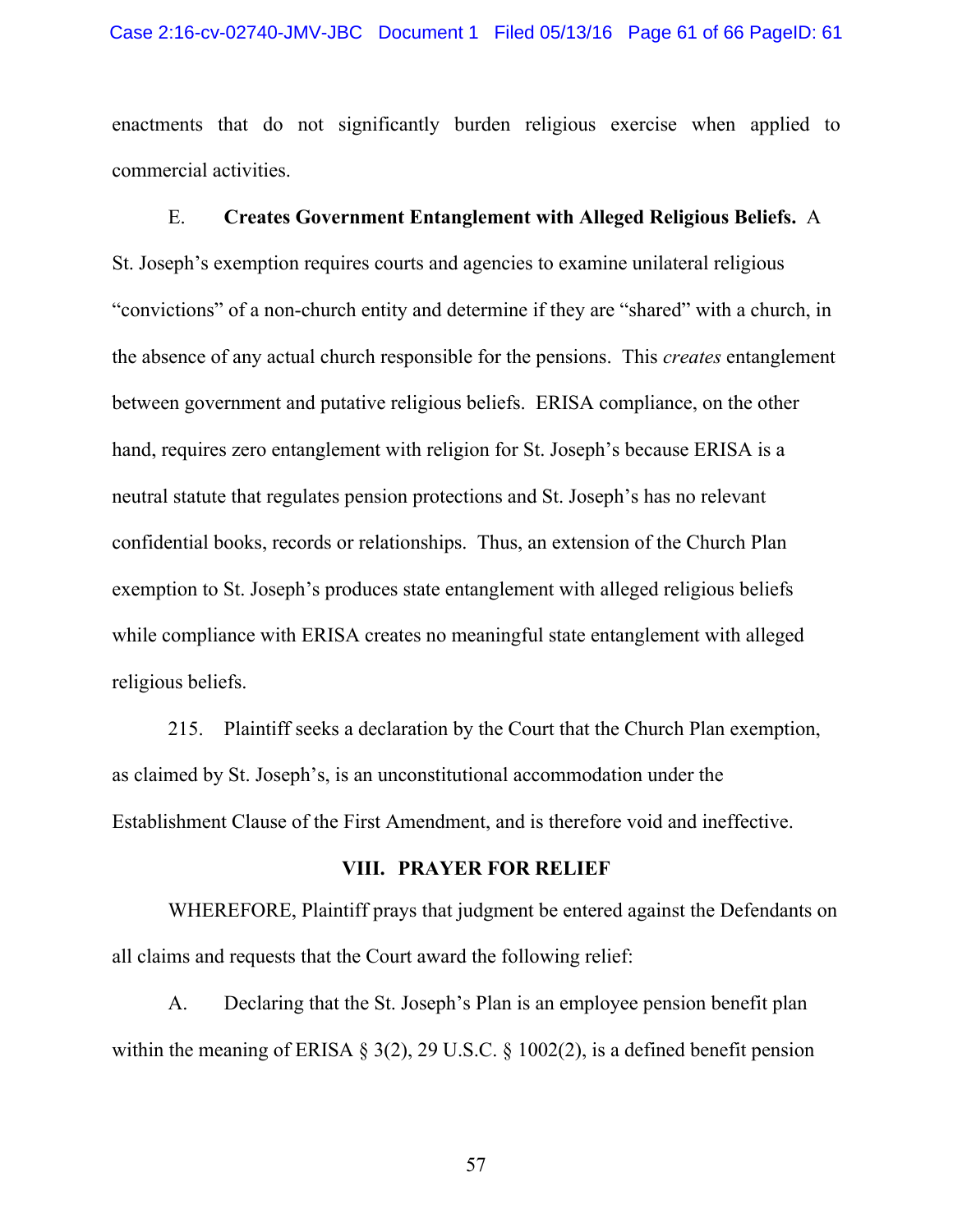enactments that do not significantly burden religious exercise when applied to commercial activities.

E. **Creates Government Entanglement with Alleged Religious Beliefs.** A St. Joseph's exemption requires courts and agencies to examine unilateral religious "convictions" of a non-church entity and determine if they are "shared" with a church, in the absence of any actual church responsible for the pensions. This *creates* entanglement between government and putative religious beliefs. ERISA compliance, on the other hand, requires zero entanglement with religion for St. Joseph's because ERISA is a neutral statute that regulates pension protections and St. Joseph's has no relevant confidential books, records or relationships. Thus, an extension of the Church Plan exemption to St. Joseph's produces state entanglement with alleged religious beliefs while compliance with ERISA creates no meaningful state entanglement with alleged religious beliefs.

215. Plaintiff seeks a declaration by the Court that the Church Plan exemption, as claimed by St. Joseph's, is an unconstitutional accommodation under the Establishment Clause of the First Amendment, and is therefore void and ineffective.

## VIII. PRAYER FOR RELIEF

WHEREFORE, Plaintiff prays that judgment be entered against the Defendants on all claims and requests that the Court award the following relief:

A. Declaring that the St. Joseph's Plan is an employee pension benefit plan within the meaning of ERISA § 3(2), 29 U.S.C. § 1002(2), is a defined benefit pension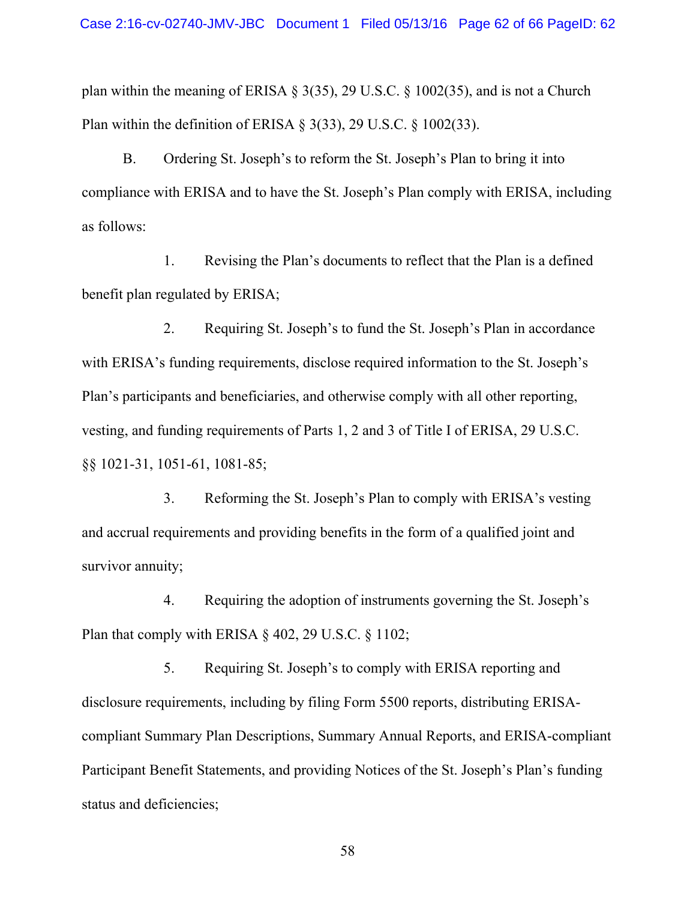plan within the meaning of ERISA § 3(35), 29 U.S.C. § 1002(35), and is not a Church Plan within the definition of ERISA § 3(33), 29 U.S.C. § 1002(33).

B. Ordering St. Joseph's to reform the St. Joseph's Plan to bring it into compliance with ERISA and to have the St. Joseph's Plan comply with ERISA, including as follows:

1. Revising the Plan's documents to reflect that the Plan is a defined benefit plan regulated by ERISA;

2. Requiring St. Joseph's to fund the St. Joseph's Plan in accordance with ERISA's funding requirements, disclose required information to the St. Joseph's Plan's participants and beneficiaries, and otherwise comply with all other reporting, vesting, and funding requirements of Parts 1, 2 and 3 of Title I of ERISA, 29 U.S.C. §§ 1021-31, 1051-61, 1081-85;

3. Reforming the St. Joseph's Plan to comply with ERISA's vesting and accrual requirements and providing benefits in the form of a qualified joint and survivor annuity;

4. Requiring the adoption of instruments governing the St. Joseph's Plan that comply with ERISA § 402, 29 U.S.C. § 1102;

5. Requiring St. Joseph's to comply with ERISA reporting and disclosure requirements, including by filing Form 5500 reports, distributing ERISA-compliant Summary Plan Descriptions, Summary Annual Reports, and ERISA-compliant Participant Benefit Statements, and providing Notices of the St. Joseph's Plan's funding status and deficiencies;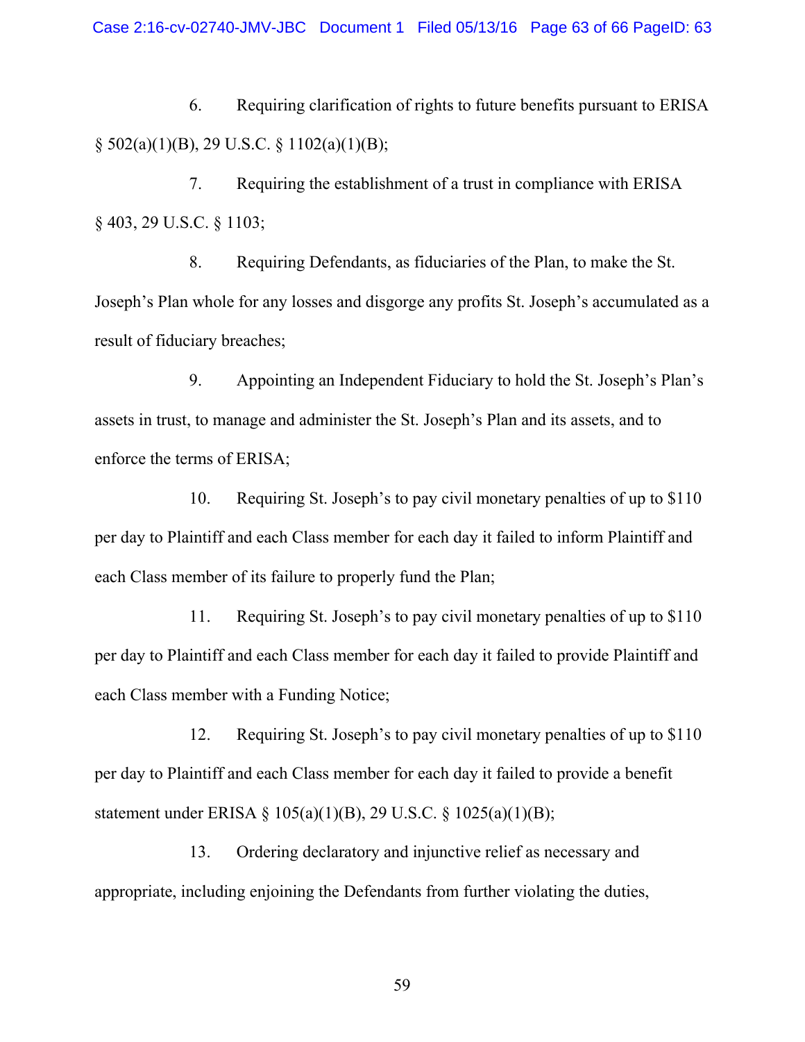6. Requiring clarification of rights to future benefits pursuant to ERISA § 502(a)(1)(B), 29 U.S.C. § 1102(a)(1)(B);

7. Requiring the establishment of a trust in compliance with ERISA § 403, 29 U.S.C. § 1103;

8. Requiring Defendants, as fiduciaries of the Plan, to make the St. Joseph's Plan whole for any losses and disgorge any profits St. Joseph's accumulated as a result of fiduciary breaches;

9. Appointing an Independent Fiduciary to hold the St. Joseph's Plan's assets in trust, to manage and administer the St. Joseph's Plan and its assets, and to enforce the terms of ERISA;

10. Requiring St. Joseph's to pay civil monetary penalties of up to $110 per day to Plaintiff and each Class member for each day it failed to inform Plaintiff and each Class member of its failure to properly fund the Plan;

11. Requiring St. Joseph's to pay civil monetary penalties of up to $110 per day to Plaintiff and each Class member for each day it failed to provide Plaintiff and each Class member with a Funding Notice;

12. Requiring St. Joseph's to pay civil monetary penalties of up to $110 per day to Plaintiff and each Class member for each day it failed to provide a benefit statement under ERISA § 105(a)(1)(B), 29 U.S.C. § 1025(a)(1)(B);

13. Ordering declaratory and injunctive relief as necessary and appropriate, including enjoining the Defendants from further violating the duties,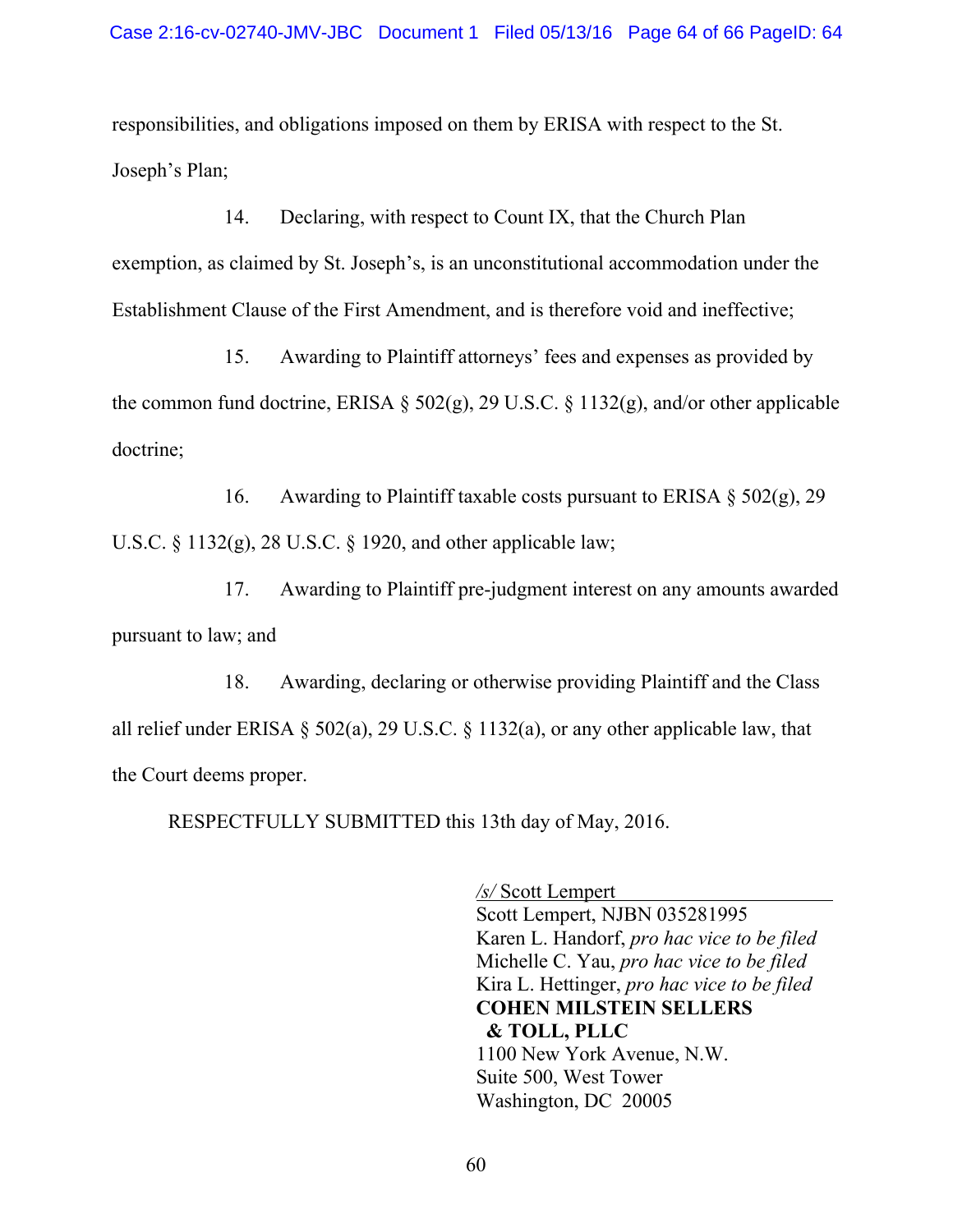responsibilities, and obligations imposed on them by ERISA with respect to the St. Joseph's Plan;

14. Declaring, with respect to Count IX, that the Church Plan exemption, as claimed by St. Joseph's, is an unconstitutional accommodation under the Establishment Clause of the First Amendment, and is therefore void and ineffective;

15. Awarding to Plaintiff attorneys' fees and expenses as provided by the common fund doctrine, ERISA § 502(g), 29 U.S.C. § 1132(g), and/or other applicable doctrine;

16. Awarding to Plaintiff taxable costs pursuant to ERISA § 502(g), 29 U.S.C. § 1132(g), 28 U.S.C. § 1920, and other applicable law;

17. Awarding to Plaintiff pre-judgment interest on any amounts awarded pursuant to law; and

18. Awarding, declaring or otherwise providing Plaintiff and the Class all relief under ERISA § 502(a), 29 U.S.C. § 1132(a), or any other applicable law, that the Court deems proper.

RESPECTFULLY SUBMITTED this 13th day of May, 2016.

*/s/* Scott Lempert
Scott Lempert, NJBN 035281995
Karen L. Handorf, *pro hac vice to be filed*
Michelle C. Yau, *pro hac vice to be filed*
Kira L. Hettinger, *pro hac vice to be filed*
**COHEN MILSTEIN SELLERS & TOLL, PLLC**
1100 New York Avenue, N.W.
Suite 500, West Tower
Washington, DC 20005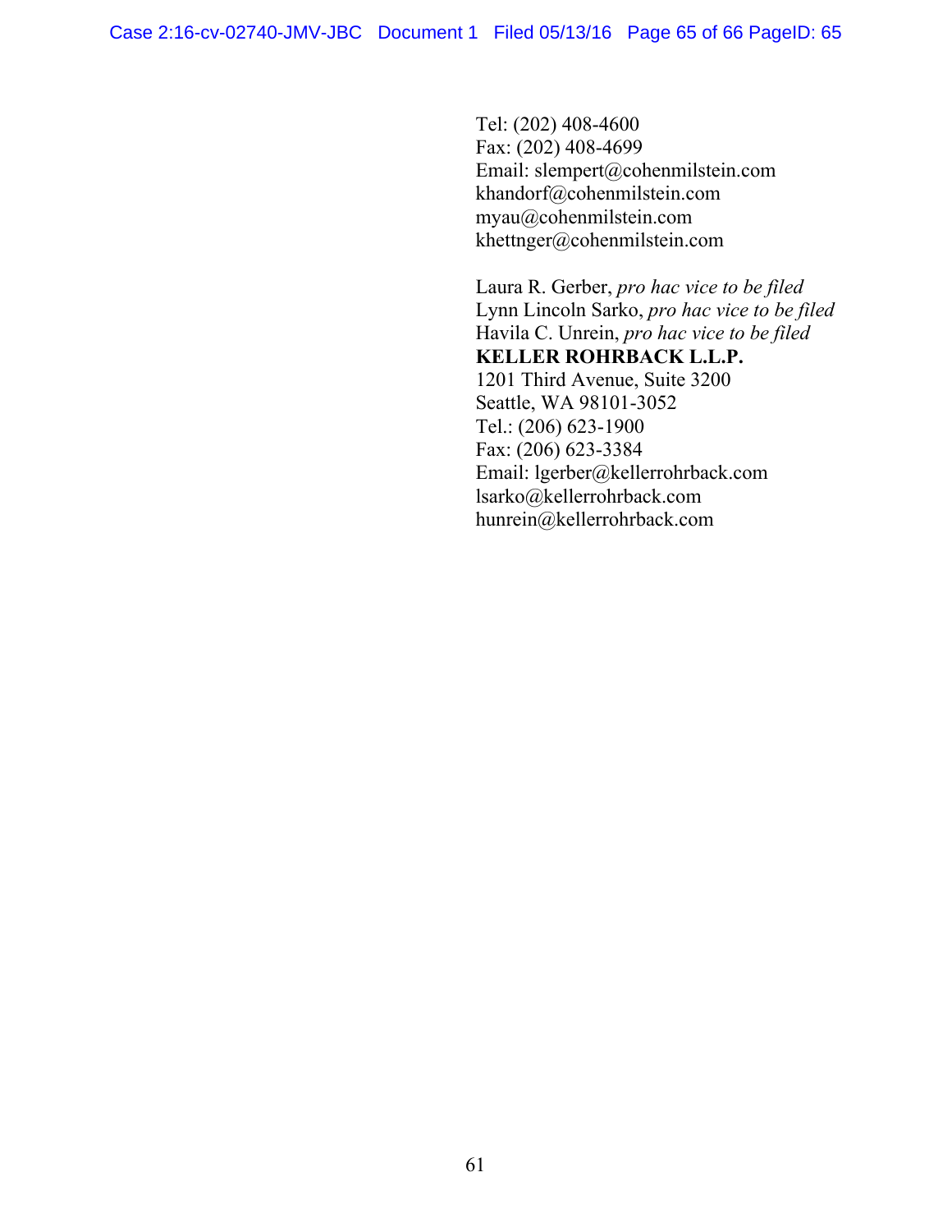Tel: (202) 408-4600
Fax: (202) 408-4699
Email: slempert@cohenmilstein.com
khandorf@cohenmilstein.com
myau@cohenmilstein.com
khettnger@cohenmilstein.com

Laura R. Gerber, *pro hac vice to be filed*
Lynn Lincoln Sarko, *pro hac vice to be filed*
Havila C. Unrein, *pro hac vice to be filed*
**KELLER ROHRBACK L.L.P.**
1201 Third Avenue, Suite 3200
Seattle, WA 98101-3052
Tel.: (206) 623-1900
Fax: (206) 623-3384
Email: lgerber@kellerrohrback.com
lsarko@kellerrohrback.com
hunrein@kellerrohrback.com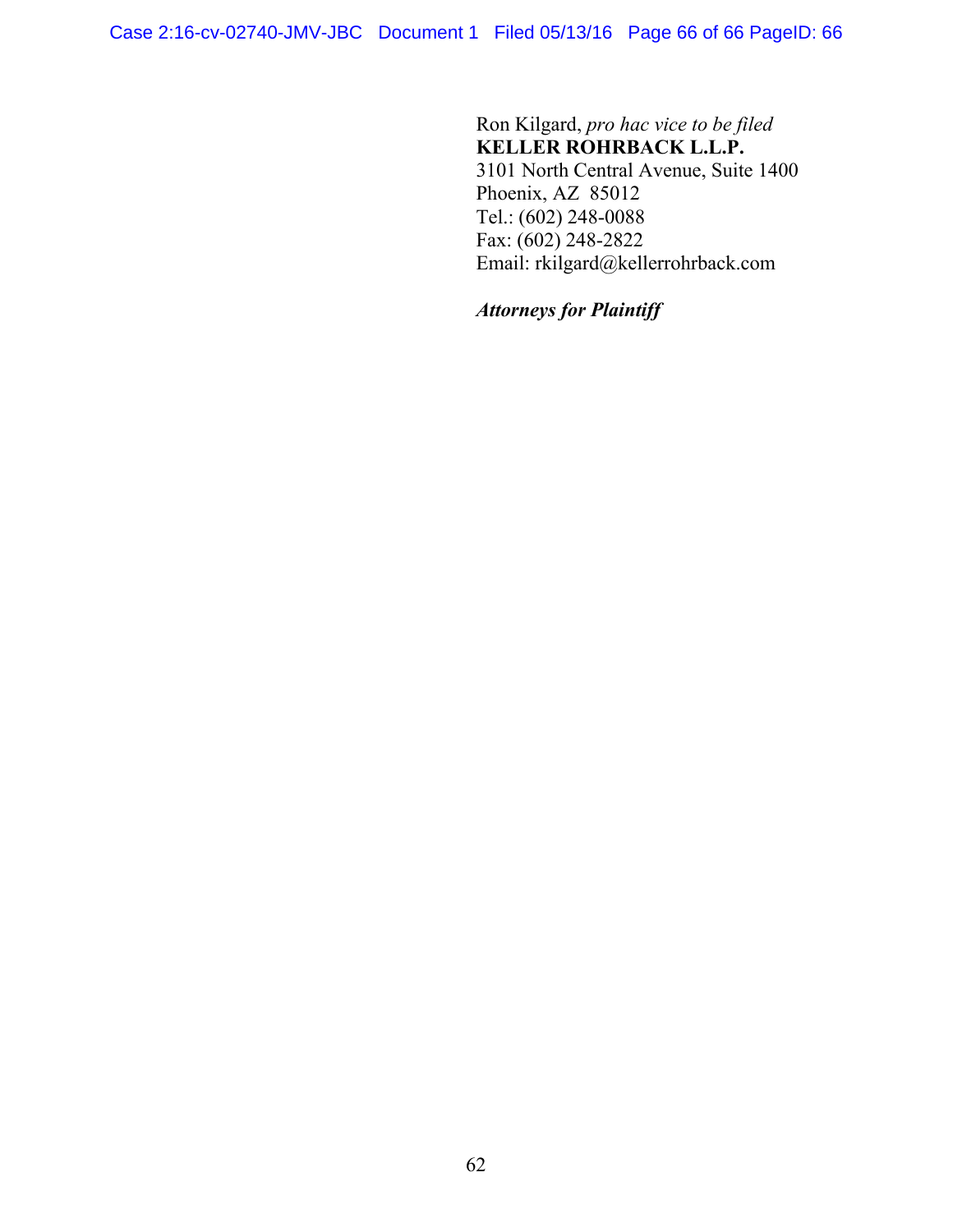Ron Kilgard, *pro hac vice to be filed*
**KELLER ROHRBACK L.L.P.**
3101 North Central Avenue, Suite 1400
Phoenix, AZ 85012
Tel.: (602) 248-0088
Fax: (602) 248-2822
Email: rkilgard@kellerrohrback.com

***Attorneys for Plaintiff***